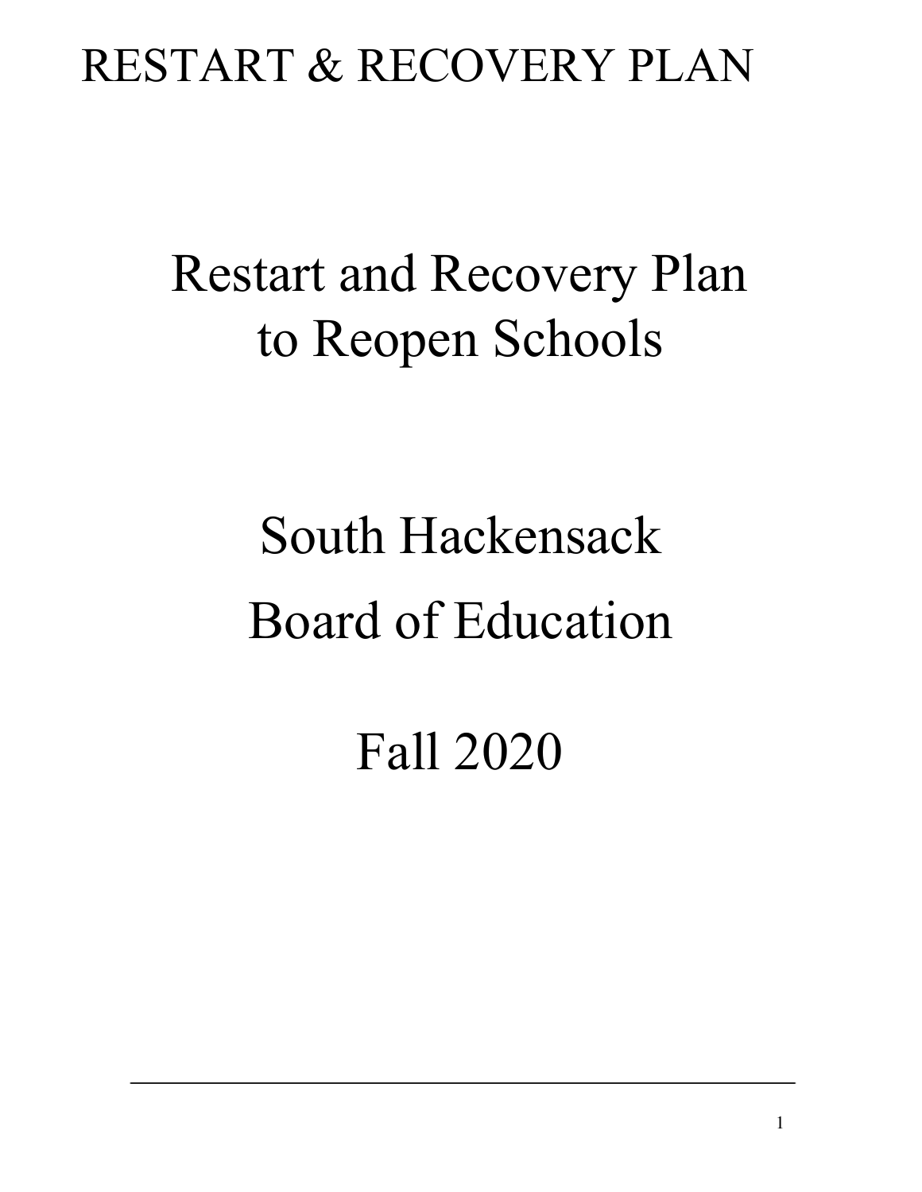# RESTART & RECOVERY PLAN

# Restart and Recovery Plan to Reopen Schools

# South Hackensack Board of Education

# Fall 2020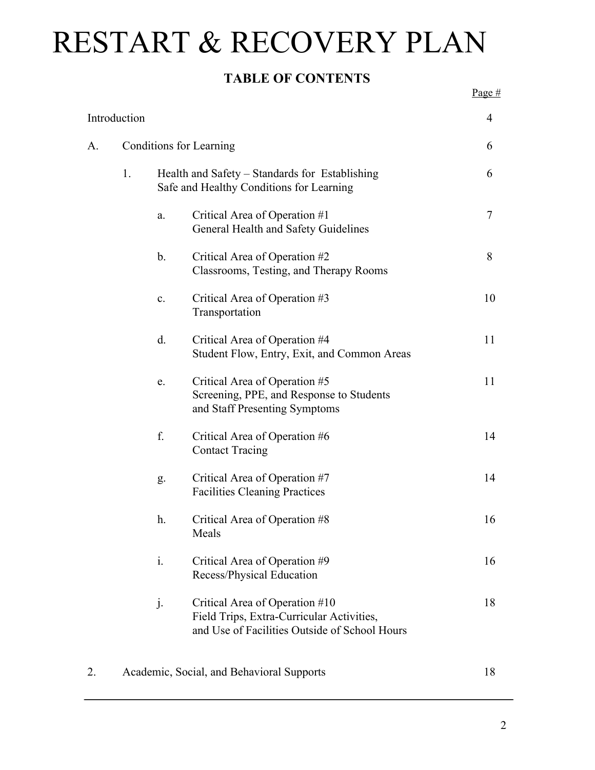# RESTART & RECOVERY PLAN

**TABLE OF CONTENTS**

| | | | | Page # |
|---|---|---|---|---|
| Introduction | | | | 4 |
| A. | Conditions for Learning | | | 6 |
| | 1. | Health and Safety – Standards for Establishing Safe and Healthy Conditions for Learning | | 6 |
| | | a. | Critical Area of Operation #1 General Health and Safety Guidelines | 7 |
| | | b. | Critical Area of Operation #2 Classrooms, Testing, and Therapy Rooms | 8 |
| | | c. | Critical Area of Operation #3 Transportation | 10 |
| | | d. | Critical Area of Operation #4 Student Flow, Entry, Exit, and Common Areas | 11 |
| | | e. | Critical Area of Operation #5 Screening, PPE, and Response to Students and Staff Presenting Symptoms | 11 |
| | | f. | Critical Area of Operation #6 Contact Tracing | 14 |
| | | g. | Critical Area of Operation #7 Facilities Cleaning Practices | 14 |
| | | h. | Critical Area of Operation #8 Meals | 16 |
| | | i. | Critical Area of Operation #9 Recess/Physical Education | 16 |
| | | j. | Critical Area of Operation #10 Field Trips, Extra-Curricular Activities, and Use of Facilities Outside of School Hours | 18 |
| 2. | Academic, Social, and Behavioral Supports | | | 18 |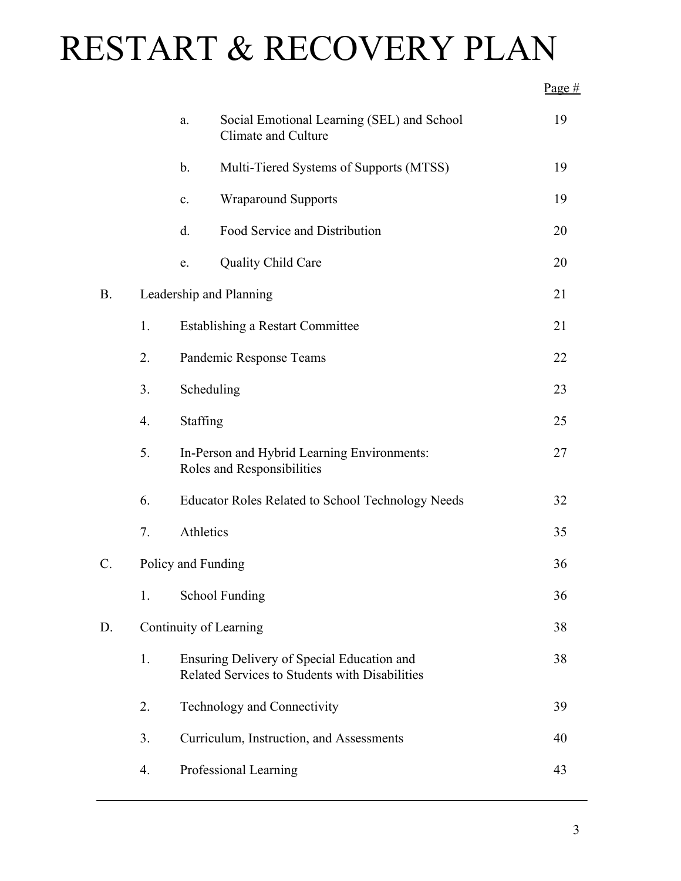# RESTART & RECOVERY PLAN

| | | | | Page # |
|---|---|---|---|---|
| | | a. | Social Emotional Learning (SEL) and School Climate and Culture | 19 |
| | | b. | Multi-Tiered Systems of Supports (MTSS) | 19 |
| | | c. | Wraparound Supports | 19 |
| | | d. | Food Service and Distribution | 20 |
| | | e. | Quality Child Care | 20 |
| B. | Leadership and Planning | | | 21 |
| | 1. | Establishing a Restart Committee | | 21 |
| | 2. | Pandemic Response Teams | | 22 |
| | 3. | Scheduling | | 23 |
| | 4. | Staffing | | 25 |
| | 5. | In-Person and Hybrid Learning Environments: Roles and Responsibilities | | 27 |
| | 6. | Educator Roles Related to School Technology Needs | | 32 |
| | 7. | Athletics | | 35 |
| C. | Policy and Funding | | | 36 |
| | 1. | School Funding | | 36 |
| D. | Continuity of Learning | | | 38 |
| | 1. | Ensuring Delivery of Special Education and Related Services to Students with Disabilities | | 38 |
| | 2. | Technology and Connectivity | | 39 |
| | 3. | Curriculum, Instruction, and Assessments | | 40 |
| | 4. | Professional Learning | | 43 |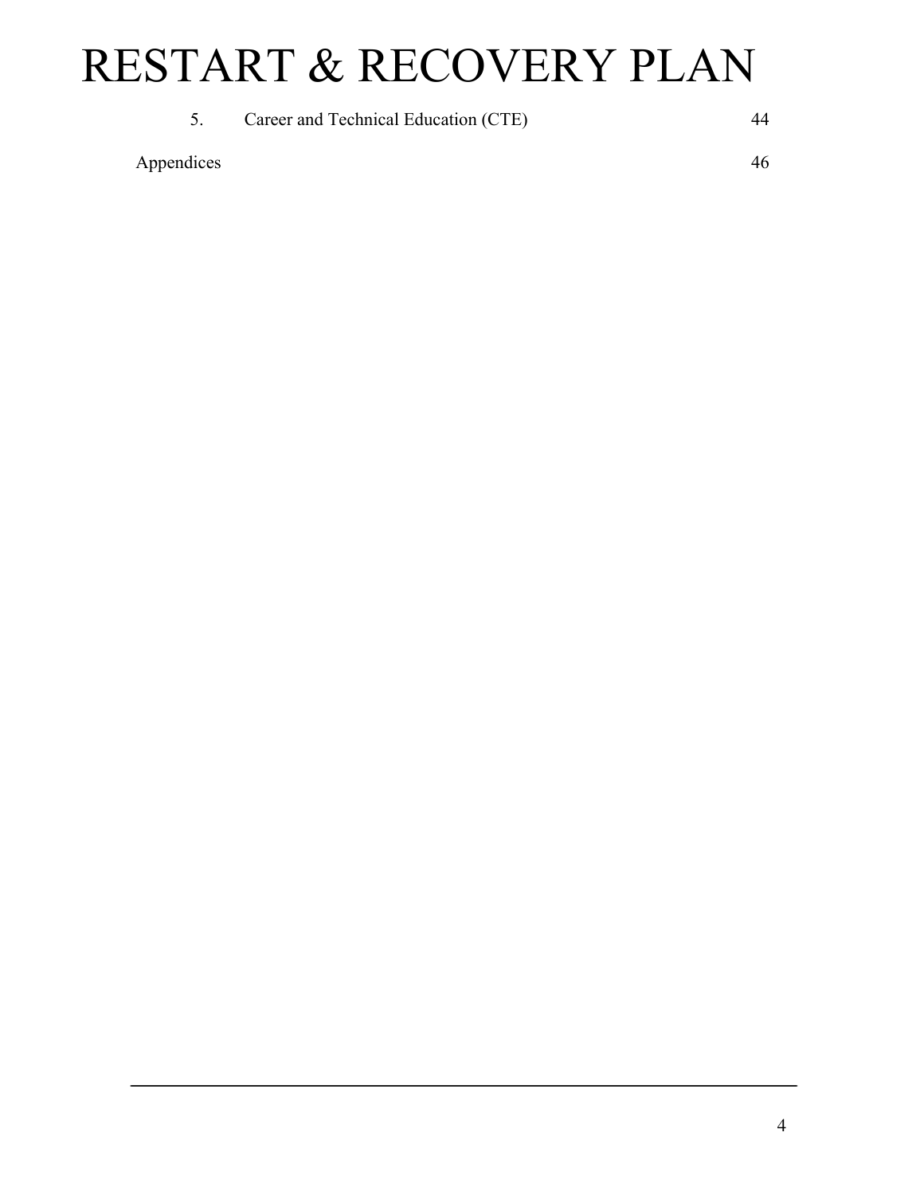# RESTART & RECOVERY PLAN

5. Career and Technical Education (CTE) 44

Appendices 46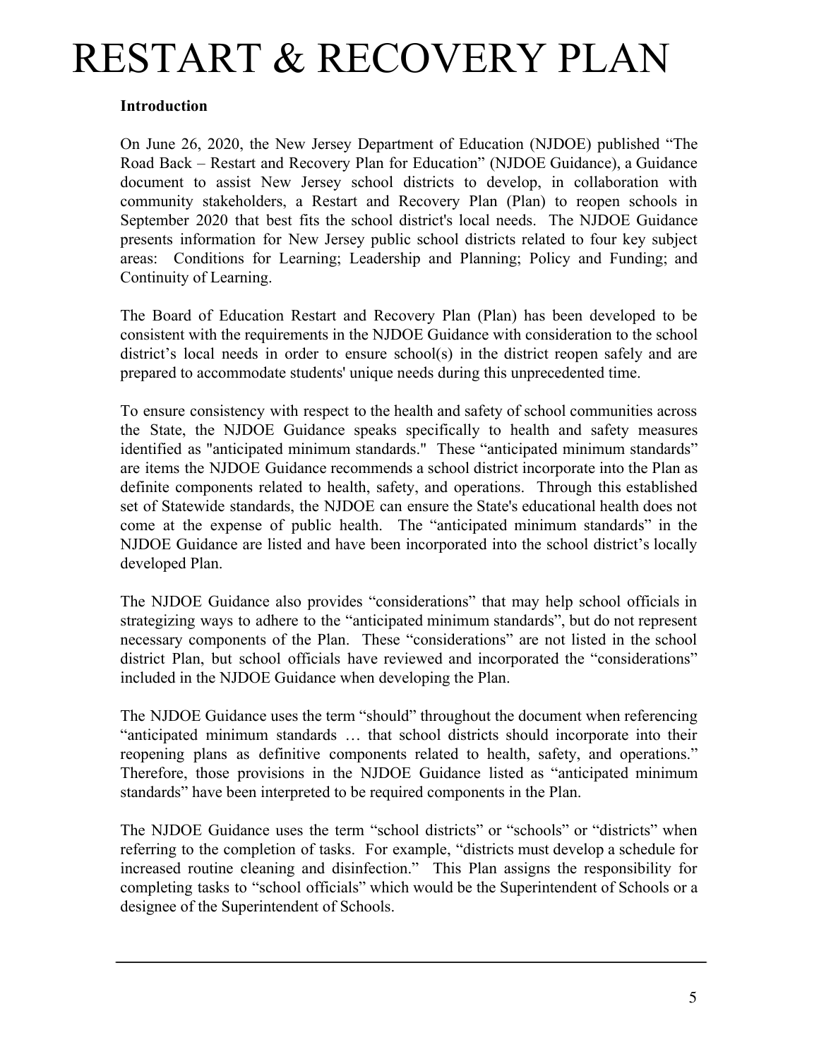# RESTART & RECOVERY PLAN

**Introduction**

On June 26, 2020, the New Jersey Department of Education (NJDOE) published "The Road Back – Restart and Recovery Plan for Education" (NJDOE Guidance), a Guidance document to assist New Jersey school districts to develop, in collaboration with community stakeholders, a Restart and Recovery Plan (Plan) to reopen schools in September 2020 that best fits the school district's local needs. The NJDOE Guidance presents information for New Jersey public school districts related to four key subject areas: Conditions for Learning; Leadership and Planning; Policy and Funding; and Continuity of Learning.

The Board of Education Restart and Recovery Plan (Plan) has been developed to be consistent with the requirements in the NJDOE Guidance with consideration to the school district's local needs in order to ensure school(s) in the district reopen safely and are prepared to accommodate students' unique needs during this unprecedented time.

To ensure consistency with respect to the health and safety of school communities across the State, the NJDOE Guidance speaks specifically to health and safety measures identified as "anticipated minimum standards." These "anticipated minimum standards" are items the NJDOE Guidance recommends a school district incorporate into the Plan as definite components related to health, safety, and operations. Through this established set of Statewide standards, the NJDOE can ensure the State's educational health does not come at the expense of public health. The "anticipated minimum standards" in the NJDOE Guidance are listed and have been incorporated into the school district's locally developed Plan.

The NJDOE Guidance also provides "considerations" that may help school officials in strategizing ways to adhere to the "anticipated minimum standards", but do not represent necessary components of the Plan. These "considerations" are not listed in the school district Plan, but school officials have reviewed and incorporated the "considerations" included in the NJDOE Guidance when developing the Plan.

The NJDOE Guidance uses the term "should" throughout the document when referencing "anticipated minimum standards … that school districts should incorporate into their reopening plans as definitive components related to health, safety, and operations." Therefore, those provisions in the NJDOE Guidance listed as "anticipated minimum standards" have been interpreted to be required components in the Plan.

The NJDOE Guidance uses the term "school districts" or "schools" or "districts" when referring to the completion of tasks. For example, "districts must develop a schedule for increased routine cleaning and disinfection." This Plan assigns the responsibility for completing tasks to "school officials" which would be the Superintendent of Schools or a designee of the Superintendent of Schools.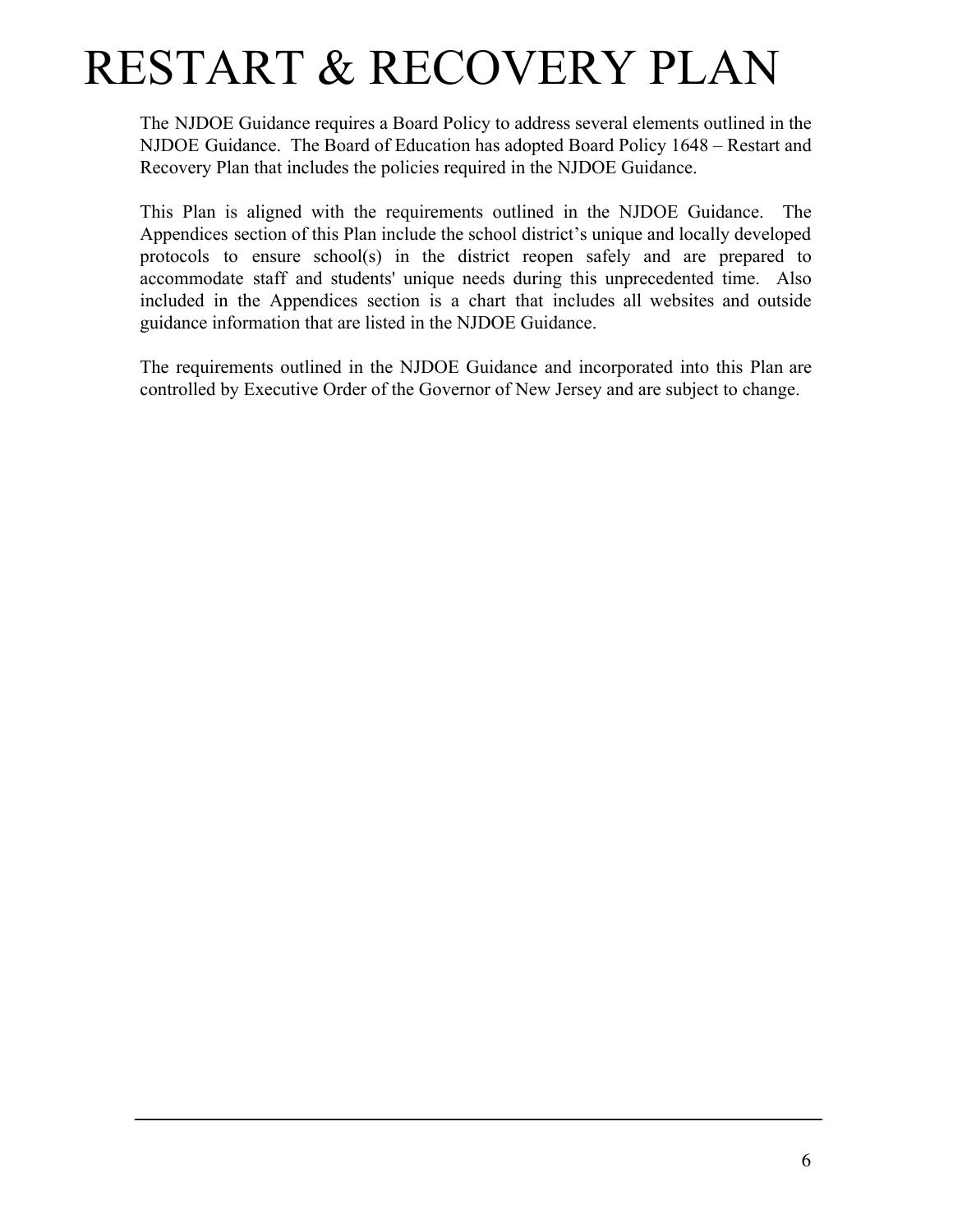# RESTART & RECOVERY PLAN

The NJDOE Guidance requires a Board Policy to address several elements outlined in the NJDOE Guidance. The Board of Education has adopted Board Policy 1648 – Restart and Recovery Plan that includes the policies required in the NJDOE Guidance.

This Plan is aligned with the requirements outlined in the NJDOE Guidance. The Appendices section of this Plan include the school district's unique and locally developed protocols to ensure school(s) in the district reopen safely and are prepared to accommodate staff and students' unique needs during this unprecedented time. Also included in the Appendices section is a chart that includes all websites and outside guidance information that are listed in the NJDOE Guidance.

The requirements outlined in the NJDOE Guidance and incorporated into this Plan are controlled by Executive Order of the Governor of New Jersey and are subject to change.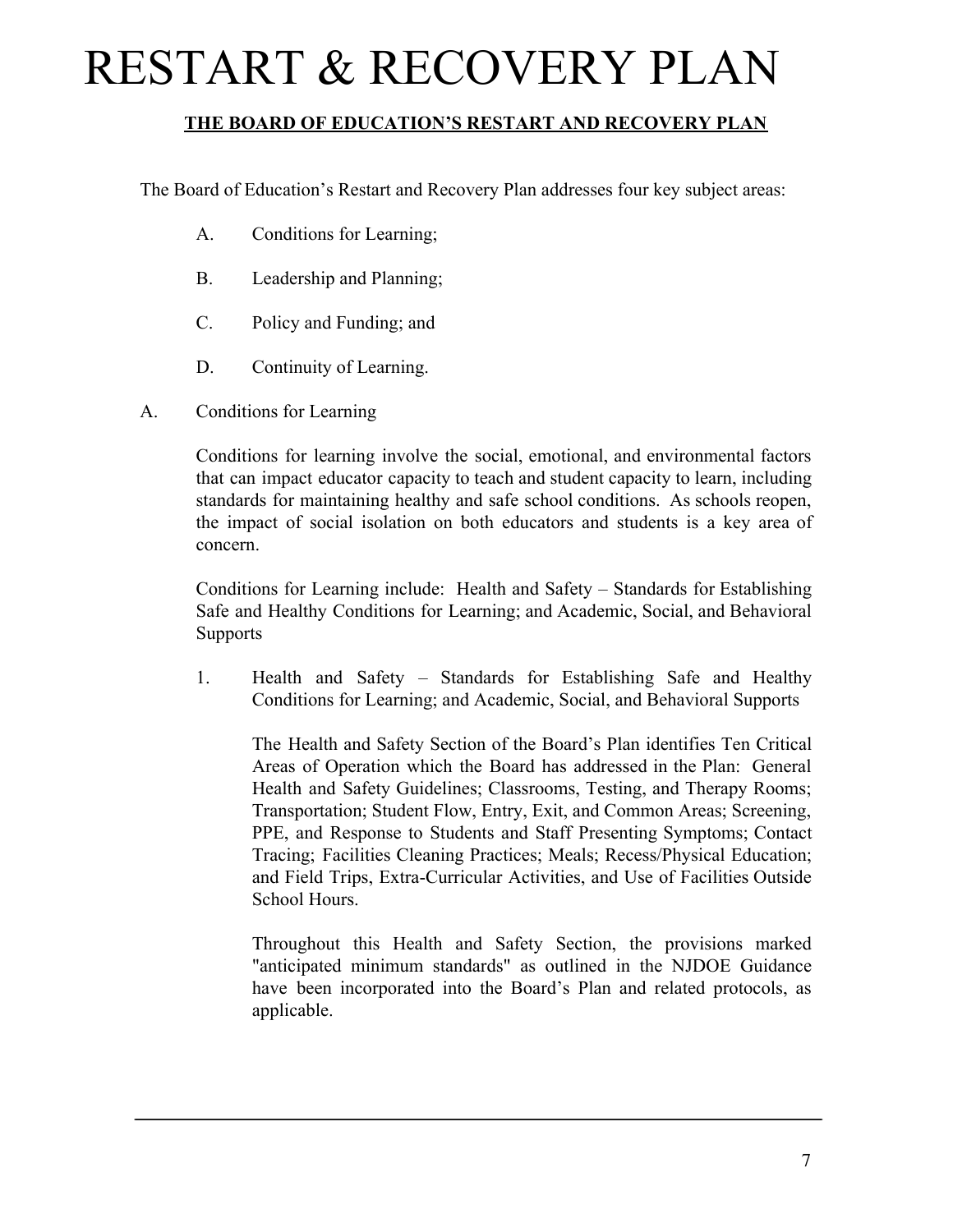# RESTART & RECOVERY PLAN

## THE BOARD OF EDUCATION'S RESTART AND RECOVERY PLAN

The Board of Education's Restart and Recovery Plan addresses four key subject areas:

A. Conditions for Learning;

B. Leadership and Planning;

C. Policy and Funding; and

D. Continuity of Learning.

A. Conditions for Learning

Conditions for learning involve the social, emotional, and environmental factors that can impact educator capacity to teach and student capacity to learn, including standards for maintaining healthy and safe school conditions. As schools reopen, the impact of social isolation on both educators and students is a key area of concern.

Conditions for Learning include: Health and Safety – Standards for Establishing Safe and Healthy Conditions for Learning; and Academic, Social, and Behavioral Supports

1. Health and Safety – Standards for Establishing Safe and Healthy Conditions for Learning; and Academic, Social, and Behavioral Supports

The Health and Safety Section of the Board's Plan identifies Ten Critical Areas of Operation which the Board has addressed in the Plan: General Health and Safety Guidelines; Classrooms, Testing, and Therapy Rooms; Transportation; Student Flow, Entry, Exit, and Common Areas; Screening, PPE, and Response to Students and Staff Presenting Symptoms; Contact Tracing; Facilities Cleaning Practices; Meals; Recess/Physical Education; and Field Trips, Extra-Curricular Activities, and Use of Facilities Outside School Hours.

Throughout this Health and Safety Section, the provisions marked "anticipated minimum standards" as outlined in the NJDOE Guidance have been incorporated into the Board's Plan and related protocols, as applicable.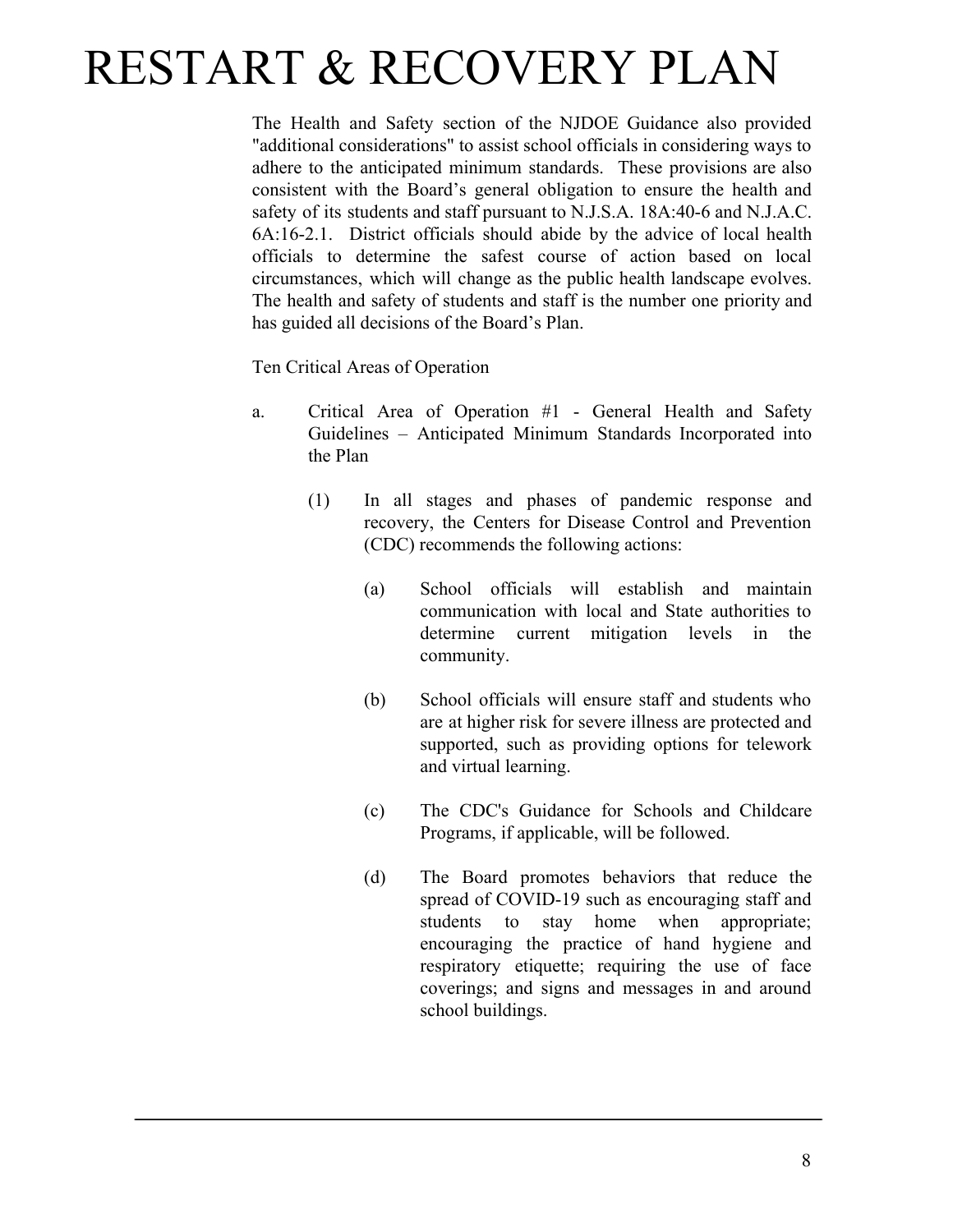The Health and Safety section of the NJDOE Guidance also provided "additional considerations" to assist school officials in considering ways to adhere to the anticipated minimum standards. These provisions are also consistent with the Board's general obligation to ensure the health and safety of its students and staff pursuant to N.J.S.A. 18A:40-6 and N.J.A.C. 6A:16-2.1. District officials should abide by the advice of local health officials to determine the safest course of action based on local circumstances, which will change as the public health landscape evolves. The health and safety of students and staff is the number one priority and has guided all decisions of the Board's Plan.

Ten Critical Areas of Operation

a. Critical Area of Operation #1 - General Health and Safety Guidelines – Anticipated Minimum Standards Incorporated into the Plan

   (1) In all stages and phases of pandemic response and recovery, the Centers for Disease Control and Prevention (CDC) recommends the following actions:

      (a) School officials will establish and maintain communication with local and State authorities to determine current mitigation levels in the community.

      (b) School officials will ensure staff and students who are at higher risk for severe illness are protected and supported, such as providing options for telework and virtual learning.

      (c) The CDC's Guidance for Schools and Childcare Programs, if applicable, will be followed.

      (d) The Board promotes behaviors that reduce the spread of COVID-19 such as encouraging staff and students to stay home when appropriate; encouraging the practice of hand hygiene and respiratory etiquette; requiring the use of face coverings; and signs and messages in and around school buildings.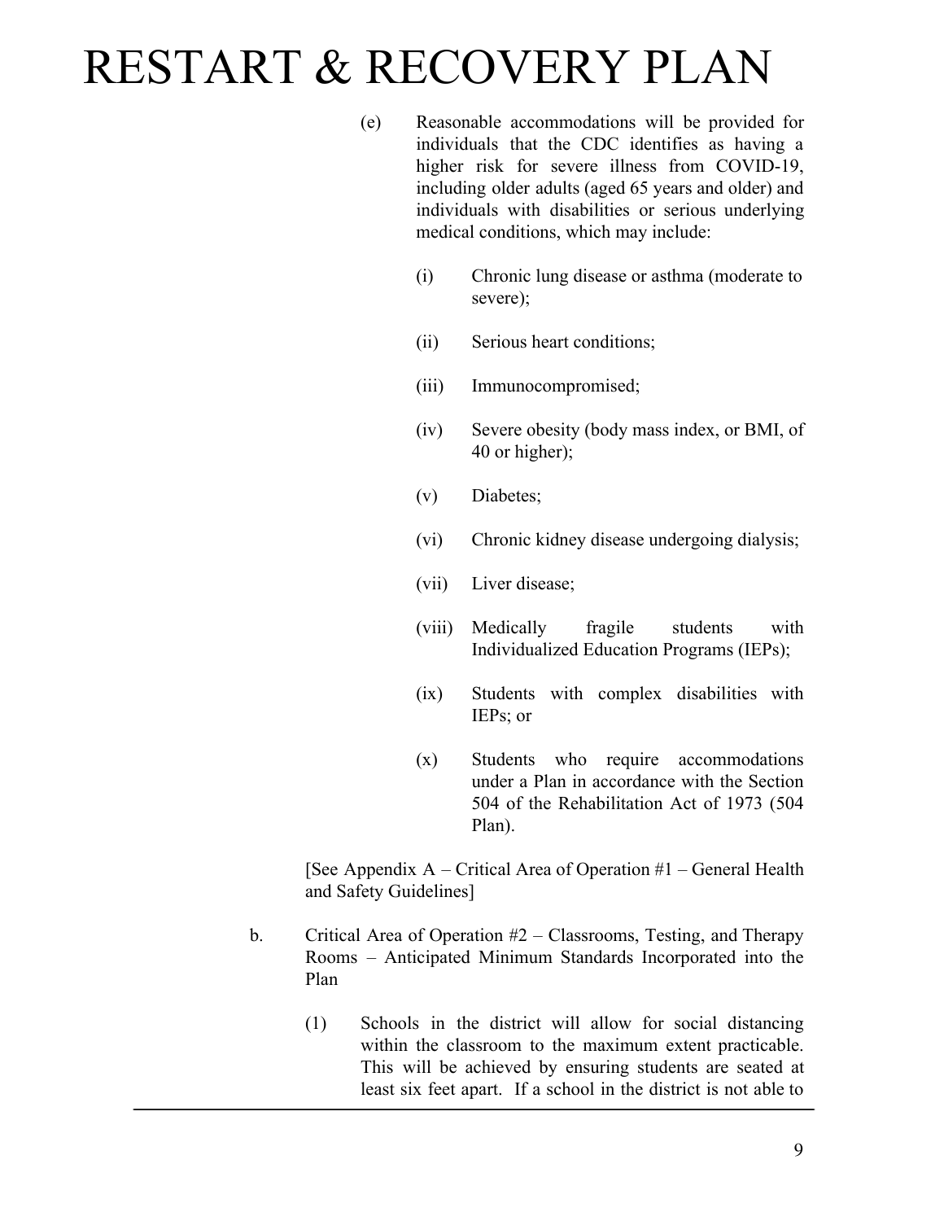(e) Reasonable accommodations will be provided for individuals that the CDC identifies as having a higher risk for severe illness from COVID-19, including older adults (aged 65 years and older) and individuals with disabilities or serious underlying medical conditions, which may include:

- (i) Chronic lung disease or asthma (moderate to severe);
- (ii) Serious heart conditions;
- (iii) Immunocompromised;
- (iv) Severe obesity (body mass index, or BMI, of 40 or higher);
- (v) Diabetes;
- (vi) Chronic kidney disease undergoing dialysis;
- (vii) Liver disease;
- (viii) Medically fragile students with Individualized Education Programs (IEPs);
- (ix) Students with complex disabilities with IEPs; or
- (x) Students who require accommodations under a Plan in accordance with the Section 504 of the Rehabilitation Act of 1973 (504 Plan).

[See Appendix A – Critical Area of Operation #1 – General Health and Safety Guidelines]

b. Critical Area of Operation #2 – Classrooms, Testing, and Therapy Rooms – Anticipated Minimum Standards Incorporated into the Plan

(1) Schools in the district will allow for social distancing within the classroom to the maximum extent practicable. This will be achieved by ensuring students are seated at least six feet apart. If a school in the district is not able to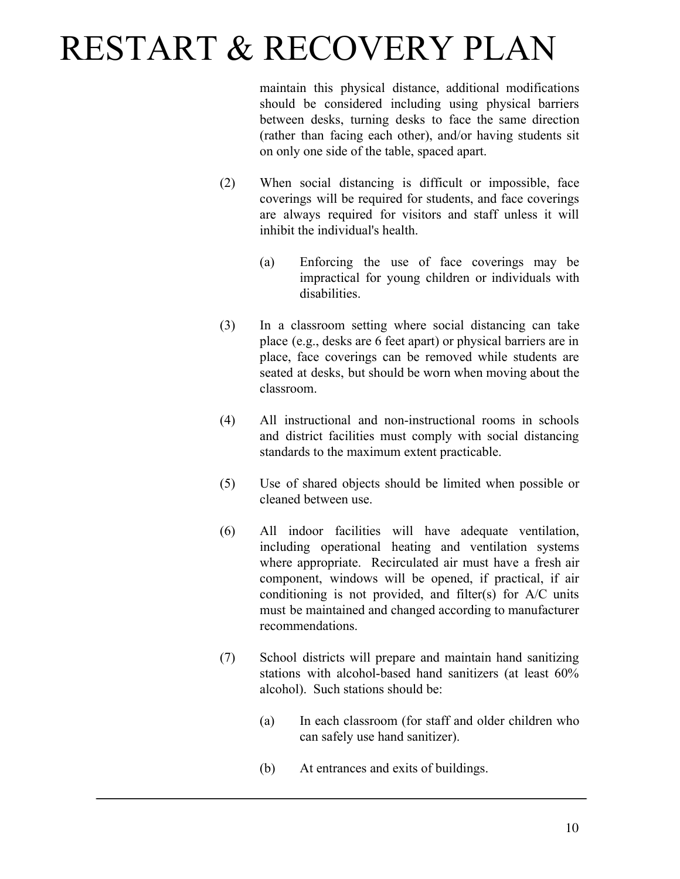maintain this physical distance, additional modifications should be considered including using physical barriers between desks, turning desks to face the same direction (rather than facing each other), and/or having students sit on only one side of the table, spaced apart.

(2) When social distancing is difficult or impossible, face coverings will be required for students, and face coverings are always required for visitors and staff unless it will inhibit the individual's health.

  (a) Enforcing the use of face coverings may be impractical for young children or individuals with disabilities.

(3) In a classroom setting where social distancing can take place (e.g., desks are 6 feet apart) or physical barriers are in place, face coverings can be removed while students are seated at desks, but should be worn when moving about the classroom.

(4) All instructional and non-instructional rooms in schools and district facilities must comply with social distancing standards to the maximum extent practicable.

(5) Use of shared objects should be limited when possible or cleaned between use.

(6) All indoor facilities will have adequate ventilation, including operational heating and ventilation systems where appropriate. Recirculated air must have a fresh air component, windows will be opened, if practical, if air conditioning is not provided, and filter(s) for A/C units must be maintained and changed according to manufacturer recommendations.

(7) School districts will prepare and maintain hand sanitizing stations with alcohol-based hand sanitizers (at least 60% alcohol). Such stations should be:

  (a) In each classroom (for staff and older children who can safely use hand sanitizer).

  (b) At entrances and exits of buildings.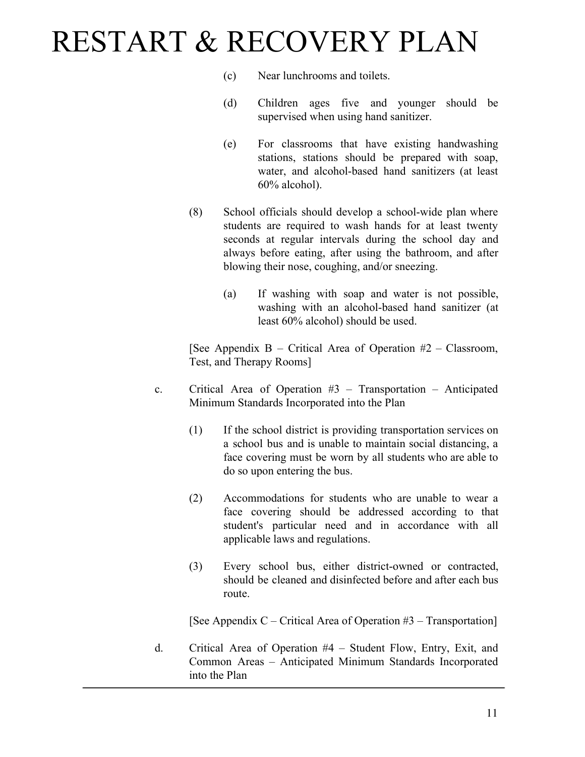(c) Near lunchrooms and toilets.

(d) Children ages five and younger should be supervised when using hand sanitizer.

(e) For classrooms that have existing handwashing stations, stations should be prepared with soap, water, and alcohol-based hand sanitizers (at least 60% alcohol).

(8) School officials should develop a school-wide plan where students are required to wash hands for at least twenty seconds at regular intervals during the school day and always before eating, after using the bathroom, and after blowing their nose, coughing, and/or sneezing.

(a) If washing with soap and water is not possible, washing with an alcohol-based hand sanitizer (at least 60% alcohol) should be used.

[See Appendix B – Critical Area of Operation #2 – Classroom, Test, and Therapy Rooms]

c. Critical Area of Operation #3 – Transportation – Anticipated Minimum Standards Incorporated into the Plan

(1) If the school district is providing transportation services on a school bus and is unable to maintain social distancing, a face covering must be worn by all students who are able to do so upon entering the bus.

(2) Accommodations for students who are unable to wear a face covering should be addressed according to that student's particular need and in accordance with all applicable laws and regulations.

(3) Every school bus, either district-owned or contracted, should be cleaned and disinfected before and after each bus route.

[See Appendix C – Critical Area of Operation #3 – Transportation]

d. Critical Area of Operation #4 – Student Flow, Entry, Exit, and Common Areas – Anticipated Minimum Standards Incorporated into the Plan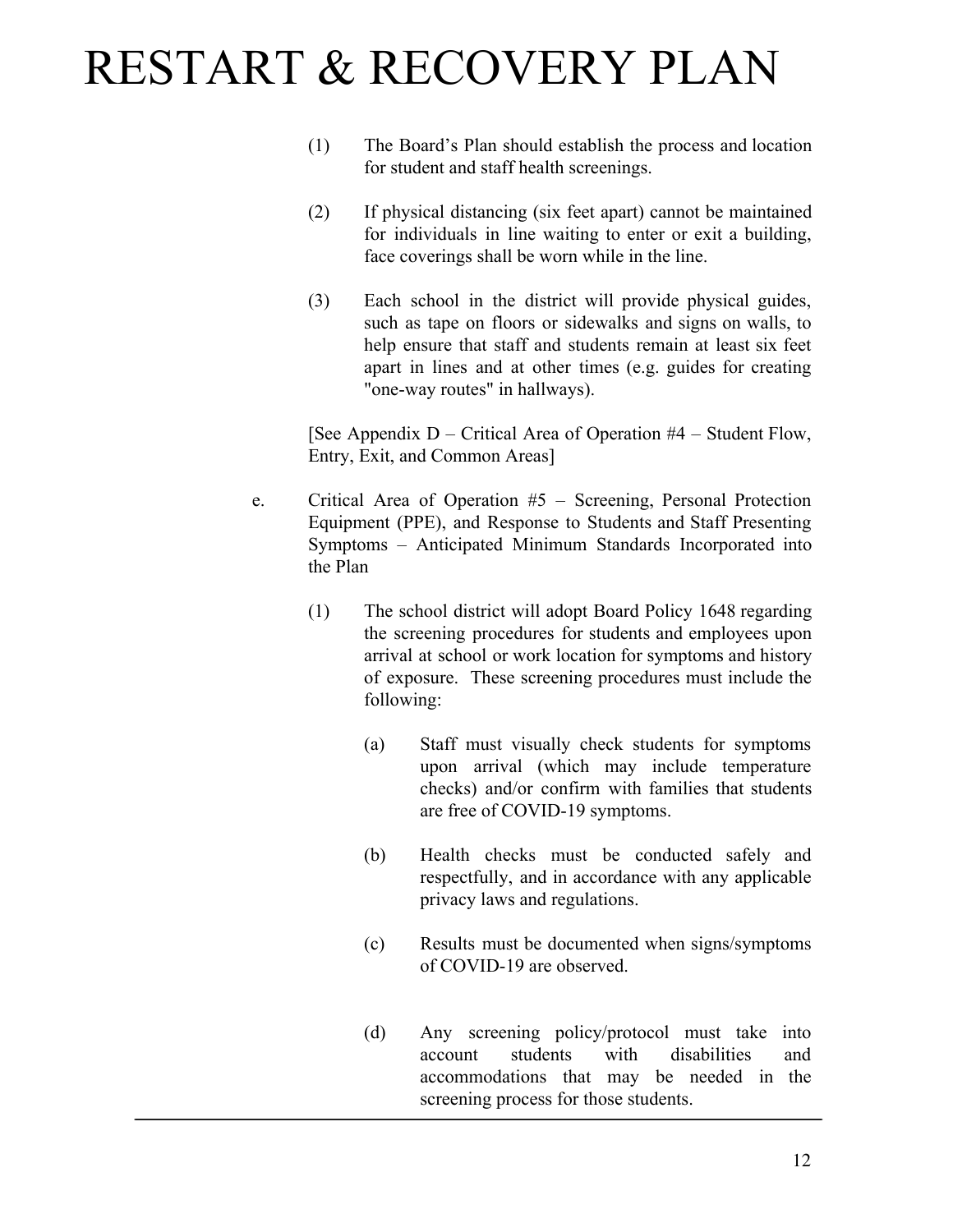# RESTART & RECOVERY PLAN

(1) The Board's Plan should establish the process and location for student and staff health screenings.

(2) If physical distancing (six feet apart) cannot be maintained for individuals in line waiting to enter or exit a building, face coverings shall be worn while in the line.

(3) Each school in the district will provide physical guides, such as tape on floors or sidewalks and signs on walls, to help ensure that staff and students remain at least six feet apart in lines and at other times (e.g. guides for creating "one-way routes" in hallways).

[See Appendix D – Critical Area of Operation #4 – Student Flow, Entry, Exit, and Common Areas]

e. Critical Area of Operation #5 – Screening, Personal Protection Equipment (PPE), and Response to Students and Staff Presenting Symptoms – Anticipated Minimum Standards Incorporated into the Plan

(1) The school district will adopt Board Policy 1648 regarding the screening procedures for students and employees upon arrival at school or work location for symptoms and history of exposure. These screening procedures must include the following:

(a) Staff must visually check students for symptoms upon arrival (which may include temperature checks) and/or confirm with families that students are free of COVID-19 symptoms.

(b) Health checks must be conducted safely and respectfully, and in accordance with any applicable privacy laws and regulations.

(c) Results must be documented when signs/symptoms of COVID-19 are observed.

(d) Any screening policy/protocol must take into account students with disabilities and accommodations that may be needed in the screening process for those students.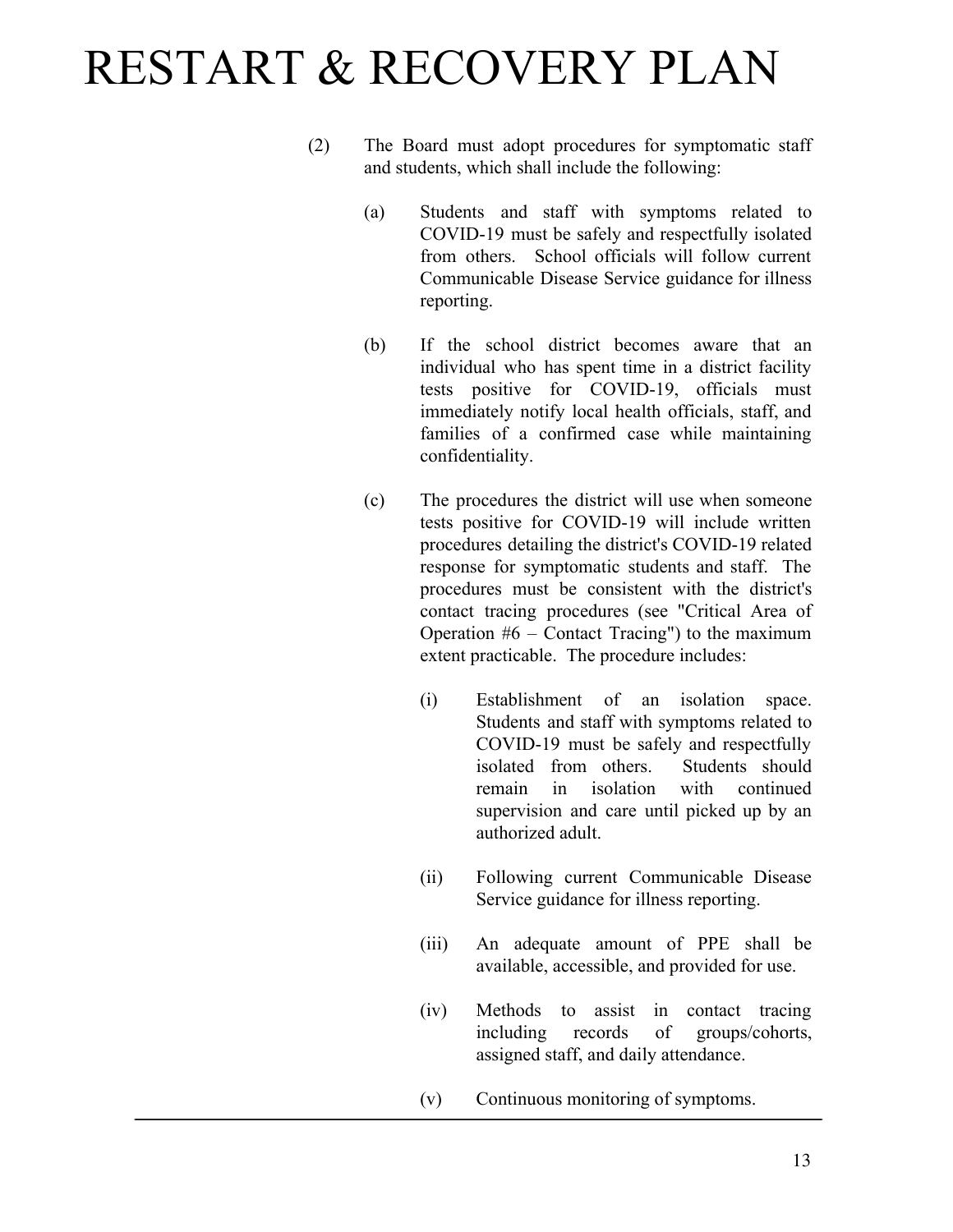# RESTART & RECOVERY PLAN

(2) The Board must adopt procedures for symptomatic staff and students, which shall include the following:

(a) Students and staff with symptoms related to COVID-19 must be safely and respectfully isolated from others. School officials will follow current Communicable Disease Service guidance for illness reporting.

(b) If the school district becomes aware that an individual who has spent time in a district facility tests positive for COVID-19, officials must immediately notify local health officials, staff, and families of a confirmed case while maintaining confidentiality.

(c) The procedures the district will use when someone tests positive for COVID-19 will include written procedures detailing the district's COVID-19 related response for symptomatic students and staff. The procedures must be consistent with the district's contact tracing procedures (see "Critical Area of Operation #6 – Contact Tracing") to the maximum extent practicable. The procedure includes:

(i) Establishment of an isolation space. Students and staff with symptoms related to COVID-19 must be safely and respectfully isolated from others. Students should remain in isolation with continued supervision and care until picked up by an authorized adult.

(ii) Following current Communicable Disease Service guidance for illness reporting.

(iii) An adequate amount of PPE shall be available, accessible, and provided for use.

(iv) Methods to assist in contact tracing including records of groups/cohorts, assigned staff, and daily attendance.

(v) Continuous monitoring of symptoms.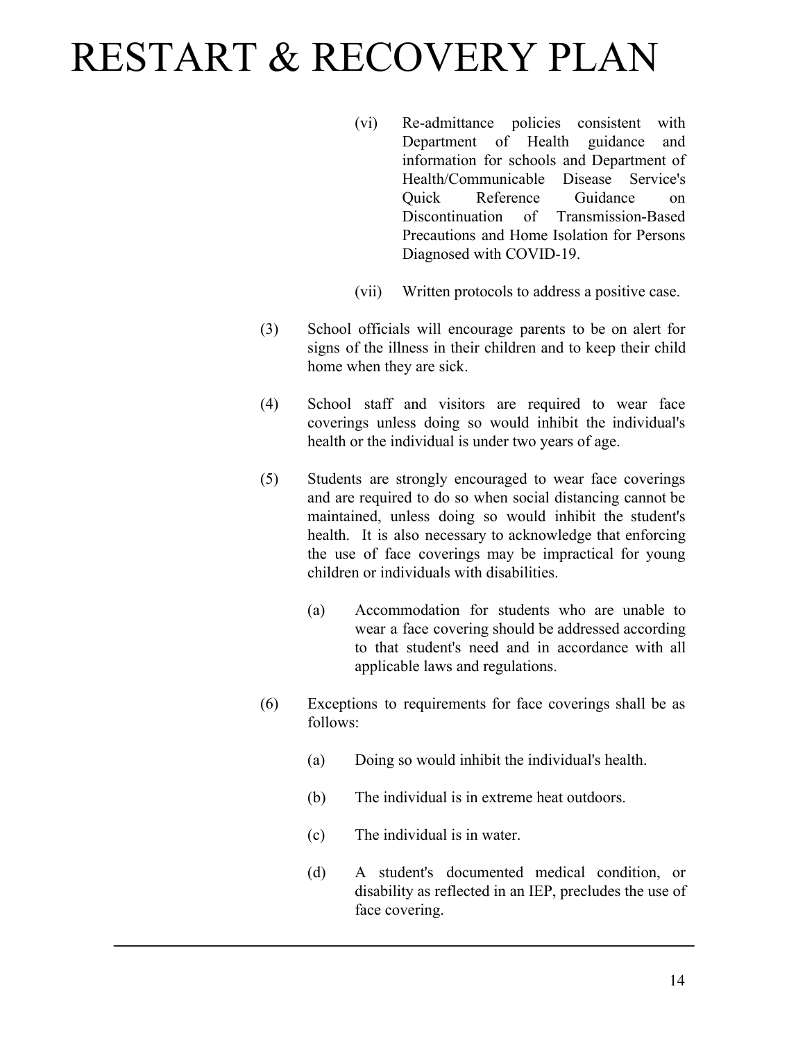(vi) Re-admittance policies consistent with Department of Health guidance and information for schools and Department of Health/Communicable Disease Service's Quick Reference Guidance on Discontinuation of Transmission-Based Precautions and Home Isolation for Persons Diagnosed with COVID-19.

(vii) Written protocols to address a positive case.

(3) School officials will encourage parents to be on alert for signs of the illness in their children and to keep their child home when they are sick.

(4) School staff and visitors are required to wear face coverings unless doing so would inhibit the individual's health or the individual is under two years of age.

(5) Students are strongly encouraged to wear face coverings and are required to do so when social distancing cannot be maintained, unless doing so would inhibit the student's health. It is also necessary to acknowledge that enforcing the use of face coverings may be impractical for young children or individuals with disabilities.

(a) Accommodation for students who are unable to wear a face covering should be addressed according to that student's need and in accordance with all applicable laws and regulations.

(6) Exceptions to requirements for face coverings shall be as follows:

(a) Doing so would inhibit the individual's health.

(b) The individual is in extreme heat outdoors.

(c) The individual is in water.

(d) A student's documented medical condition, or disability as reflected in an IEP, precludes the use of face covering.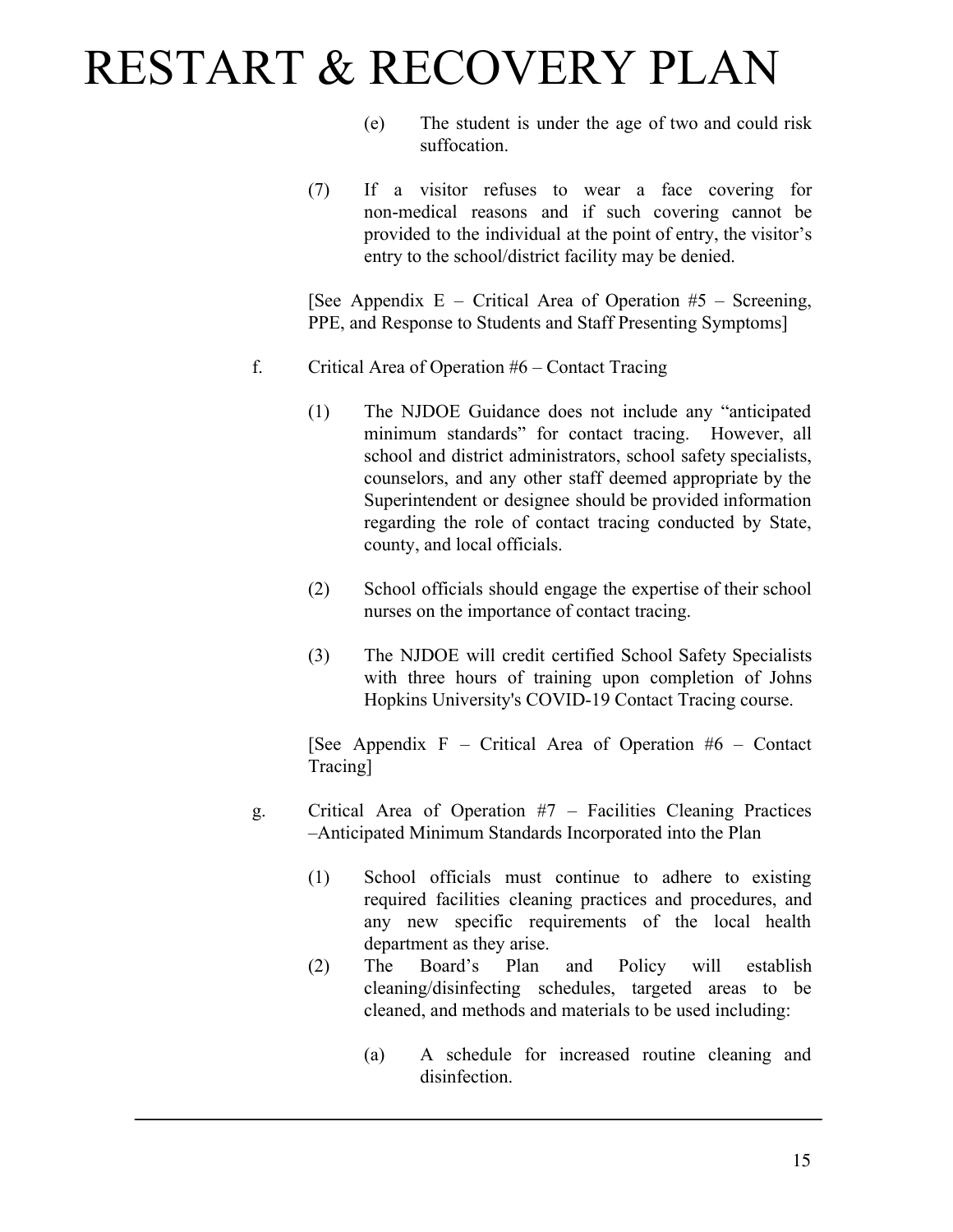(e) The student is under the age of two and could risk suffocation.

(7) If a visitor refuses to wear a face covering for non-medical reasons and if such covering cannot be provided to the individual at the point of entry, the visitor's entry to the school/district facility may be denied.

[See Appendix E – Critical Area of Operation #5 – Screening, PPE, and Response to Students and Staff Presenting Symptoms]

f. Critical Area of Operation #6 – Contact Tracing

(1) The NJDOE Guidance does not include any "anticipated minimum standards" for contact tracing. However, all school and district administrators, school safety specialists, counselors, and any other staff deemed appropriate by the Superintendent or designee should be provided information regarding the role of contact tracing conducted by State, county, and local officials.

(2) School officials should engage the expertise of their school nurses on the importance of contact tracing.

(3) The NJDOE will credit certified School Safety Specialists with three hours of training upon completion of Johns Hopkins University's COVID-19 Contact Tracing course.

[See Appendix F – Critical Area of Operation #6 – Contact Tracing]

g. Critical Area of Operation #7 – Facilities Cleaning Practices –Anticipated Minimum Standards Incorporated into the Plan

(1) School officials must continue to adhere to existing required facilities cleaning practices and procedures, and any new specific requirements of the local health department as they arise.

(2) The Board's Plan and Policy will establish cleaning/disinfecting schedules, targeted areas to be cleaned, and methods and materials to be used including:

(a) A schedule for increased routine cleaning and disinfection.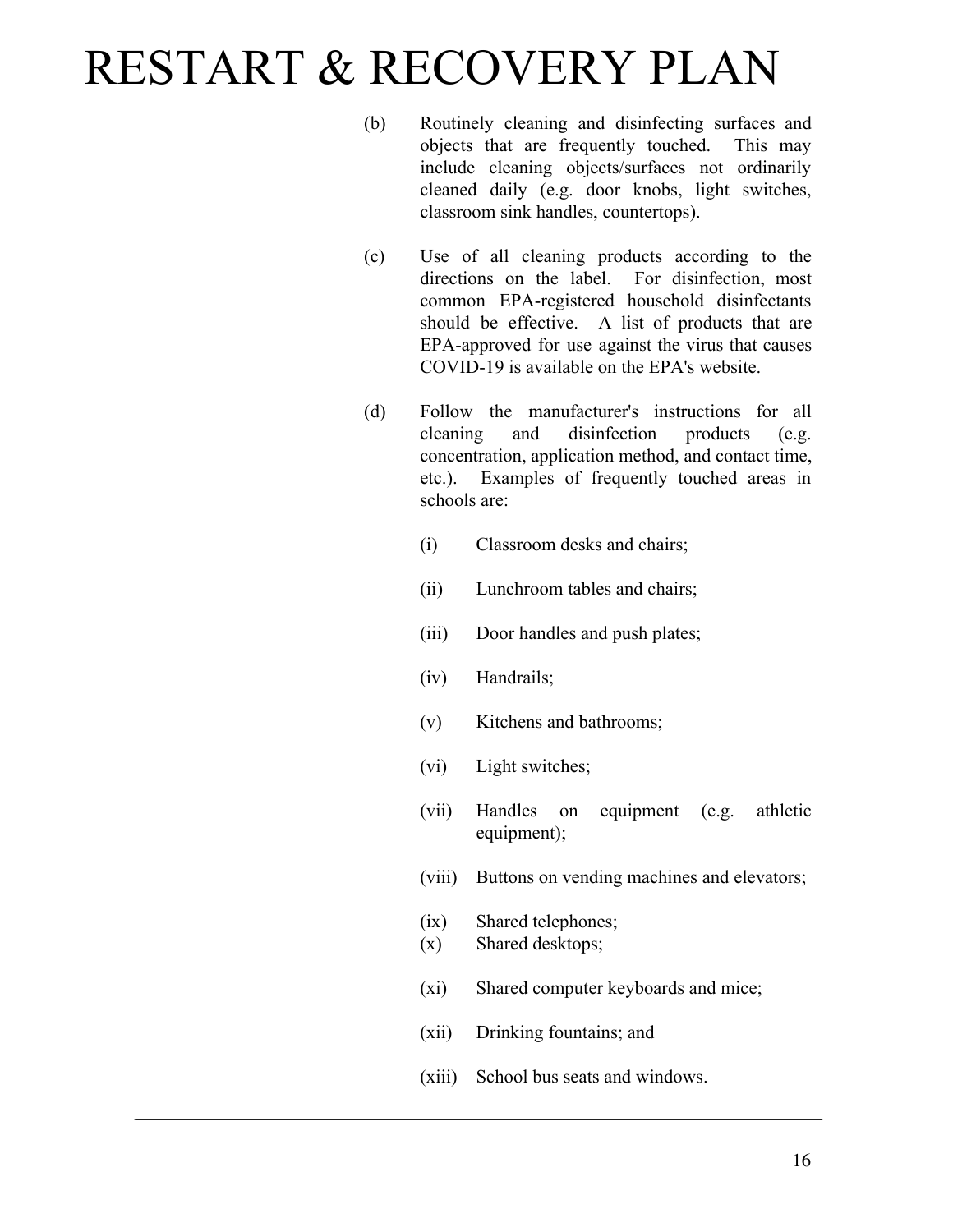(b) Routinely cleaning and disinfecting surfaces and objects that are frequently touched. This may include cleaning objects/surfaces not ordinarily cleaned daily (e.g. door knobs, light switches, classroom sink handles, countertops).

(c) Use of all cleaning products according to the directions on the label. For disinfection, most common EPA-registered household disinfectants should be effective. A list of products that are EPA-approved for use against the virus that causes COVID-19 is available on the EPA's website.

(d) Follow the manufacturer's instructions for all cleaning and disinfection products (e.g. concentration, application method, and contact time, etc.). Examples of frequently touched areas in schools are:

- (i) Classroom desks and chairs;
- (ii) Lunchroom tables and chairs;
- (iii) Door handles and push plates;
- (iv) Handrails;
- (v) Kitchens and bathrooms;
- (vi) Light switches;
- (vii) Handles on equipment (e.g. athletic equipment);
- (viii) Buttons on vending machines and elevators;
- (ix) Shared telephones;
- (x) Shared desktops;
- (xi) Shared computer keyboards and mice;
- (xii) Drinking fountains; and
- (xiii) School bus seats and windows.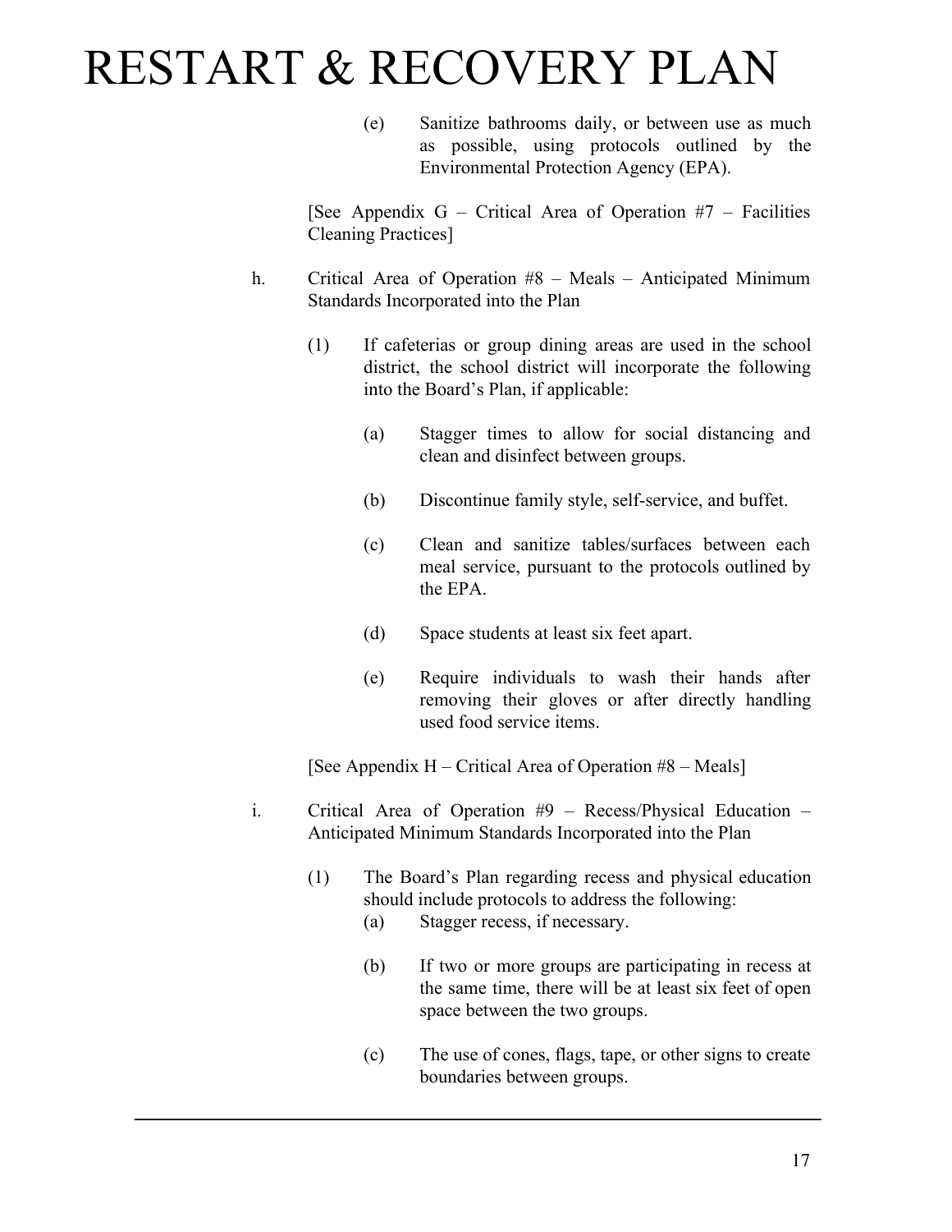(e) Sanitize bathrooms daily, or between use as much as possible, using protocols outlined by the Environmental Protection Agency (EPA).

[See Appendix G – Critical Area of Operation #7 – Facilities Cleaning Practices]

h. Critical Area of Operation #8 – Meals – Anticipated Minimum Standards Incorporated into the Plan

(1) If cafeterias or group dining areas are used in the school district, the school district will incorporate the following into the Board's Plan, if applicable:

(a) Stagger times to allow for social distancing and clean and disinfect between groups.

(b) Discontinue family style, self-service, and buffet.

(c) Clean and sanitize tables/surfaces between each meal service, pursuant to the protocols outlined by the EPA.

(d) Space students at least six feet apart.

(e) Require individuals to wash their hands after removing their gloves or after directly handling used food service items.

[See Appendix H – Critical Area of Operation #8 – Meals]

i. Critical Area of Operation #9 – Recess/Physical Education – Anticipated Minimum Standards Incorporated into the Plan

(1) The Board's Plan regarding recess and physical education should include protocols to address the following:

(a) Stagger recess, if necessary.

(b) If two or more groups are participating in recess at the same time, there will be at least six feet of open space between the two groups.

(c) The use of cones, flags, tape, or other signs to create boundaries between groups.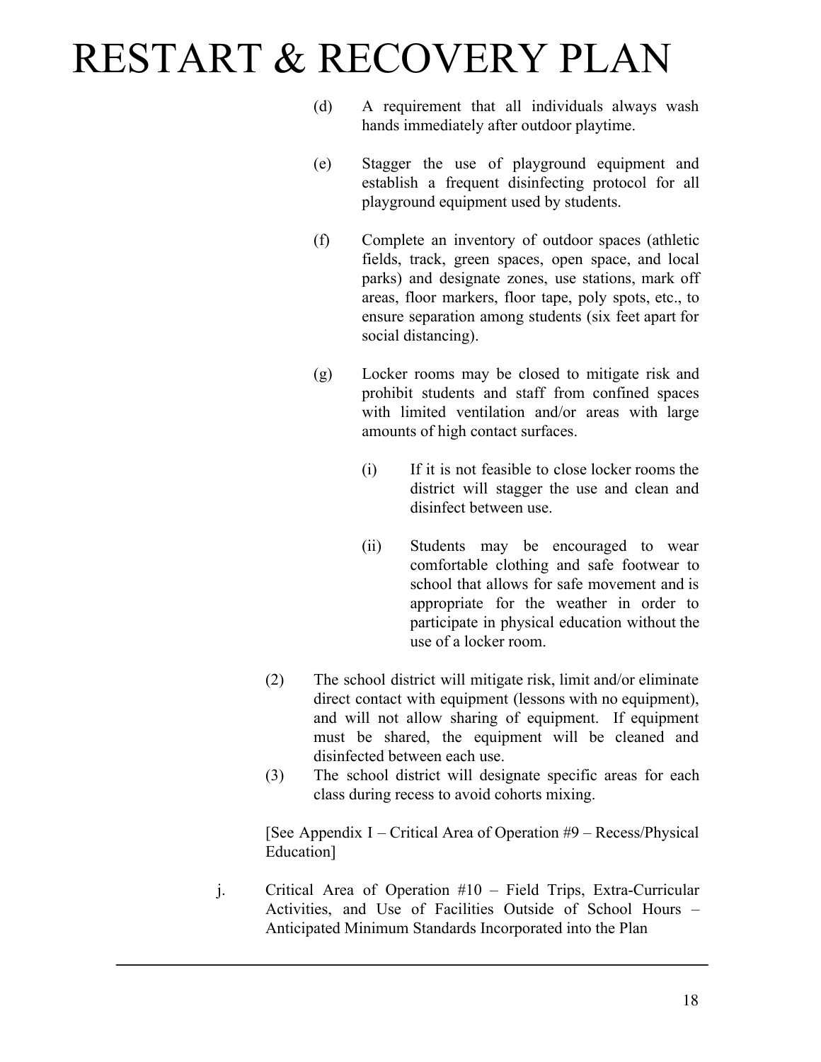(d) A requirement that all individuals always wash hands immediately after outdoor playtime.

(e) Stagger the use of playground equipment and establish a frequent disinfecting protocol for all playground equipment used by students.

(f) Complete an inventory of outdoor spaces (athletic fields, track, green spaces, open space, and local parks) and designate zones, use stations, mark off areas, floor markers, floor tape, poly spots, etc., to ensure separation among students (six feet apart for social distancing).

(g) Locker rooms may be closed to mitigate risk and prohibit students and staff from confined spaces with limited ventilation and/or areas with large amounts of high contact surfaces.

(i) If it is not feasible to close locker rooms the district will stagger the use and clean and disinfect between use.

(ii) Students may be encouraged to wear comfortable clothing and safe footwear to school that allows for safe movement and is appropriate for the weather in order to participate in physical education without the use of a locker room.

(2) The school district will mitigate risk, limit and/or eliminate direct contact with equipment (lessons with no equipment), and will not allow sharing of equipment. If equipment must be shared, the equipment will be cleaned and disinfected between each use.

(3) The school district will designate specific areas for each class during recess to avoid cohorts mixing.

[See Appendix I – Critical Area of Operation #9 – Recess/Physical Education]

j. Critical Area of Operation #10 – Field Trips, Extra-Curricular Activities, and Use of Facilities Outside of School Hours – Anticipated Minimum Standards Incorporated into the Plan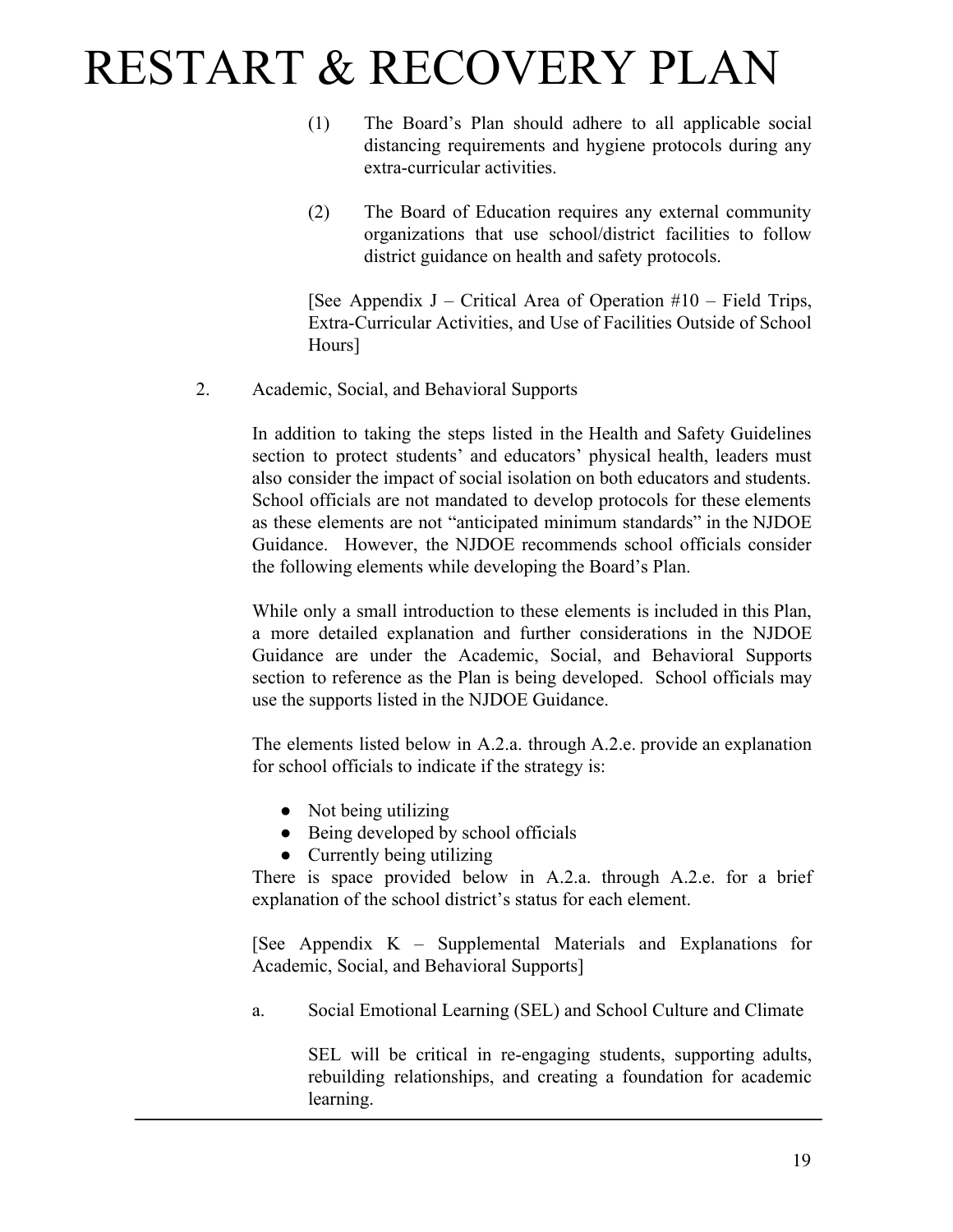(1) The Board's Plan should adhere to all applicable social distancing requirements and hygiene protocols during any extra-curricular activities.

(2) The Board of Education requires any external community organizations that use school/district facilities to follow district guidance on health and safety protocols.

[See Appendix J – Critical Area of Operation #10 – Field Trips, Extra-Curricular Activities, and Use of Facilities Outside of School Hours]

2. Academic, Social, and Behavioral Supports

In addition to taking the steps listed in the Health and Safety Guidelines section to protect students' and educators' physical health, leaders must also consider the impact of social isolation on both educators and students. School officials are not mandated to develop protocols for these elements as these elements are not "anticipated minimum standards" in the NJDOE Guidance. However, the NJDOE recommends school officials consider the following elements while developing the Board's Plan.

While only a small introduction to these elements is included in this Plan, a more detailed explanation and further considerations in the NJDOE Guidance are under the Academic, Social, and Behavioral Supports section to reference as the Plan is being developed. School officials may use the supports listed in the NJDOE Guidance.

The elements listed below in A.2.a. through A.2.e. provide an explanation for school officials to indicate if the strategy is:

- Not being utilizing
- Being developed by school officials
- Currently being utilizing

There is space provided below in A.2.a. through A.2.e. for a brief explanation of the school district's status for each element.

[See Appendix K – Supplemental Materials and Explanations for Academic, Social, and Behavioral Supports]

a. Social Emotional Learning (SEL) and School Culture and Climate

SEL will be critical in re-engaging students, supporting adults, rebuilding relationships, and creating a foundation for academic learning.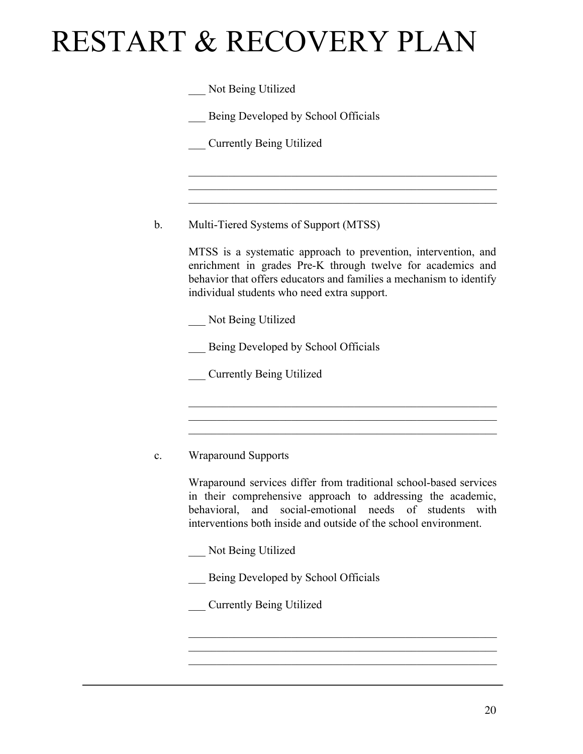___ Not Being Utilized

___ Being Developed by School Officials

___ Currently Being Utilized

\_\_\_\_\_\_\_\_\_\_\_\_\_\_\_\_\_\_\_\_\_\_\_\_\_\_\_\_\_\_\_\_\_\_\_\_\_\_\_\_\_\_\_\_\_\_\_\_\_\_\_\_\_\_\_\_
\_\_\_\_\_\_\_\_\_\_\_\_\_\_\_\_\_\_\_\_\_\_\_\_\_\_\_\_\_\_\_\_\_\_\_\_\_\_\_\_\_\_\_\_\_\_\_\_\_\_\_\_\_\_\_\_
\_\_\_\_\_\_\_\_\_\_\_\_\_\_\_\_\_\_\_\_\_\_\_\_\_\_\_\_\_\_\_\_\_\_\_\_\_\_\_\_\_\_\_\_\_\_\_\_\_\_\_\_\_\_\_\_

b. Multi-Tiered Systems of Support (MTSS)

MTSS is a systematic approach to prevention, intervention, and enrichment in grades Pre-K through twelve for academics and behavior that offers educators and families a mechanism to identify individual students who need extra support.

___ Not Being Utilized

___ Being Developed by School Officials

___ Currently Being Utilized

\_\_\_\_\_\_\_\_\_\_\_\_\_\_\_\_\_\_\_\_\_\_\_\_\_\_\_\_\_\_\_\_\_\_\_\_\_\_\_\_\_\_\_\_\_\_\_\_\_\_\_\_\_\_\_\_
\_\_\_\_\_\_\_\_\_\_\_\_\_\_\_\_\_\_\_\_\_\_\_\_\_\_\_\_\_\_\_\_\_\_\_\_\_\_\_\_\_\_\_\_\_\_\_\_\_\_\_\_\_\_\_\_
\_\_\_\_\_\_\_\_\_\_\_\_\_\_\_\_\_\_\_\_\_\_\_\_\_\_\_\_\_\_\_\_\_\_\_\_\_\_\_\_\_\_\_\_\_\_\_\_\_\_\_\_\_\_\_\_

c. Wraparound Supports

Wraparound services differ from traditional school-based services in their comprehensive approach to addressing the academic, behavioral, and social-emotional needs of students with interventions both inside and outside of the school environment.

___ Not Being Utilized

___ Being Developed by School Officials

___ Currently Being Utilized

\_\_\_\_\_\_\_\_\_\_\_\_\_\_\_\_\_\_\_\_\_\_\_\_\_\_\_\_\_\_\_\_\_\_\_\_\_\_\_\_\_\_\_\_\_\_\_\_\_\_\_\_\_\_\_\_
\_\_\_\_\_\_\_\_\_\_\_\_\_\_\_\_\_\_\_\_\_\_\_\_\_\_\_\_\_\_\_\_\_\_\_\_\_\_\_\_\_\_\_\_\_\_\_\_\_\_\_\_\_\_\_\_
\_\_\_\_\_\_\_\_\_\_\_\_\_\_\_\_\_\_\_\_\_\_\_\_\_\_\_\_\_\_\_\_\_\_\_\_\_\_\_\_\_\_\_\_\_\_\_\_\_\_\_\_\_\_\_\_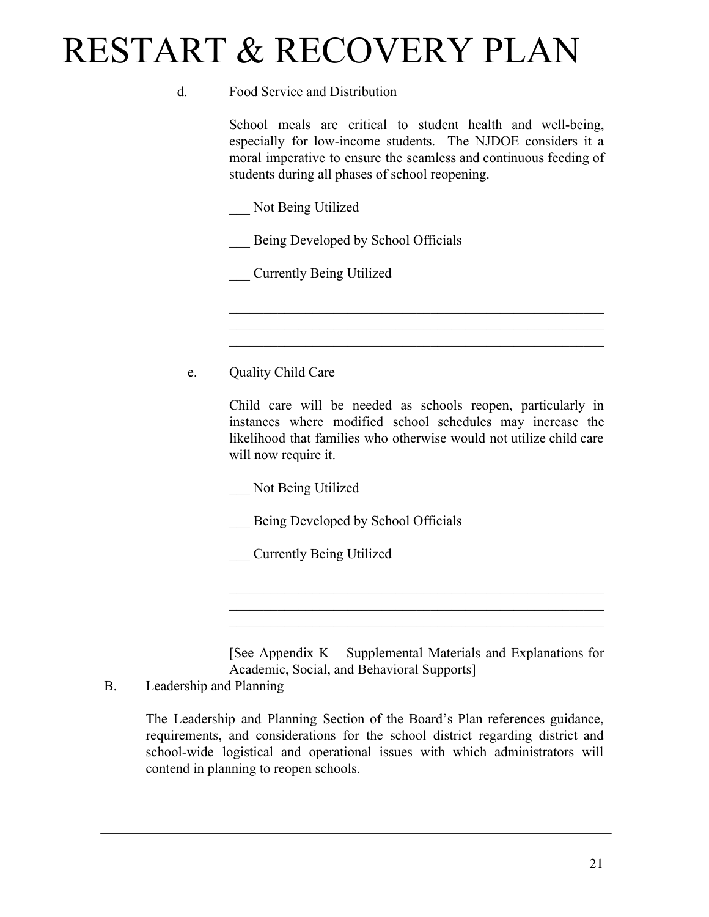d. Food Service and Distribution

School meals are critical to student health and well-being, especially for low-income students. The NJDOE considers it a moral imperative to ensure the seamless and continuous feeding of students during all phases of school reopening.

___ Not Being Utilized

___ Being Developed by School Officials

___ Currently Being Utilized

\_\_\_\_\_\_\_\_\_\_\_\_\_\_\_\_\_\_\_\_\_\_\_\_\_\_\_\_\_\_\_\_\_\_\_\_\_\_\_\_\_\_\_\_\_\_\_\_\_\_\_\_\_\_\_\_
\_\_\_\_\_\_\_\_\_\_\_\_\_\_\_\_\_\_\_\_\_\_\_\_\_\_\_\_\_\_\_\_\_\_\_\_\_\_\_\_\_\_\_\_\_\_\_\_\_\_\_\_\_\_\_\_
\_\_\_\_\_\_\_\_\_\_\_\_\_\_\_\_\_\_\_\_\_\_\_\_\_\_\_\_\_\_\_\_\_\_\_\_\_\_\_\_\_\_\_\_\_\_\_\_\_\_\_\_\_\_\_\_

e. Quality Child Care

Child care will be needed as schools reopen, particularly in instances where modified school schedules may increase the likelihood that families who otherwise would not utilize child care will now require it.

___ Not Being Utilized

___ Being Developed by School Officials

___ Currently Being Utilized

\_\_\_\_\_\_\_\_\_\_\_\_\_\_\_\_\_\_\_\_\_\_\_\_\_\_\_\_\_\_\_\_\_\_\_\_\_\_\_\_\_\_\_\_\_\_\_\_\_\_\_\_\_\_\_\_
\_\_\_\_\_\_\_\_\_\_\_\_\_\_\_\_\_\_\_\_\_\_\_\_\_\_\_\_\_\_\_\_\_\_\_\_\_\_\_\_\_\_\_\_\_\_\_\_\_\_\_\_\_\_\_\_
\_\_\_\_\_\_\_\_\_\_\_\_\_\_\_\_\_\_\_\_\_\_\_\_\_\_\_\_\_\_\_\_\_\_\_\_\_\_\_\_\_\_\_\_\_\_\_\_\_\_\_\_\_\_\_\_

[See Appendix K – Supplemental Materials and Explanations for Academic, Social, and Behavioral Supports]

B. Leadership and Planning

The Leadership and Planning Section of the Board's Plan references guidance, requirements, and considerations for the school district regarding district and school-wide logistical and operational issues with which administrators will contend in planning to reopen schools.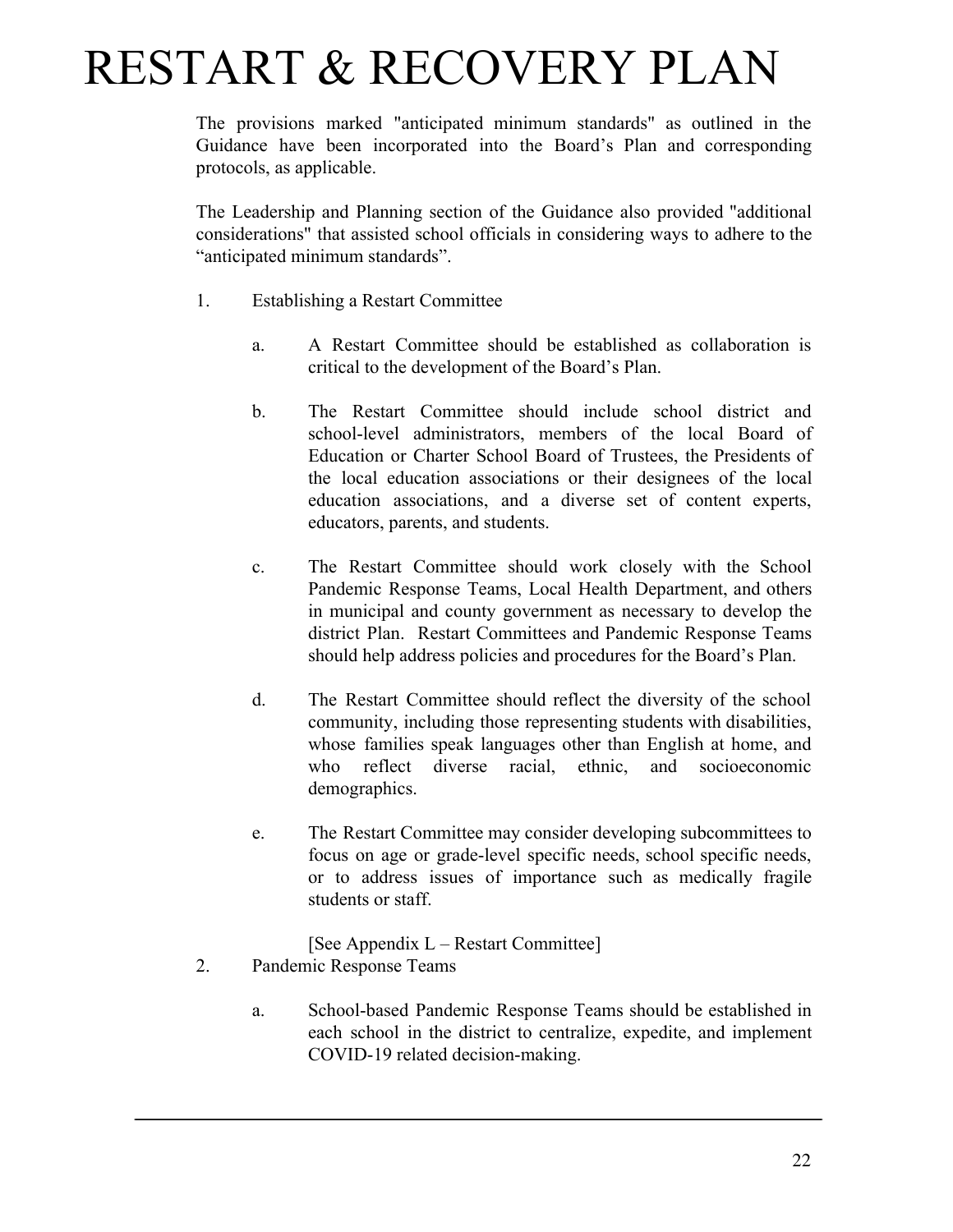The provisions marked "anticipated minimum standards" as outlined in the Guidance have been incorporated into the Board's Plan and corresponding protocols, as applicable.

The Leadership and Planning section of the Guidance also provided "additional considerations" that assisted school officials in considering ways to adhere to the "anticipated minimum standards".

1. Establishing a Restart Committee

    a. A Restart Committee should be established as collaboration is critical to the development of the Board's Plan.

    b. The Restart Committee should include school district and school-level administrators, members of the local Board of Education or Charter School Board of Trustees, the Presidents of the local education associations or their designees of the local education associations, and a diverse set of content experts, educators, parents, and students.

    c. The Restart Committee should work closely with the School Pandemic Response Teams, Local Health Department, and others in municipal and county government as necessary to develop the district Plan. Restart Committees and Pandemic Response Teams should help address policies and procedures for the Board's Plan.

    d. The Restart Committee should reflect the diversity of the school community, including those representing students with disabilities, whose families speak languages other than English at home, and who reflect diverse racial, ethnic, and socioeconomic demographics.

    e. The Restart Committee may consider developing subcommittees to focus on age or grade-level specific needs, school specific needs, or to address issues of importance such as medically fragile students or staff.

    [See Appendix L – Restart Committee]

2. Pandemic Response Teams

    a. School-based Pandemic Response Teams should be established in each school in the district to centralize, expedite, and implement COVID-19 related decision-making.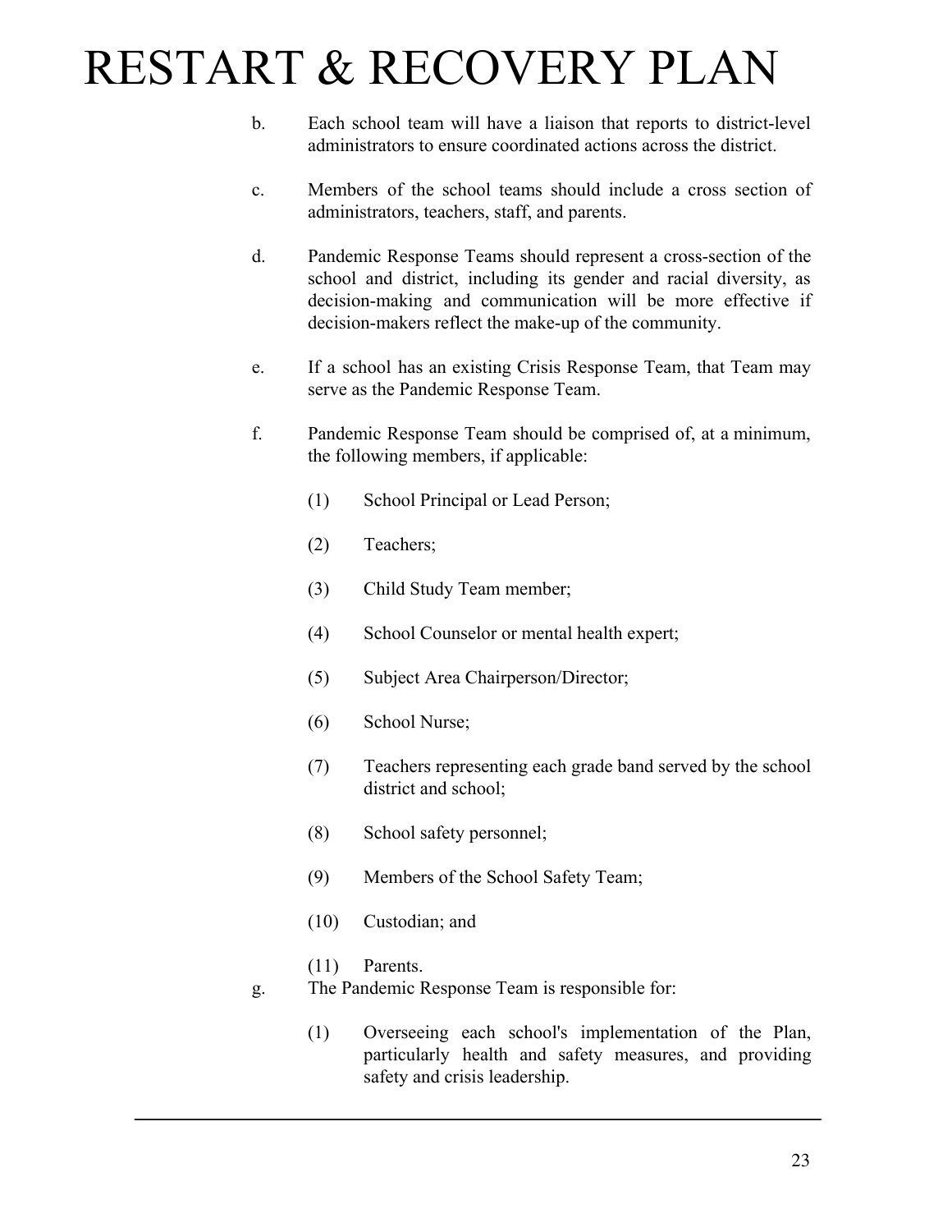b. Each school team will have a liaison that reports to district-level administrators to ensure coordinated actions across the district.

c. Members of the school teams should include a cross section of administrators, teachers, staff, and parents.

d. Pandemic Response Teams should represent a cross-section of the school and district, including its gender and racial diversity, as decision-making and communication will be more effective if decision-makers reflect the make-up of the community.

e. If a school has an existing Crisis Response Team, that Team may serve as the Pandemic Response Team.

f. Pandemic Response Team should be comprised of, at a minimum, the following members, if applicable:

   (1) School Principal or Lead Person;

   (2) Teachers;

   (3) Child Study Team member;

   (4) School Counselor or mental health expert;

   (5) Subject Area Chairperson/Director;

   (6) School Nurse;

   (7) Teachers representing each grade band served by the school district and school;

   (8) School safety personnel;

   (9) Members of the School Safety Team;

   (10) Custodian; and

   (11) Parents.

g. The Pandemic Response Team is responsible for:

   (1) Overseeing each school's implementation of the Plan, particularly health and safety measures, and providing safety and crisis leadership.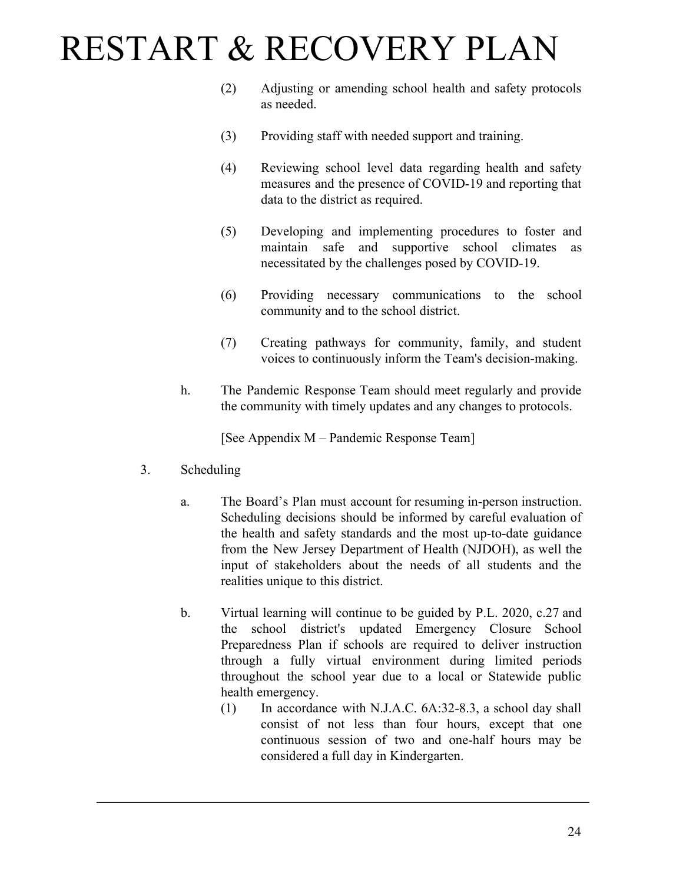(2) Adjusting or amending school health and safety protocols as needed.

(3) Providing staff with needed support and training.

(4) Reviewing school level data regarding health and safety measures and the presence of COVID-19 and reporting that data to the district as required.

(5) Developing and implementing procedures to foster and maintain safe and supportive school climates as necessitated by the challenges posed by COVID-19.

(6) Providing necessary communications to the school community and to the school district.

(7) Creating pathways for community, family, and student voices to continuously inform the Team's decision-making.

h. The Pandemic Response Team should meet regularly and provide the community with timely updates and any changes to protocols.

[See Appendix M – Pandemic Response Team]

3. Scheduling

a. The Board's Plan must account for resuming in-person instruction. Scheduling decisions should be informed by careful evaluation of the health and safety standards and the most up-to-date guidance from the New Jersey Department of Health (NJDOH), as well the input of stakeholders about the needs of all students and the realities unique to this district.

b. Virtual learning will continue to be guided by P.L. 2020, c.27 and the school district's updated Emergency Closure School Preparedness Plan if schools are required to deliver instruction through a fully virtual environment during limited periods throughout the school year due to a local or Statewide public health emergency.

(1) In accordance with N.J.A.C. 6A:32-8.3, a school day shall consist of not less than four hours, except that one continuous session of two and one-half hours may be considered a full day in Kindergarten.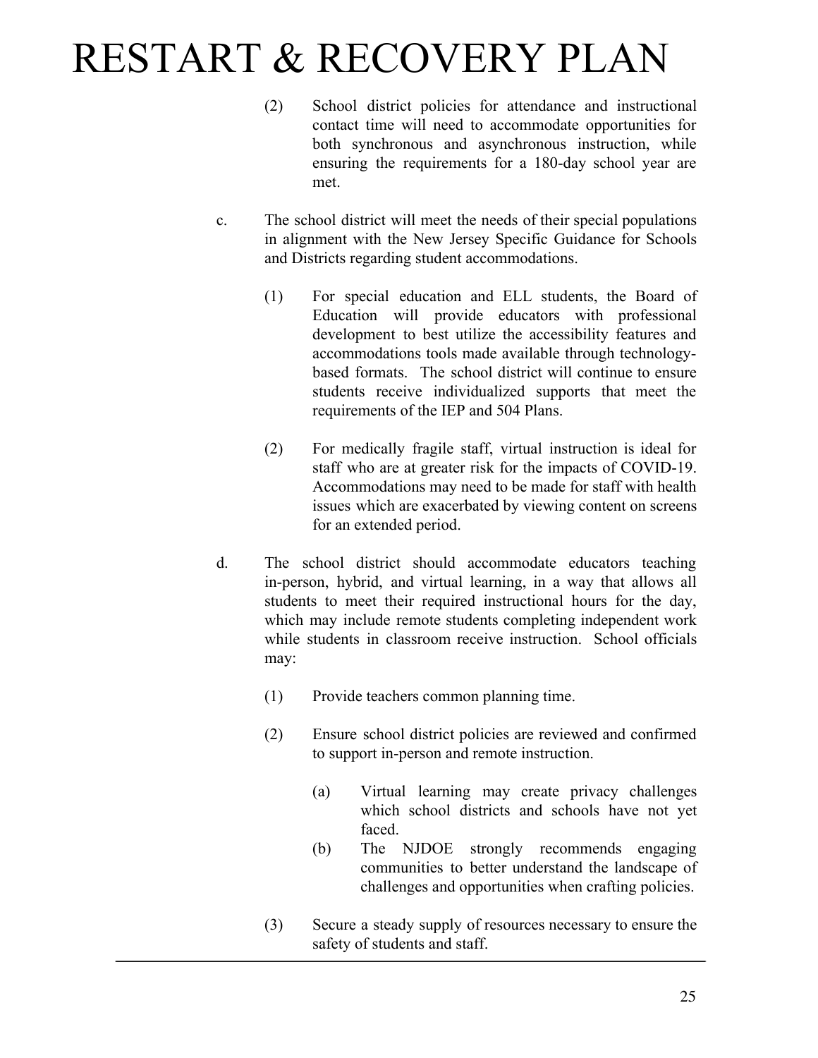(2) School district policies for attendance and instructional contact time will need to accommodate opportunities for both synchronous and asynchronous instruction, while ensuring the requirements for a 180-day school year are met.

c. The school district will meet the needs of their special populations in alignment with the New Jersey Specific Guidance for Schools and Districts regarding student accommodations.

   (1) For special education and ELL students, the Board of Education will provide educators with professional development to best utilize the accessibility features and accommodations tools made available through technology-based formats. The school district will continue to ensure students receive individualized supports that meet the requirements of the IEP and 504 Plans.

   (2) For medically fragile staff, virtual instruction is ideal for staff who are at greater risk for the impacts of COVID-19. Accommodations may need to be made for staff with health issues which are exacerbated by viewing content on screens for an extended period.

d. The school district should accommodate educators teaching in-person, hybrid, and virtual learning, in a way that allows all students to meet their required instructional hours for the day, which may include remote students completing independent work while students in classroom receive instruction. School officials may:

   (1) Provide teachers common planning time.

   (2) Ensure school district policies are reviewed and confirmed to support in-person and remote instruction.

      (a) Virtual learning may create privacy challenges which school districts and schools have not yet faced.

      (b) The NJDOE strongly recommends engaging communities to better understand the landscape of challenges and opportunities when crafting policies.

   (3) Secure a steady supply of resources necessary to ensure the safety of students and staff.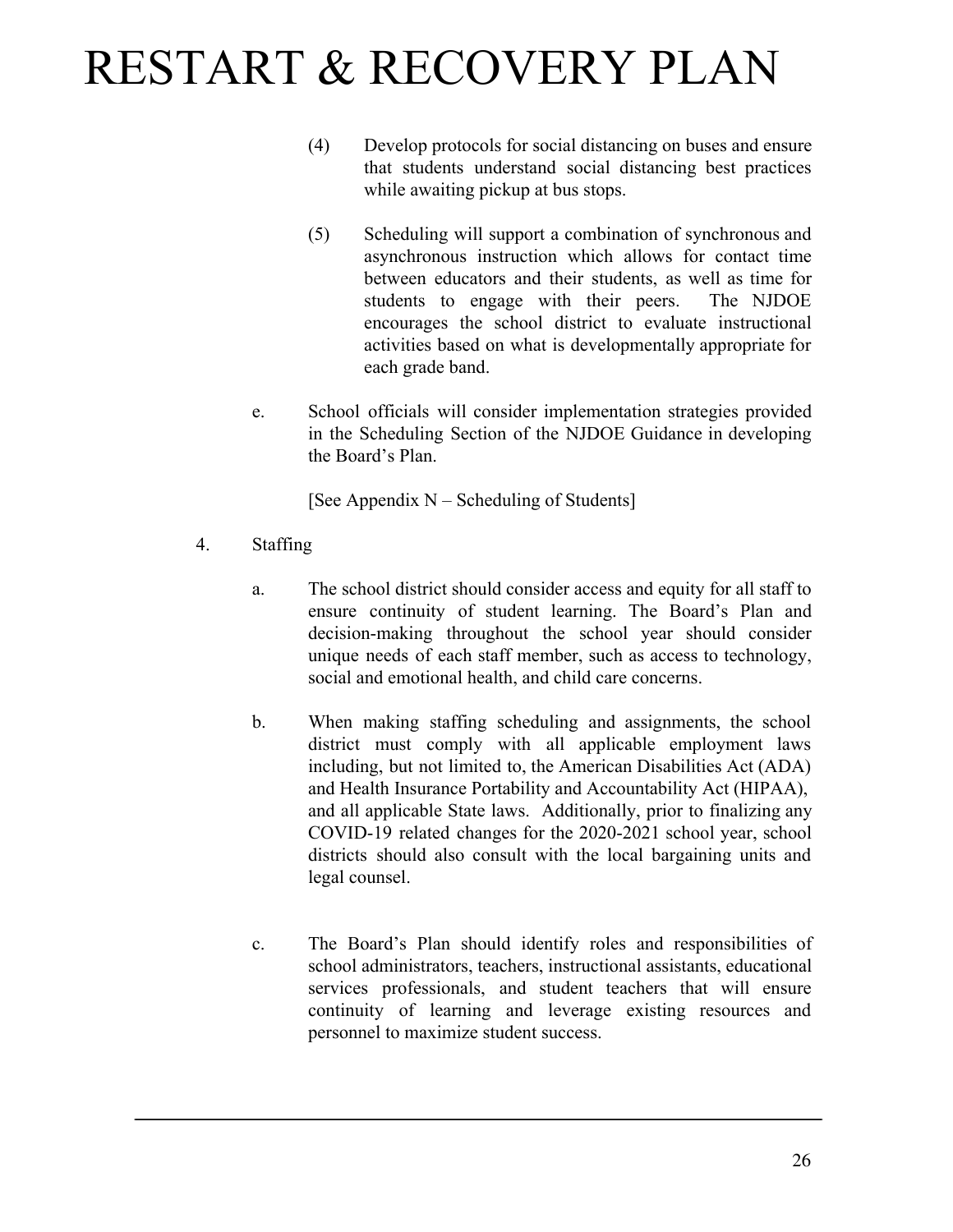(4) Develop protocols for social distancing on buses and ensure that students understand social distancing best practices while awaiting pickup at bus stops.

(5) Scheduling will support a combination of synchronous and asynchronous instruction which allows for contact time between educators and their students, as well as time for students to engage with their peers. The NJDOE encourages the school district to evaluate instructional activities based on what is developmentally appropriate for each grade band.

e. School officials will consider implementation strategies provided in the Scheduling Section of the NJDOE Guidance in developing the Board's Plan.

[See Appendix N – Scheduling of Students]

4. Staffing

a. The school district should consider access and equity for all staff to ensure continuity of student learning. The Board's Plan and decision-making throughout the school year should consider unique needs of each staff member, such as access to technology, social and emotional health, and child care concerns.

b. When making staffing scheduling and assignments, the school district must comply with all applicable employment laws including, but not limited to, the American Disabilities Act (ADA) and Health Insurance Portability and Accountability Act (HIPAA), and all applicable State laws. Additionally, prior to finalizing any COVID-19 related changes for the 2020-2021 school year, school districts should also consult with the local bargaining units and legal counsel.

c. The Board's Plan should identify roles and responsibilities of school administrators, teachers, instructional assistants, educational services professionals, and student teachers that will ensure continuity of learning and leverage existing resources and personnel to maximize student success.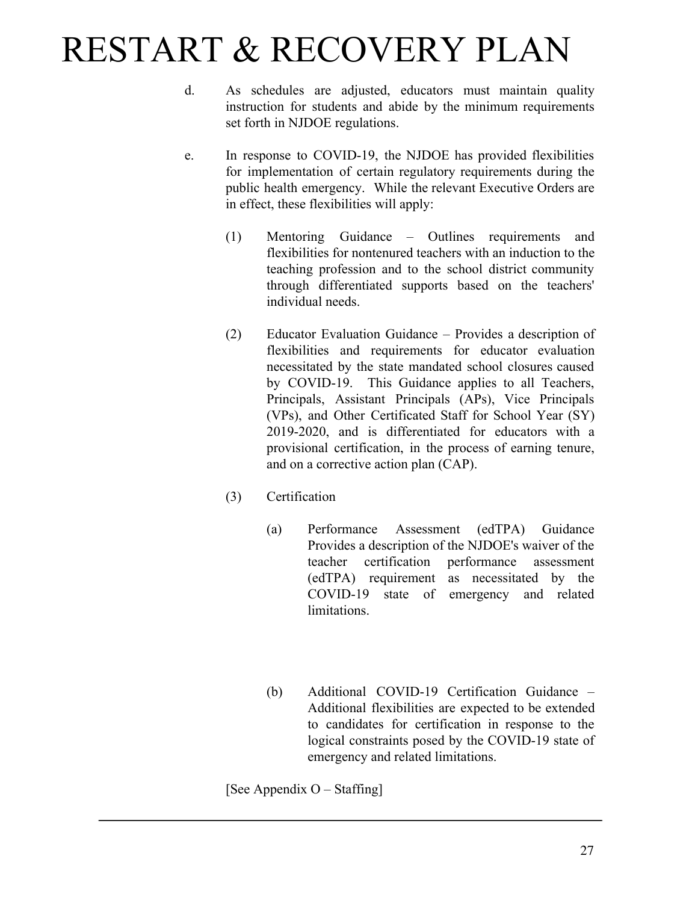d. As schedules are adjusted, educators must maintain quality instruction for students and abide by the minimum requirements set forth in NJDOE regulations.

e. In response to COVID-19, the NJDOE has provided flexibilities for implementation of certain regulatory requirements during the public health emergency. While the relevant Executive Orders are in effect, these flexibilities will apply:

(1) Mentoring Guidance – Outlines requirements and flexibilities for nontenured teachers with an induction to the teaching profession and to the school district community through differentiated supports based on the teachers' individual needs.

(2) Educator Evaluation Guidance – Provides a description of flexibilities and requirements for educator evaluation necessitated by the state mandated school closures caused by COVID-19. This Guidance applies to all Teachers, Principals, Assistant Principals (APs), Vice Principals (VPs), and Other Certificated Staff for School Year (SY) 2019-2020, and is differentiated for educators with a provisional certification, in the process of earning tenure, and on a corrective action plan (CAP).

(3) Certification

(a) Performance Assessment (edTPA) Guidance Provides a description of the NJDOE's waiver of the teacher certification performance assessment (edTPA) requirement as necessitated by the COVID-19 state of emergency and related limitations.

(b) Additional COVID-19 Certification Guidance – Additional flexibilities are expected to be extended to candidates for certification in response to the logical constraints posed by the COVID-19 state of emergency and related limitations.

[See Appendix O – Staffing]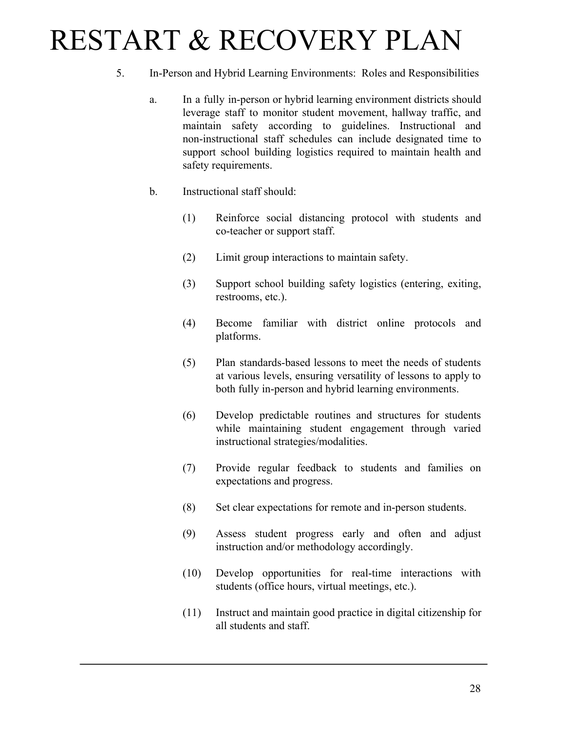# RESTART & RECOVERY PLAN

5. In-Person and Hybrid Learning Environments: Roles and Responsibilities

   a. In a fully in-person or hybrid learning environment districts should leverage staff to monitor student movement, hallway traffic, and maintain safety according to guidelines. Instructional and non-instructional staff schedules can include designated time to support school building logistics required to maintain health and safety requirements.

   b. Instructional staff should:

      (1) Reinforce social distancing protocol with students and co-teacher or support staff.

      (2) Limit group interactions to maintain safety.

      (3) Support school building safety logistics (entering, exiting, restrooms, etc.).

      (4) Become familiar with district online protocols and platforms.

      (5) Plan standards-based lessons to meet the needs of students at various levels, ensuring versatility of lessons to apply to both fully in-person and hybrid learning environments.

      (6) Develop predictable routines and structures for students while maintaining student engagement through varied instructional strategies/modalities.

      (7) Provide regular feedback to students and families on expectations and progress.

      (8) Set clear expectations for remote and in-person students.

      (9) Assess student progress early and often and adjust instruction and/or methodology accordingly.

      (10) Develop opportunities for real-time interactions with students (office hours, virtual meetings, etc.).

      (11) Instruct and maintain good practice in digital citizenship for all students and staff.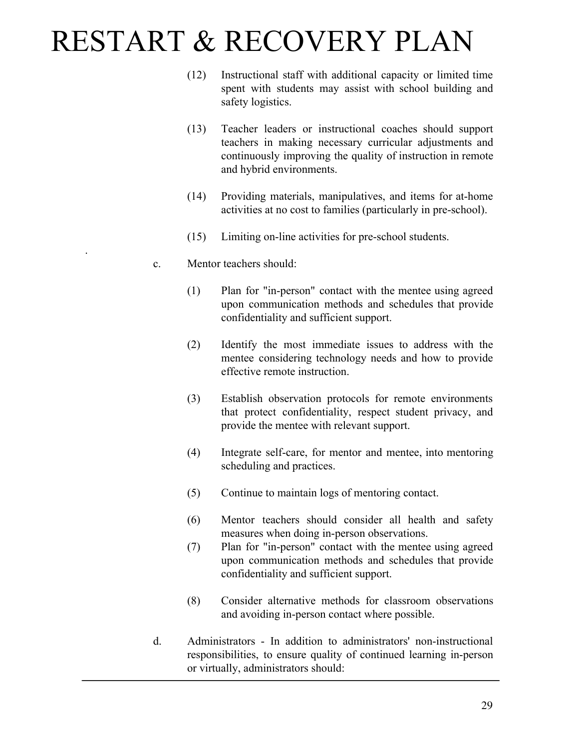(12) Instructional staff with additional capacity or limited time spent with students may assist with school building and safety logistics.

(13) Teacher leaders or instructional coaches should support teachers in making necessary curricular adjustments and continuously improving the quality of instruction in remote and hybrid environments.

(14) Providing materials, manipulatives, and items for at-home activities at no cost to families (particularly in pre-school).

(15) Limiting on-line activities for pre-school students.

c. Mentor teachers should:

(1) Plan for "in-person" contact with the mentee using agreed upon communication methods and schedules that provide confidentiality and sufficient support.

(2) Identify the most immediate issues to address with the mentee considering technology needs and how to provide effective remote instruction.

(3) Establish observation protocols for remote environments that protect confidentiality, respect student privacy, and provide the mentee with relevant support.

(4) Integrate self-care, for mentor and mentee, into mentoring scheduling and practices.

(5) Continue to maintain logs of mentoring contact.

(6) Mentor teachers should consider all health and safety measures when doing in-person observations.

(7) Plan for "in-person" contact with the mentee using agreed upon communication methods and schedules that provide confidentiality and sufficient support.

(8) Consider alternative methods for classroom observations and avoiding in-person contact where possible.

d. Administrators - In addition to administrators' non-instructional responsibilities, to ensure quality of continued learning in-person or virtually, administrators should: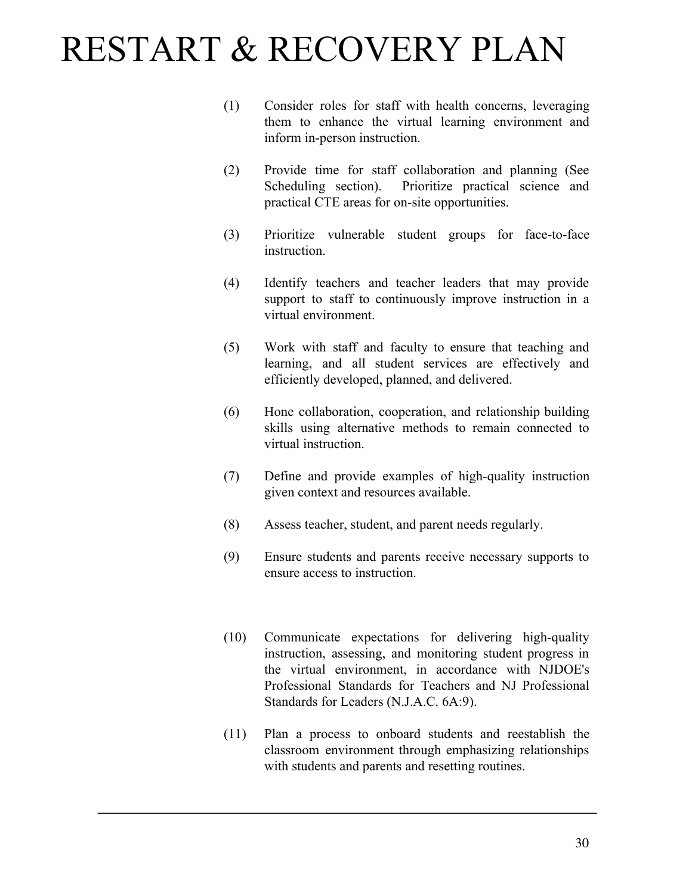# RESTART & RECOVERY PLAN

(1) Consider roles for staff with health concerns, leveraging them to enhance the virtual learning environment and inform in-person instruction.

(2) Provide time for staff collaboration and planning (See Scheduling section). Prioritize practical science and practical CTE areas for on-site opportunities.

(3) Prioritize vulnerable student groups for face-to-face instruction.

(4) Identify teachers and teacher leaders that may provide support to staff to continuously improve instruction in a virtual environment.

(5) Work with staff and faculty to ensure that teaching and learning, and all student services are effectively and efficiently developed, planned, and delivered.

(6) Hone collaboration, cooperation, and relationship building skills using alternative methods to remain connected to virtual instruction.

(7) Define and provide examples of high-quality instruction given context and resources available.

(8) Assess teacher, student, and parent needs regularly.

(9) Ensure students and parents receive necessary supports to ensure access to instruction.

(10) Communicate expectations for delivering high-quality instruction, assessing, and monitoring student progress in the virtual environment, in accordance with NJDOE's Professional Standards for Teachers and NJ Professional Standards for Leaders (N.J.A.C. 6A:9).

(11) Plan a process to onboard students and reestablish the classroom environment through emphasizing relationships with students and parents and resetting routines.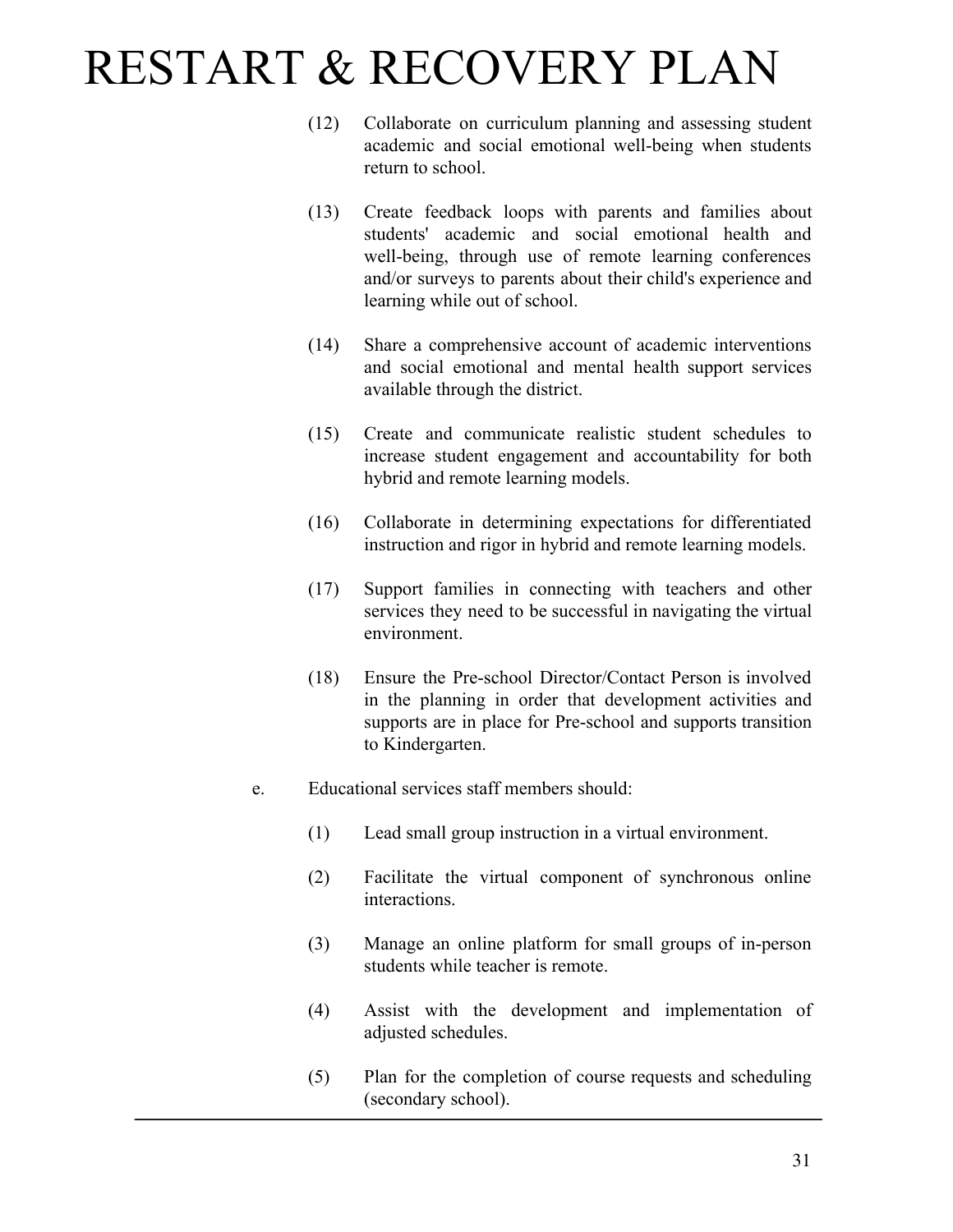(12) Collaborate on curriculum planning and assessing student academic and social emotional well-being when students return to school.

(13) Create feedback loops with parents and families about students' academic and social emotional health and well-being, through use of remote learning conferences and/or surveys to parents about their child's experience and learning while out of school.

(14) Share a comprehensive account of academic interventions and social emotional and mental health support services available through the district.

(15) Create and communicate realistic student schedules to increase student engagement and accountability for both hybrid and remote learning models.

(16) Collaborate in determining expectations for differentiated instruction and rigor in hybrid and remote learning models.

(17) Support families in connecting with teachers and other services they need to be successful in navigating the virtual environment.

(18) Ensure the Pre-school Director/Contact Person is involved in the planning in order that development activities and supports are in place for Pre-school and supports transition to Kindergarten.

e. Educational services staff members should:

(1) Lead small group instruction in a virtual environment.

(2) Facilitate the virtual component of synchronous online interactions.

(3) Manage an online platform for small groups of in-person students while teacher is remote.

(4) Assist with the development and implementation of adjusted schedules.

(5) Plan for the completion of course requests and scheduling (secondary school).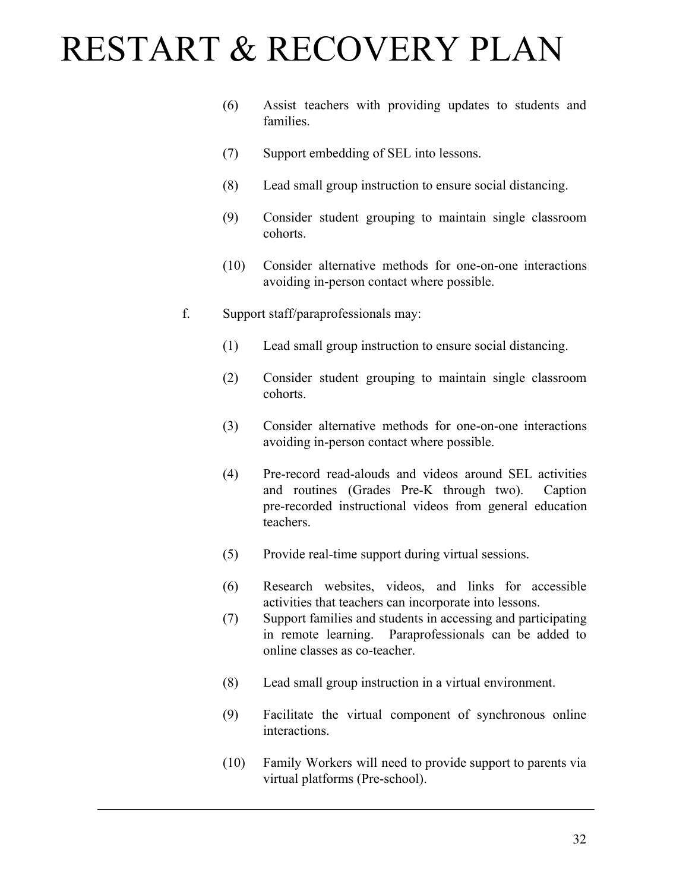(6) Assist teachers with providing updates to students and families.

(7) Support embedding of SEL into lessons.

(8) Lead small group instruction to ensure social distancing.

(9) Consider student grouping to maintain single classroom cohorts.

(10) Consider alternative methods for one-on-one interactions avoiding in-person contact where possible.

f. Support staff/paraprofessionals may:

(1) Lead small group instruction to ensure social distancing.

(2) Consider student grouping to maintain single classroom cohorts.

(3) Consider alternative methods for one-on-one interactions avoiding in-person contact where possible.

(4) Pre-record read-alouds and videos around SEL activities and routines (Grades Pre-K through two). Caption pre-recorded instructional videos from general education teachers.

(5) Provide real-time support during virtual sessions.

(6) Research websites, videos, and links for accessible activities that teachers can incorporate into lessons.

(7) Support families and students in accessing and participating in remote learning. Paraprofessionals can be added to online classes as co-teacher.

(8) Lead small group instruction in a virtual environment.

(9) Facilitate the virtual component of synchronous online interactions.

(10) Family Workers will need to provide support to parents via virtual platforms (Pre-school).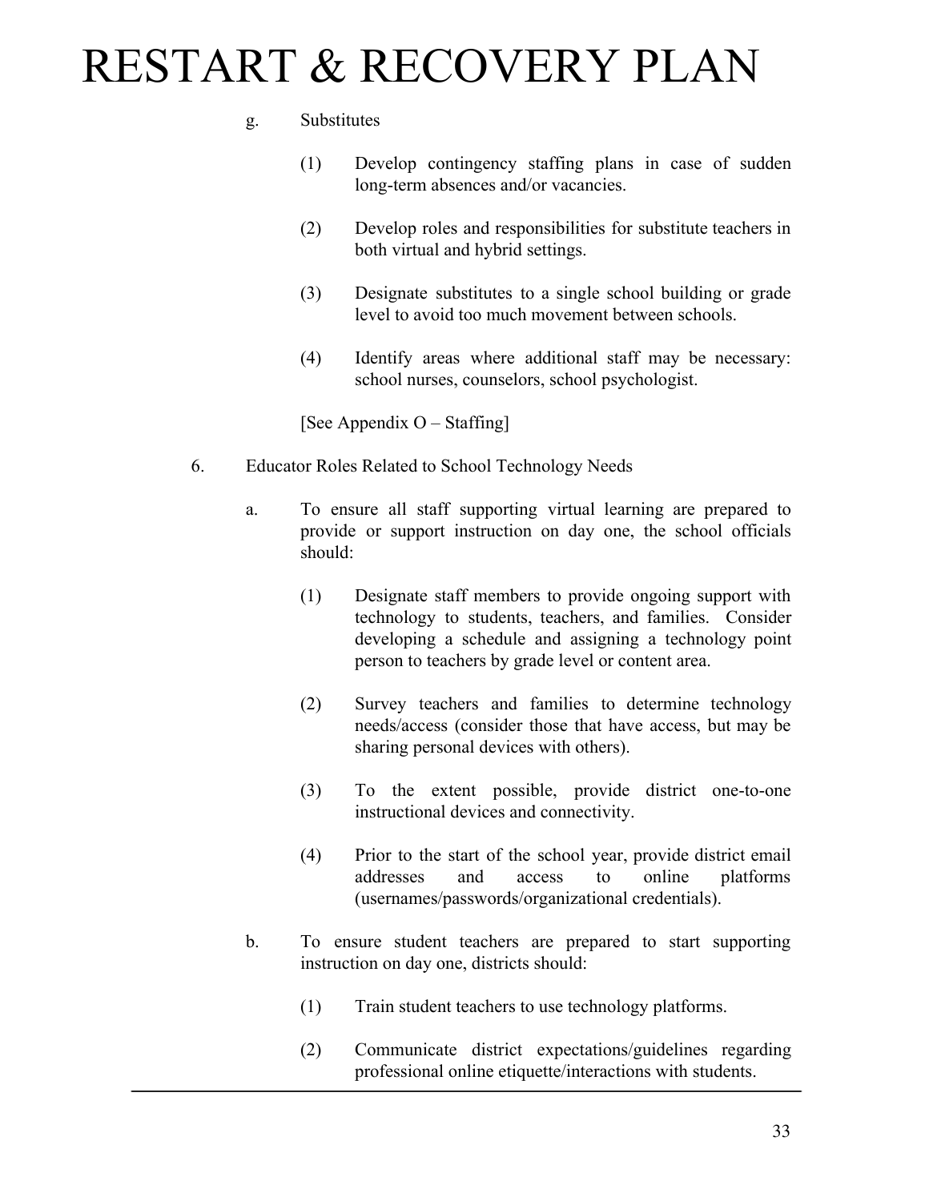g. Substitutes

(1) Develop contingency staffing plans in case of sudden long-term absences and/or vacancies.

(2) Develop roles and responsibilities for substitute teachers in both virtual and hybrid settings.

(3) Designate substitutes to a single school building or grade level to avoid too much movement between schools.

(4) Identify areas where additional staff may be necessary: school nurses, counselors, school psychologist.

[See Appendix O – Staffing]

6. Educator Roles Related to School Technology Needs

a. To ensure all staff supporting virtual learning are prepared to provide or support instruction on day one, the school officials should:

(1) Designate staff members to provide ongoing support with technology to students, teachers, and families. Consider developing a schedule and assigning a technology point person to teachers by grade level or content area.

(2) Survey teachers and families to determine technology needs/access (consider those that have access, but may be sharing personal devices with others).

(3) To the extent possible, provide district one-to-one instructional devices and connectivity.

(4) Prior to the start of the school year, provide district email addresses and access to online platforms (usernames/passwords/organizational credentials).

b. To ensure student teachers are prepared to start supporting instruction on day one, districts should:

(1) Train student teachers to use technology platforms.

(2) Communicate district expectations/guidelines regarding professional online etiquette/interactions with students.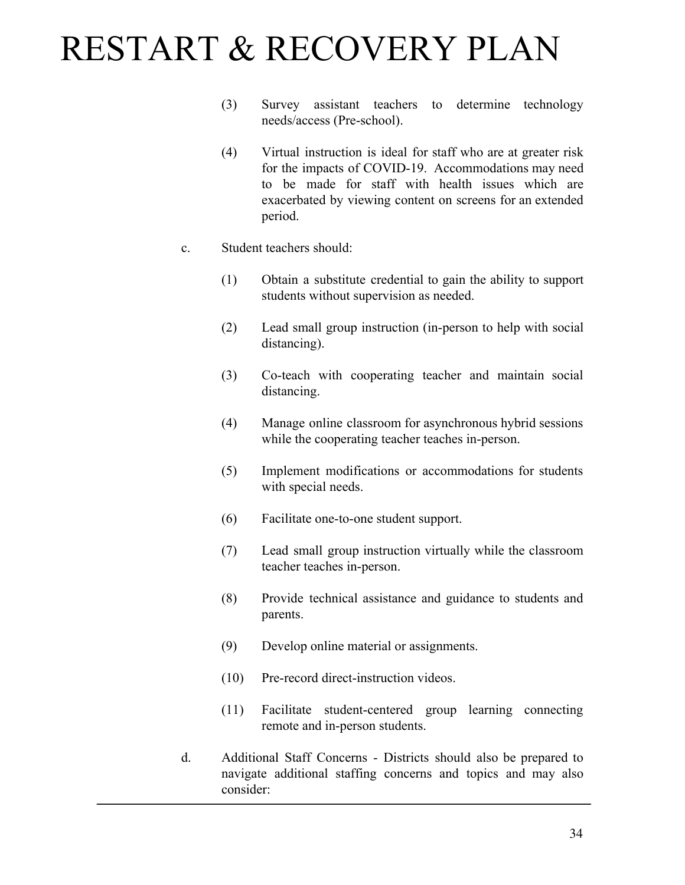(3) Survey assistant teachers to determine technology needs/access (Pre-school).

(4) Virtual instruction is ideal for staff who are at greater risk for the impacts of COVID-19. Accommodations may need to be made for staff with health issues which are exacerbated by viewing content on screens for an extended period.

c. Student teachers should:

(1) Obtain a substitute credential to gain the ability to support students without supervision as needed.

(2) Lead small group instruction (in-person to help with social distancing).

(3) Co-teach with cooperating teacher and maintain social distancing.

(4) Manage online classroom for asynchronous hybrid sessions while the cooperating teacher teaches in-person.

(5) Implement modifications or accommodations for students with special needs.

(6) Facilitate one-to-one student support.

(7) Lead small group instruction virtually while the classroom teacher teaches in-person.

(8) Provide technical assistance and guidance to students and parents.

(9) Develop online material or assignments.

(10) Pre-record direct-instruction videos.

(11) Facilitate student-centered group learning connecting remote and in-person students.

d. Additional Staff Concerns - Districts should also be prepared to navigate additional staffing concerns and topics and may also consider: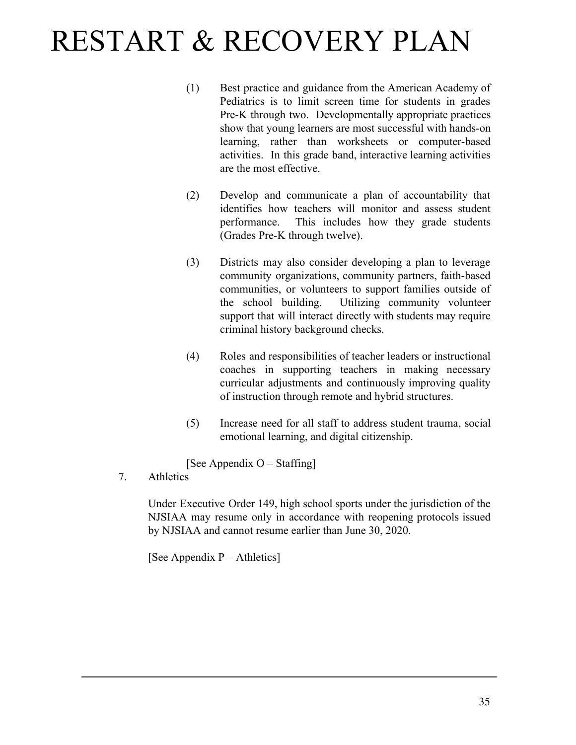(1) Best practice and guidance from the American Academy of Pediatrics is to limit screen time for students in grades Pre-K through two. Developmentally appropriate practices show that young learners are most successful with hands-on learning, rather than worksheets or computer-based activities. In this grade band, interactive learning activities are the most effective.

(2) Develop and communicate a plan of accountability that identifies how teachers will monitor and assess student performance. This includes how they grade students (Grades Pre-K through twelve).

(3) Districts may also consider developing a plan to leverage community organizations, community partners, faith-based communities, or volunteers to support families outside of the school building. Utilizing community volunteer support that will interact directly with students may require criminal history background checks.

(4) Roles and responsibilities of teacher leaders or instructional coaches in supporting teachers in making necessary curricular adjustments and continuously improving quality of instruction through remote and hybrid structures.

(5) Increase need for all staff to address student trauma, social emotional learning, and digital citizenship.

[See Appendix O – Staffing]

7. Athletics

Under Executive Order 149, high school sports under the jurisdiction of the NJSIAA may resume only in accordance with reopening protocols issued by NJSIAA and cannot resume earlier than June 30, 2020.

[See Appendix P – Athletics]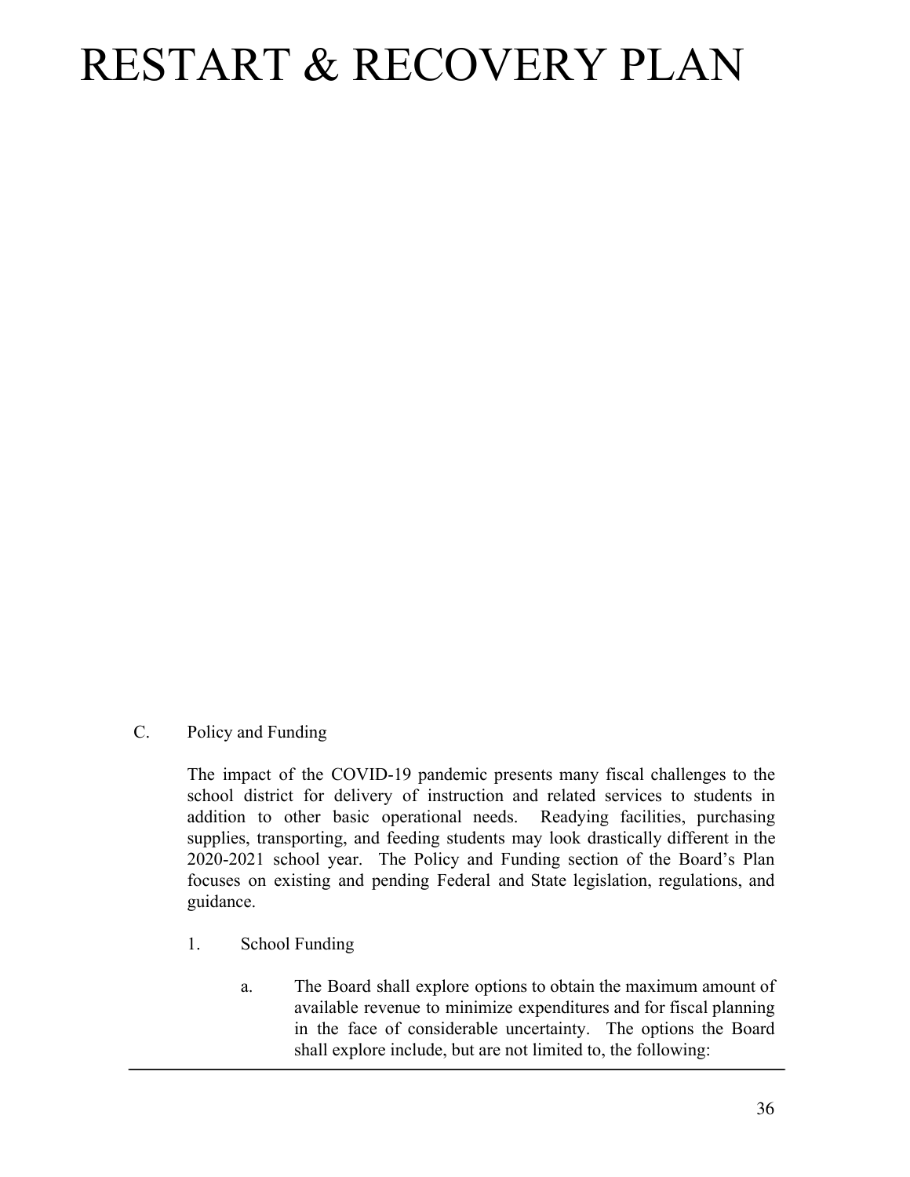# RESTART & RECOVERY PLAN

C. Policy and Funding

The impact of the COVID-19 pandemic presents many fiscal challenges to the school district for delivery of instruction and related services to students in addition to other basic operational needs. Readying facilities, purchasing supplies, transporting, and feeding students may look drastically different in the 2020-2021 school year. The Policy and Funding section of the Board's Plan focuses on existing and pending Federal and State legislation, regulations, and guidance.

1. School Funding

   a. The Board shall explore options to obtain the maximum amount of available revenue to minimize expenditures and for fiscal planning in the face of considerable uncertainty. The options the Board shall explore include, but are not limited to, the following: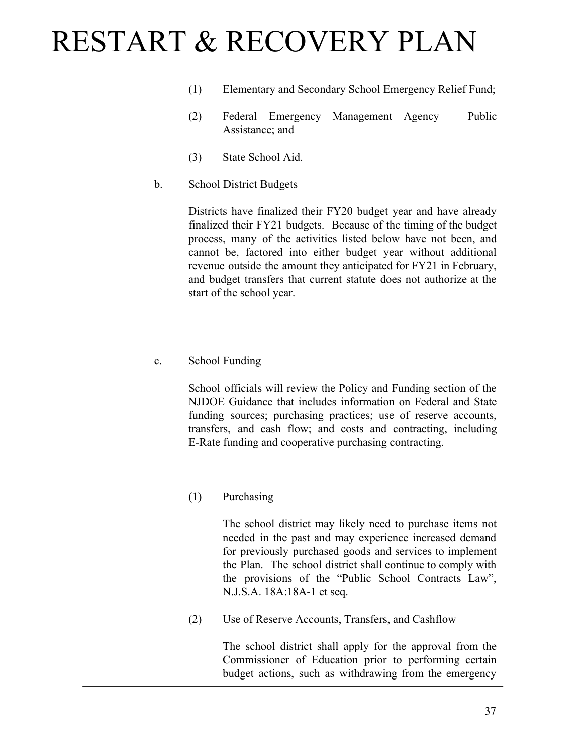(1) Elementary and Secondary School Emergency Relief Fund;

(2) Federal Emergency Management Agency – Public Assistance; and

(3) State School Aid.

b. School District Budgets

Districts have finalized their FY20 budget year and have already finalized their FY21 budgets. Because of the timing of the budget process, many of the activities listed below have not been, and cannot be, factored into either budget year without additional revenue outside the amount they anticipated for FY21 in February, and budget transfers that current statute does not authorize at the start of the school year.

c. School Funding

School officials will review the Policy and Funding section of the NJDOE Guidance that includes information on Federal and State funding sources; purchasing practices; use of reserve accounts, transfers, and cash flow; and costs and contracting, including E-Rate funding and cooperative purchasing contracting.

(1) Purchasing

The school district may likely need to purchase items not needed in the past and may experience increased demand for previously purchased goods and services to implement the Plan. The school district shall continue to comply with the provisions of the "Public School Contracts Law", N.J.S.A. 18A:18A-1 et seq.

(2) Use of Reserve Accounts, Transfers, and Cashflow

The school district shall apply for the approval from the Commissioner of Education prior to performing certain budget actions, such as withdrawing from the emergency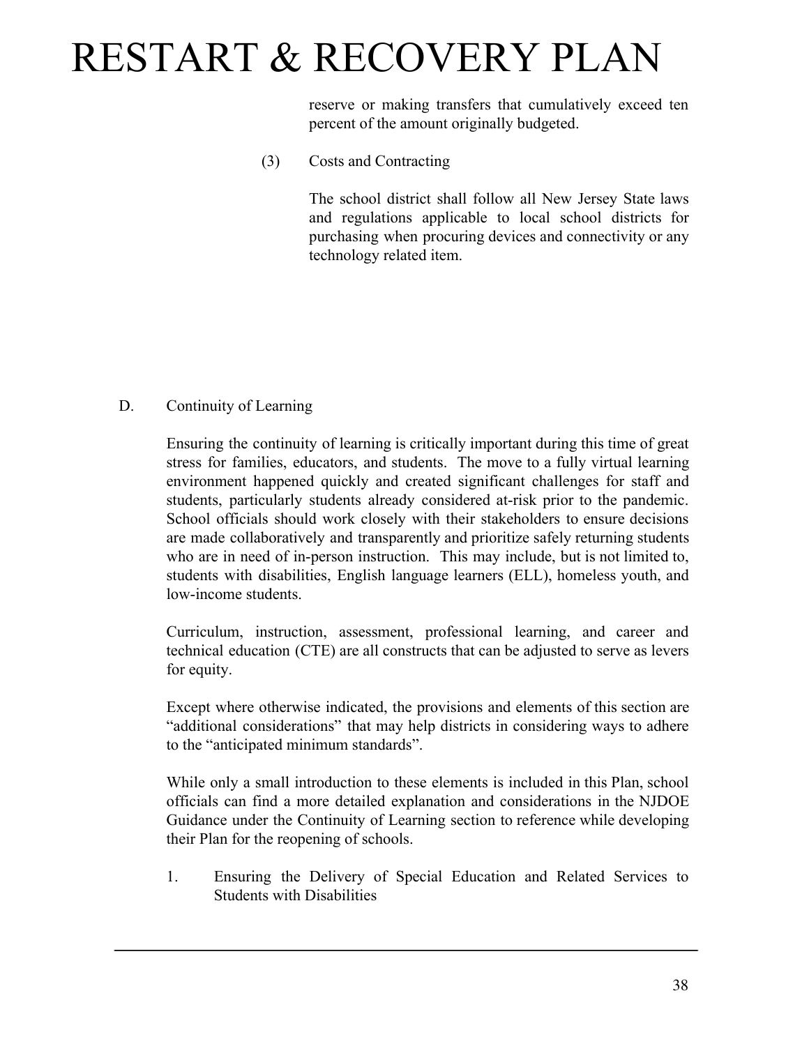reserve or making transfers that cumulatively exceed ten percent of the amount originally budgeted.

(3) Costs and Contracting

The school district shall follow all New Jersey State laws and regulations applicable to local school districts for purchasing when procuring devices and connectivity or any technology related item.

D. Continuity of Learning

Ensuring the continuity of learning is critically important during this time of great stress for families, educators, and students. The move to a fully virtual learning environment happened quickly and created significant challenges for staff and students, particularly students already considered at-risk prior to the pandemic. School officials should work closely with their stakeholders to ensure decisions are made collaboratively and transparently and prioritize safely returning students who are in need of in-person instruction. This may include, but is not limited to, students with disabilities, English language learners (ELL), homeless youth, and low-income students.

Curriculum, instruction, assessment, professional learning, and career and technical education (CTE) are all constructs that can be adjusted to serve as levers for equity.

Except where otherwise indicated, the provisions and elements of this section are "additional considerations" that may help districts in considering ways to adhere to the "anticipated minimum standards".

While only a small introduction to these elements is included in this Plan, school officials can find a more detailed explanation and considerations in the NJDOE Guidance under the Continuity of Learning section to reference while developing their Plan for the reopening of schools.

1. Ensuring the Delivery of Special Education and Related Services to Students with Disabilities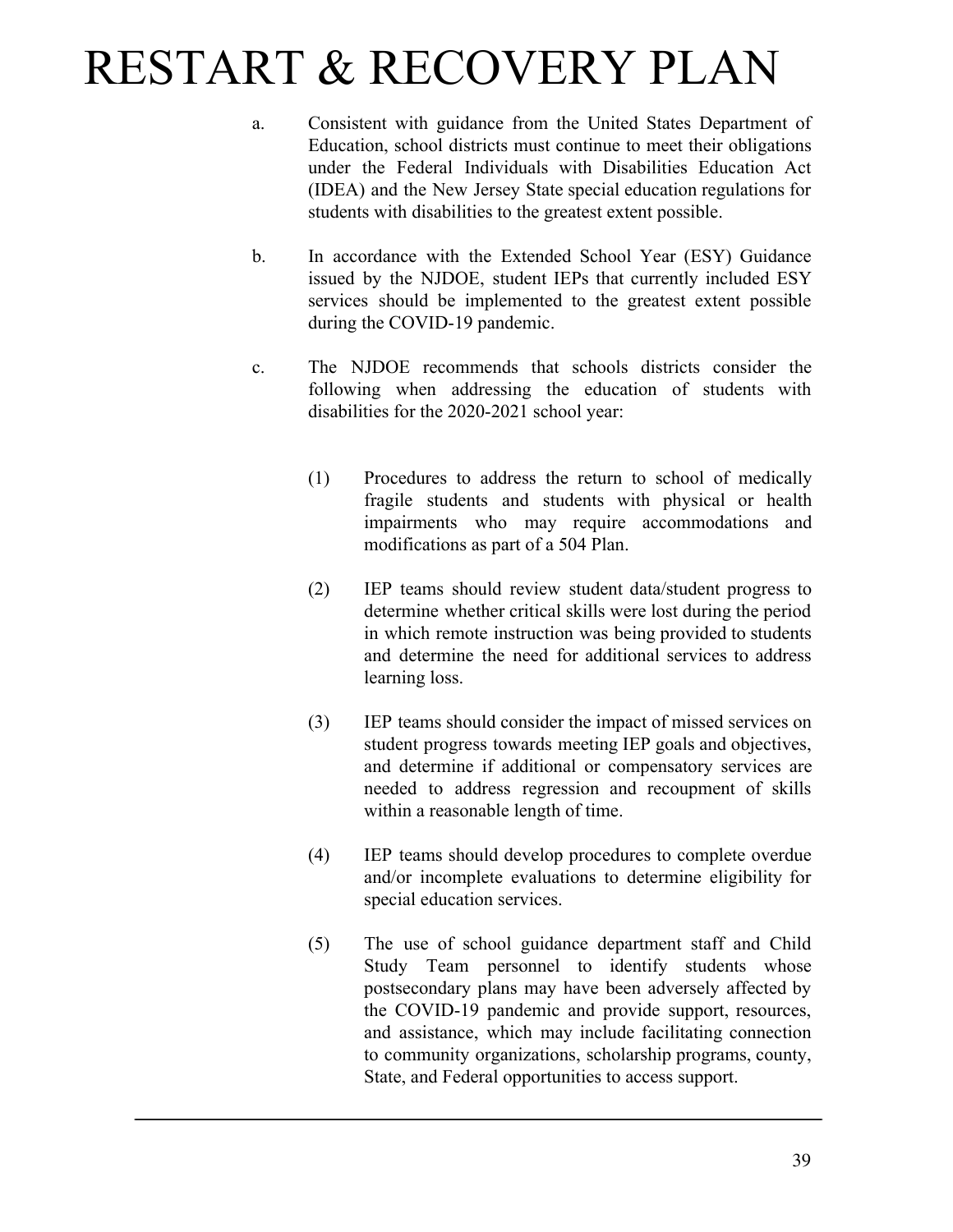a. Consistent with guidance from the United States Department of Education, school districts must continue to meet their obligations under the Federal Individuals with Disabilities Education Act (IDEA) and the New Jersey State special education regulations for students with disabilities to the greatest extent possible.

b. In accordance with the Extended School Year (ESY) Guidance issued by the NJDOE, student IEPs that currently included ESY services should be implemented to the greatest extent possible during the COVID-19 pandemic.

c. The NJDOE recommends that schools districts consider the following when addressing the education of students with disabilities for the 2020-2021 school year:

   (1) Procedures to address the return to school of medically fragile students and students with physical or health impairments who may require accommodations and modifications as part of a 504 Plan.

   (2) IEP teams should review student data/student progress to determine whether critical skills were lost during the period in which remote instruction was being provided to students and determine the need for additional services to address learning loss.

   (3) IEP teams should consider the impact of missed services on student progress towards meeting IEP goals and objectives, and determine if additional or compensatory services are needed to address regression and recoupment of skills within a reasonable length of time.

   (4) IEP teams should develop procedures to complete overdue and/or incomplete evaluations to determine eligibility for special education services.

   (5) The use of school guidance department staff and Child Study Team personnel to identify students whose postsecondary plans may have been adversely affected by the COVID-19 pandemic and provide support, resources, and assistance, which may include facilitating connection to community organizations, scholarship programs, county, State, and Federal opportunities to access support.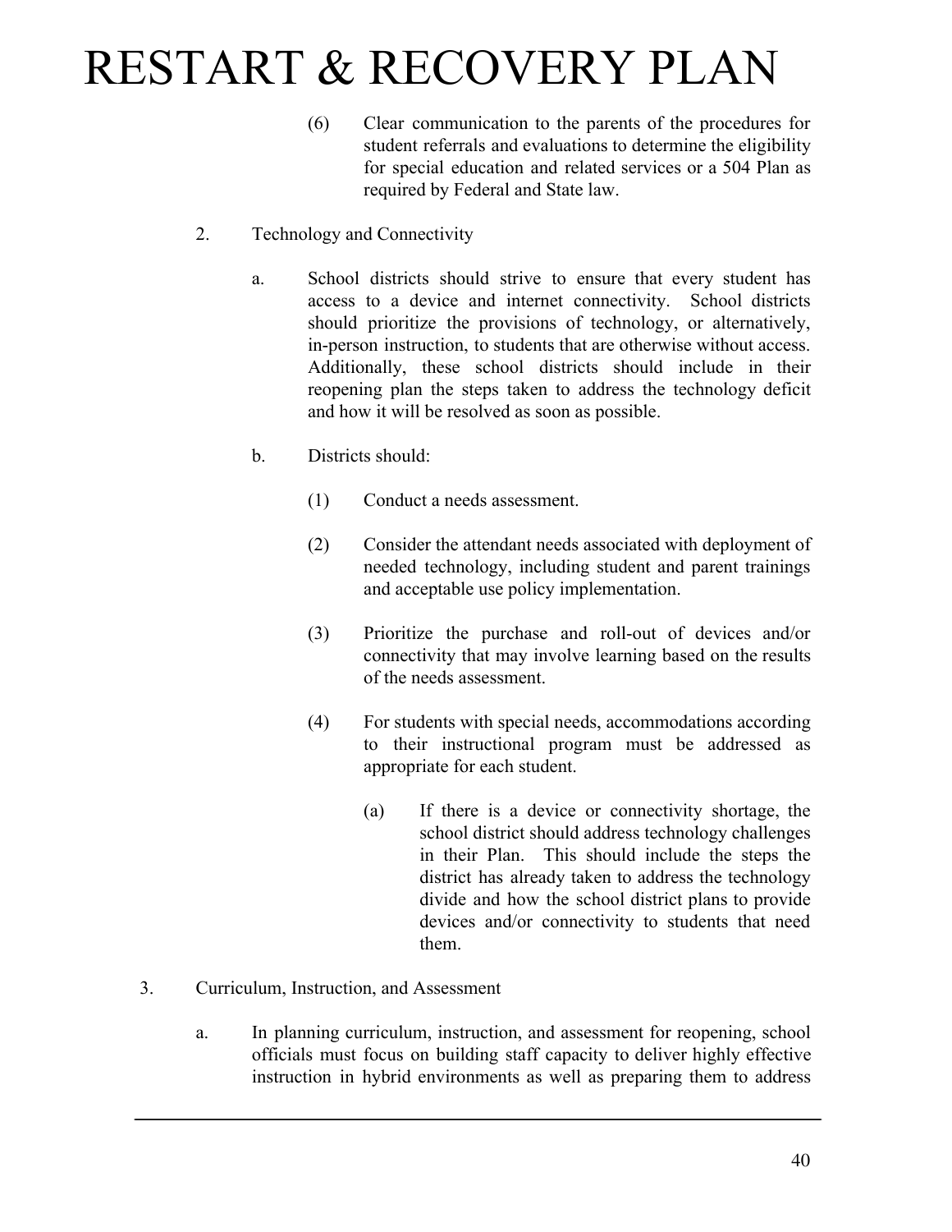(6) Clear communication to the parents of the procedures for student referrals and evaluations to determine the eligibility for special education and related services or a 504 Plan as required by Federal and State law.

2. Technology and Connectivity

   a. School districts should strive to ensure that every student has access to a device and internet connectivity. School districts should prioritize the provisions of technology, or alternatively, in-person instruction, to students that are otherwise without access. Additionally, these school districts should include in their reopening plan the steps taken to address the technology deficit and how it will be resolved as soon as possible.

   b. Districts should:

      (1) Conduct a needs assessment.

      (2) Consider the attendant needs associated with deployment of needed technology, including student and parent trainings and acceptable use policy implementation.

      (3) Prioritize the purchase and roll-out of devices and/or connectivity that may involve learning based on the results of the needs assessment.

      (4) For students with special needs, accommodations according to their instructional program must be addressed as appropriate for each student.

         (a) If there is a device or connectivity shortage, the school district should address technology challenges in their Plan. This should include the steps the district has already taken to address the technology divide and how the school district plans to provide devices and/or connectivity to students that need them.

3. Curriculum, Instruction, and Assessment

   a. In planning curriculum, instruction, and assessment for reopening, school officials must focus on building staff capacity to deliver highly effective instruction in hybrid environments as well as preparing them to address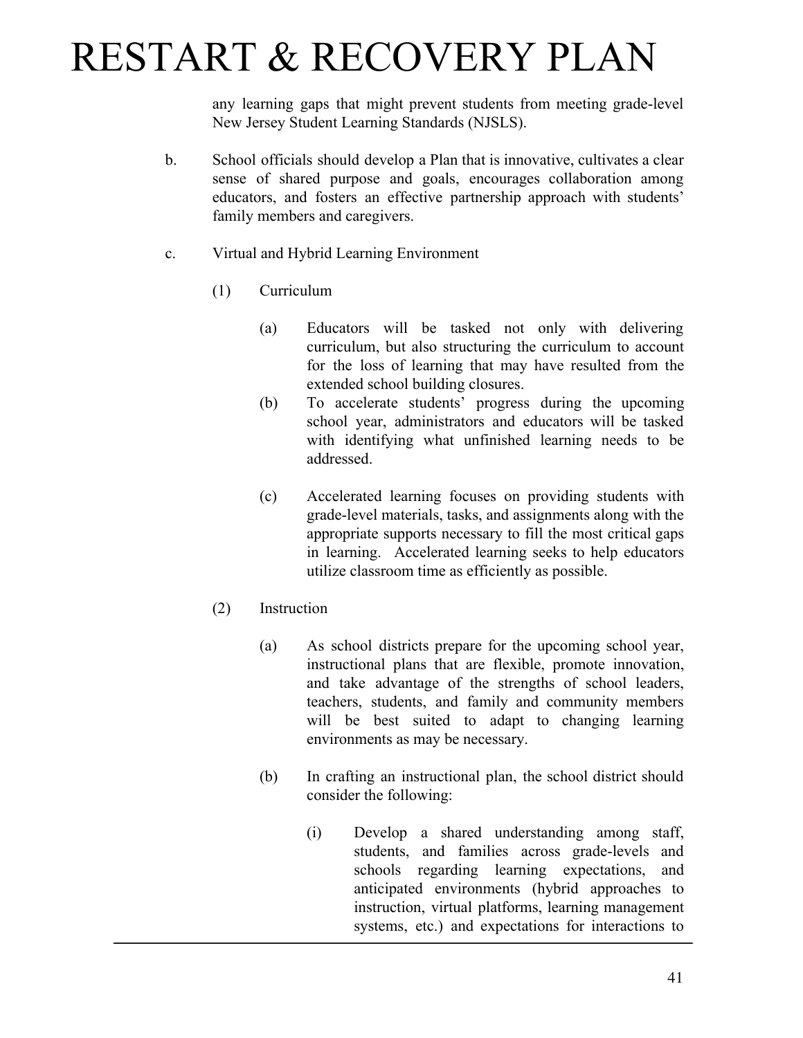any learning gaps that might prevent students from meeting grade-level New Jersey Student Learning Standards (NJSLS).

b. School officials should develop a Plan that is innovative, cultivates a clear sense of shared purpose and goals, encourages collaboration among educators, and fosters an effective partnership approach with students' family members and caregivers.

c. Virtual and Hybrid Learning Environment

(1) Curriculum

(a) Educators will be tasked not only with delivering curriculum, but also structuring the curriculum to account for the loss of learning that may have resulted from the extended school building closures.

(b) To accelerate students' progress during the upcoming school year, administrators and educators will be tasked with identifying what unfinished learning needs to be addressed.

(c) Accelerated learning focuses on providing students with grade-level materials, tasks, and assignments along with the appropriate supports necessary to fill the most critical gaps in learning. Accelerated learning seeks to help educators utilize classroom time as efficiently as possible.

(2) Instruction

(a) As school districts prepare for the upcoming school year, instructional plans that are flexible, promote innovation, and take advantage of the strengths of school leaders, teachers, students, and family and community members will be best suited to adapt to changing learning environments as may be necessary.

(b) In crafting an instructional plan, the school district should consider the following:

(i) Develop a shared understanding among staff, students, and families across grade-levels and schools regarding learning expectations, and anticipated environments (hybrid approaches to instruction, virtual platforms, learning management systems, etc.) and expectations for interactions to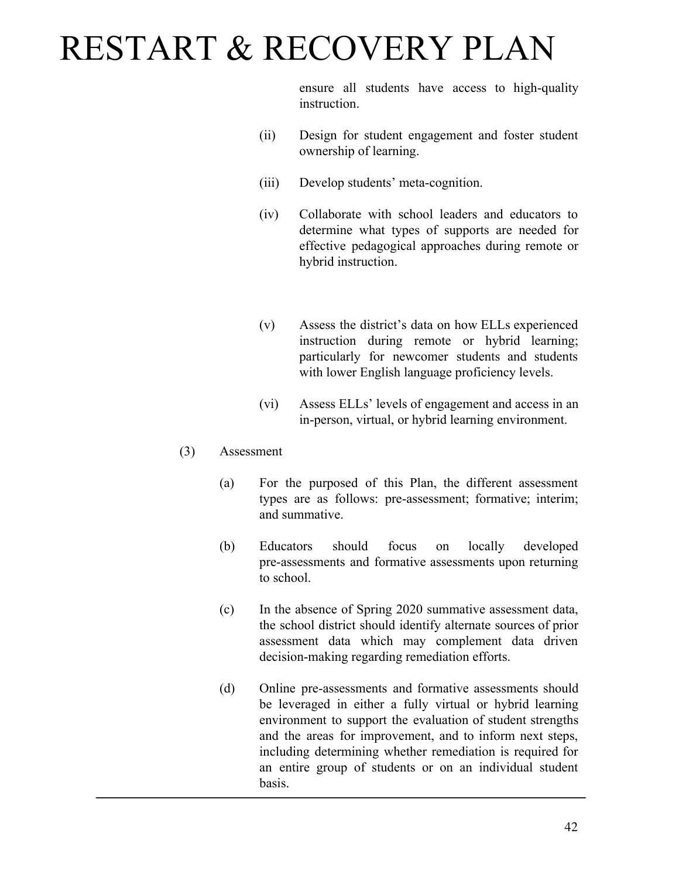ensure all students have access to high-quality instruction.

(ii) Design for student engagement and foster student ownership of learning.

(iii) Develop students' meta-cognition.

(iv) Collaborate with school leaders and educators to determine what types of supports are needed for effective pedagogical approaches during remote or hybrid instruction.

(v) Assess the district's data on how ELLs experienced instruction during remote or hybrid learning; particularly for newcomer students and students with lower English language proficiency levels.

(vi) Assess ELLs' levels of engagement and access in an in-person, virtual, or hybrid learning environment.

(3) Assessment

(a) For the purposed of this Plan, the different assessment types are as follows: pre-assessment; formative; interim; and summative.

(b) Educators should focus on locally developed pre-assessments and formative assessments upon returning to school.

(c) In the absence of Spring 2020 summative assessment data, the school district should identify alternate sources of prior assessment data which may complement data driven decision-making regarding remediation efforts.

(d) Online pre-assessments and formative assessments should be leveraged in either a fully virtual or hybrid learning environment to support the evaluation of student strengths and the areas for improvement, and to inform next steps, including determining whether remediation is required for an entire group of students or on an individual student basis.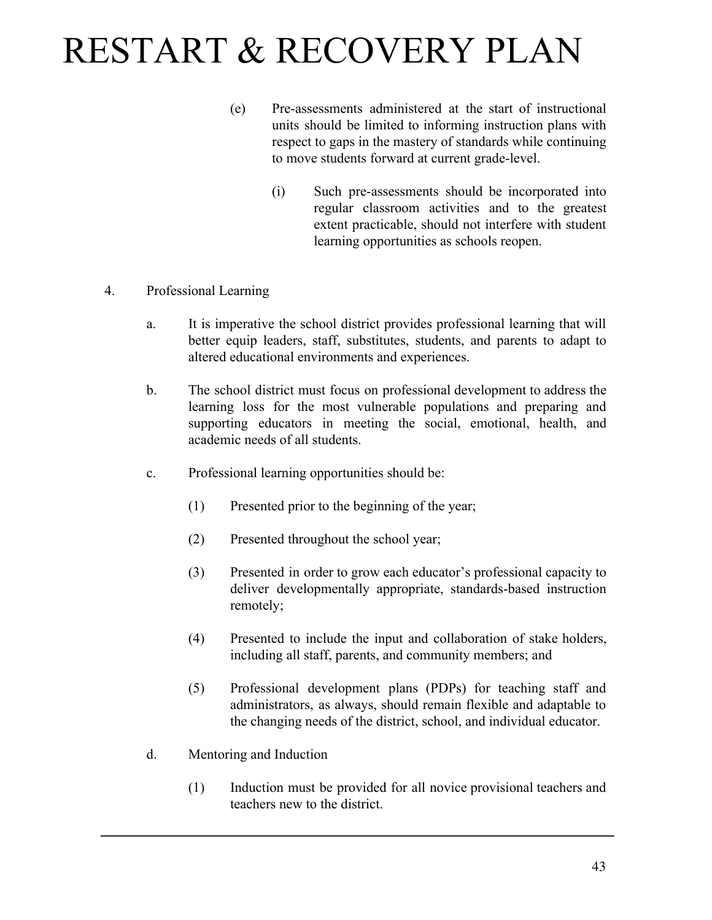(e) Pre-assessments administered at the start of instructional units should be limited to informing instruction plans with respect to gaps in the mastery of standards while continuing to move students forward at current grade-level.

(i) Such pre-assessments should be incorporated into regular classroom activities and to the greatest extent practicable, should not interfere with student learning opportunities as schools reopen.

4. Professional Learning

a. It is imperative the school district provides professional learning that will better equip leaders, staff, substitutes, students, and parents to adapt to altered educational environments and experiences.

b. The school district must focus on professional development to address the learning loss for the most vulnerable populations and preparing and supporting educators in meeting the social, emotional, health, and academic needs of all students.

c. Professional learning opportunities should be:

(1) Presented prior to the beginning of the year;

(2) Presented throughout the school year;

(3) Presented in order to grow each educator's professional capacity to deliver developmentally appropriate, standards-based instruction remotely;

(4) Presented to include the input and collaboration of stake holders, including all staff, parents, and community members; and

(5) Professional development plans (PDPs) for teaching staff and administrators, as always, should remain flexible and adaptable to the changing needs of the district, school, and individual educator.

d. Mentoring and Induction

(1) Induction must be provided for all novice provisional teachers and teachers new to the district.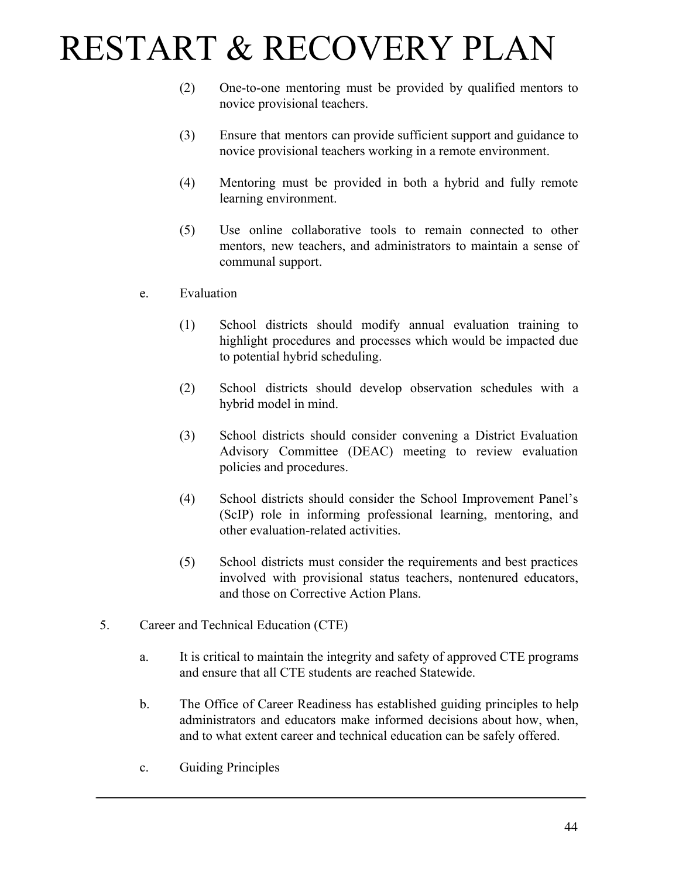(2) One-to-one mentoring must be provided by qualified mentors to novice provisional teachers.

(3) Ensure that mentors can provide sufficient support and guidance to novice provisional teachers working in a remote environment.

(4) Mentoring must be provided in both a hybrid and fully remote learning environment.

(5) Use online collaborative tools to remain connected to other mentors, new teachers, and administrators to maintain a sense of communal support.

e. Evaluation

(1) School districts should modify annual evaluation training to highlight procedures and processes which would be impacted due to potential hybrid scheduling.

(2) School districts should develop observation schedules with a hybrid model in mind.

(3) School districts should consider convening a District Evaluation Advisory Committee (DEAC) meeting to review evaluation policies and procedures.

(4) School districts should consider the School Improvement Panel's (ScIP) role in informing professional learning, mentoring, and other evaluation-related activities.

(5) School districts must consider the requirements and best practices involved with provisional status teachers, nontenured educators, and those on Corrective Action Plans.

5. Career and Technical Education (CTE)

a. It is critical to maintain the integrity and safety of approved CTE programs and ensure that all CTE students are reached Statewide.

b. The Office of Career Readiness has established guiding principles to help administrators and educators make informed decisions about how, when, and to what extent career and technical education can be safely offered.

c. Guiding Principles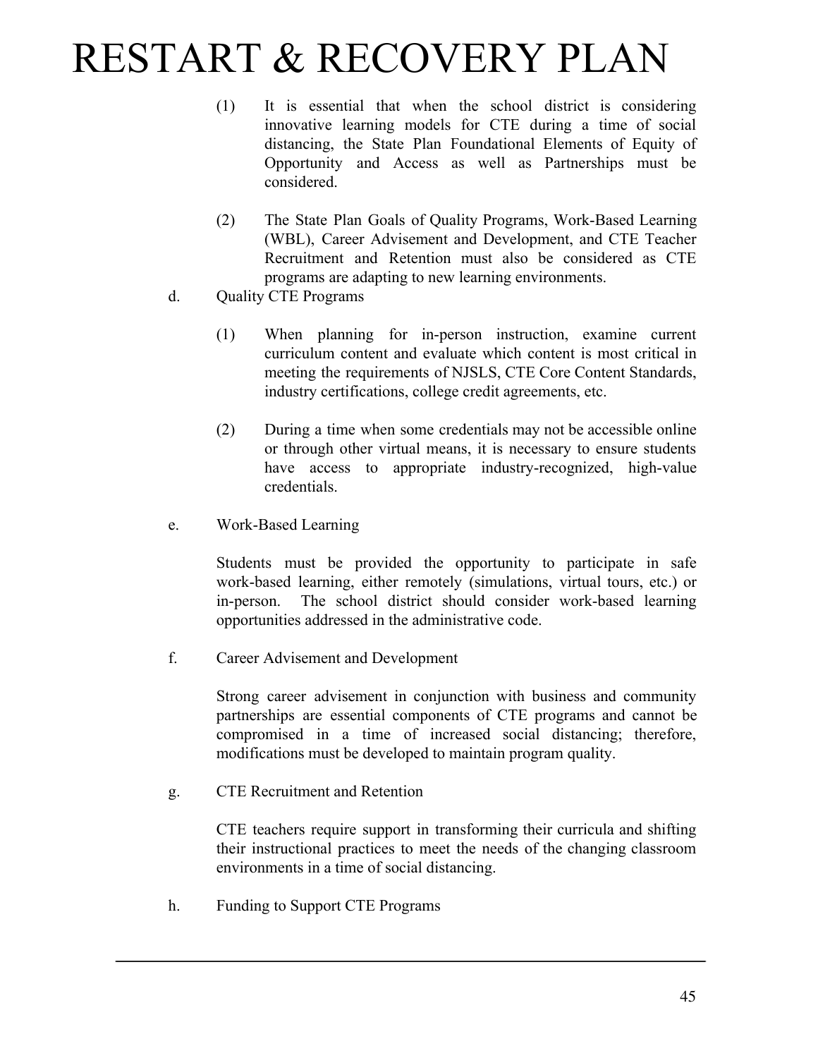(1) It is essential that when the school district is considering innovative learning models for CTE during a time of social distancing, the State Plan Foundational Elements of Equity of Opportunity and Access as well as Partnerships must be considered.

(2) The State Plan Goals of Quality Programs, Work-Based Learning (WBL), Career Advisement and Development, and CTE Teacher Recruitment and Retention must also be considered as CTE programs are adapting to new learning environments.

d. Quality CTE Programs

(1) When planning for in-person instruction, examine current curriculum content and evaluate which content is most critical in meeting the requirements of NJSLS, CTE Core Content Standards, industry certifications, college credit agreements, etc.

(2) During a time when some credentials may not be accessible online or through other virtual means, it is necessary to ensure students have access to appropriate industry-recognized, high-value credentials.

e. Work-Based Learning

Students must be provided the opportunity to participate in safe work-based learning, either remotely (simulations, virtual tours, etc.) or in-person. The school district should consider work-based learning opportunities addressed in the administrative code.

f. Career Advisement and Development

Strong career advisement in conjunction with business and community partnerships are essential components of CTE programs and cannot be compromised in a time of increased social distancing; therefore, modifications must be developed to maintain program quality.

g. CTE Recruitment and Retention

CTE teachers require support in transforming their curricula and shifting their instructional practices to meet the needs of the changing classroom environments in a time of social distancing.

h. Funding to Support CTE Programs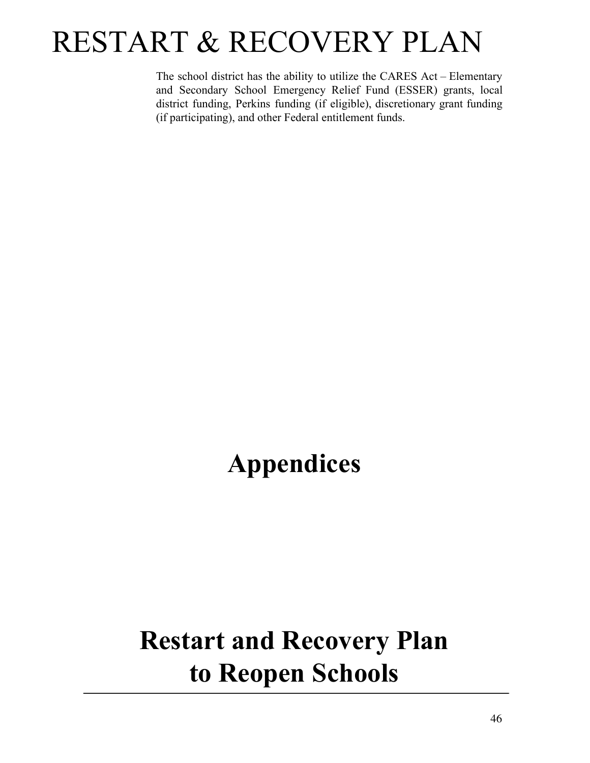# RESTART & RECOVERY PLAN

The school district has the ability to utilize the CARES Act – Elementary and Secondary School Emergency Relief Fund (ESSER) grants, local district funding, Perkins funding (if eligible), discretionary grant funding (if participating), and other Federal entitlement funds.

# Appendices

# Restart and Recovery Plan to Reopen Schools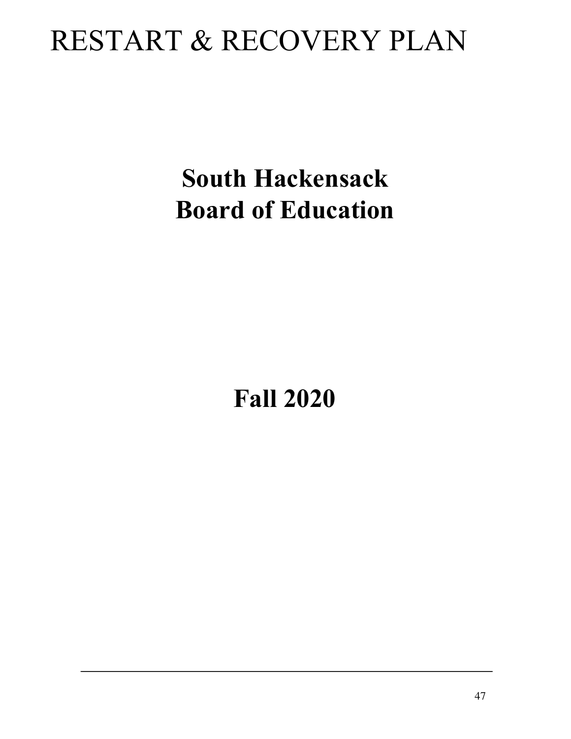# RESTART & RECOVERY PLAN

## South Hackensack
## Board of Education

## Fall 2020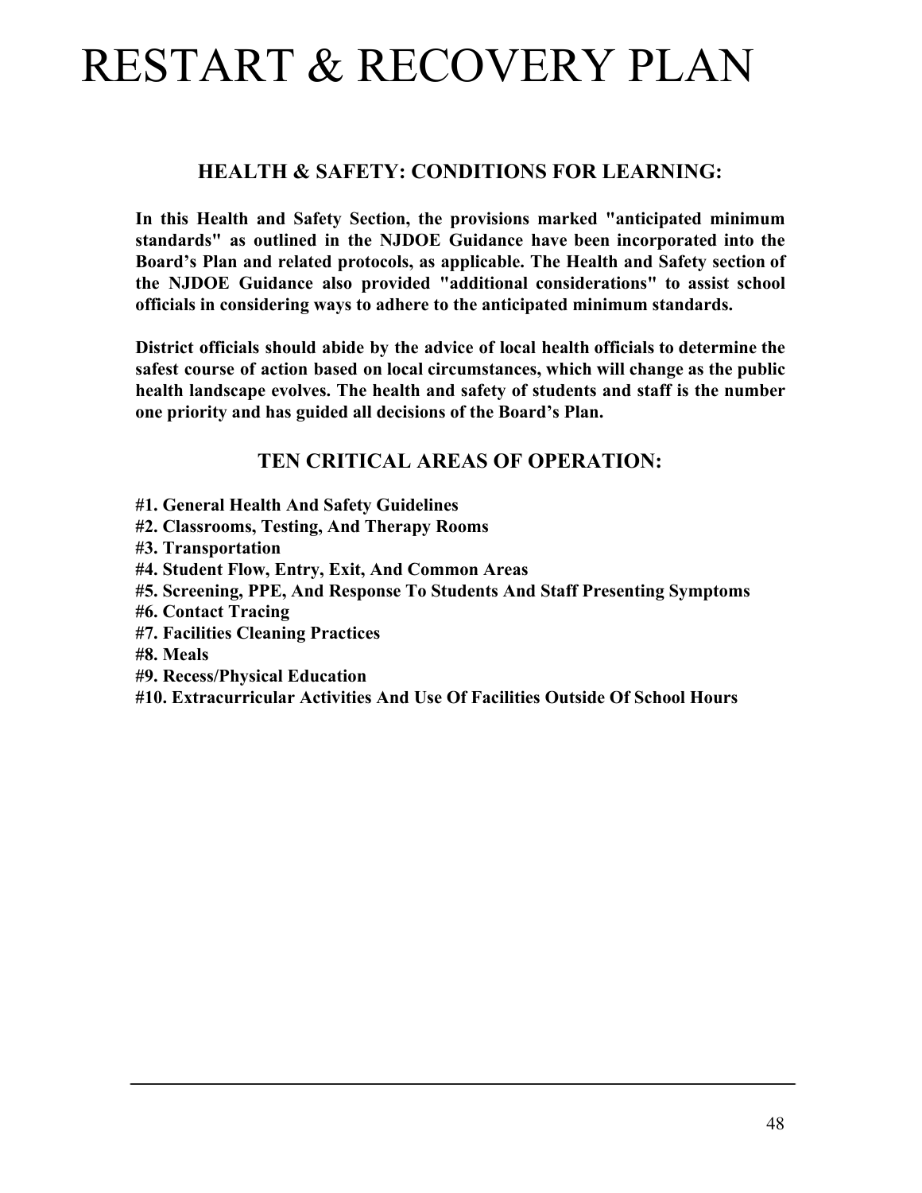# RESTART & RECOVERY PLAN

## HEALTH & SAFETY: CONDITIONS FOR LEARNING:

**In this Health and Safety Section, the provisions marked "anticipated minimum standards" as outlined in the NJDOE Guidance have been incorporated into the Board's Plan and related protocols, as applicable. The Health and Safety section of the NJDOE Guidance also provided "additional considerations" to assist school officials in considering ways to adhere to the anticipated minimum standards.**

**District officials should abide by the advice of local health officials to determine the safest course of action based on local circumstances, which will change as the public health landscape evolves. The health and safety of students and staff is the number one priority and has guided all decisions of the Board's Plan.**

## TEN CRITICAL AREAS OF OPERATION:

**#1. General Health And Safety Guidelines**
**#2. Classrooms, Testing, And Therapy Rooms**
**#3. Transportation**
**#4. Student Flow, Entry, Exit, And Common Areas**
**#5. Screening, PPE, And Response To Students And Staff Presenting Symptoms**
**#6. Contact Tracing**
**#7. Facilities Cleaning Practices**
**#8. Meals**
**#9. Recess/Physical Education**
**#10. Extracurricular Activities And Use Of Facilities Outside Of School Hours**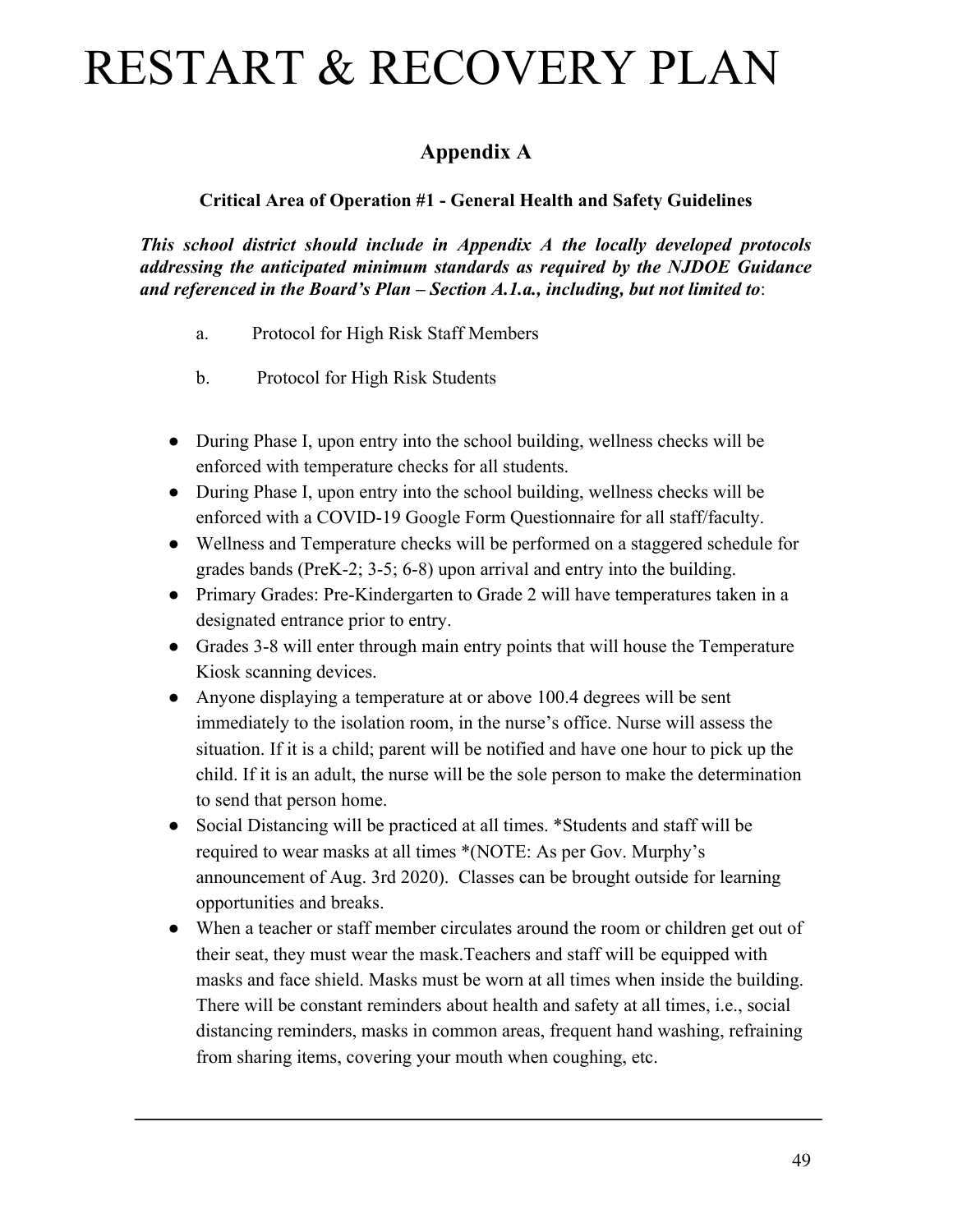# RESTART & RECOVERY PLAN

## Appendix A

### Critical Area of Operation #1 - General Health and Safety Guidelines

***This school district should include in Appendix A the locally developed protocols addressing the anticipated minimum standards as required by the NJDOE Guidance and referenced in the Board's Plan – Section A.1.a., including, but not limited to***:

a. Protocol for High Risk Staff Members

b. Protocol for High Risk Students

- During Phase I, upon entry into the school building, wellness checks will be enforced with temperature checks for all students.
- During Phase I, upon entry into the school building, wellness checks will be enforced with a COVID-19 Google Form Questionnaire for all staff/faculty.
- Wellness and Temperature checks will be performed on a staggered schedule for grades bands (PreK-2; 3-5; 6-8) upon arrival and entry into the building.
- Primary Grades: Pre-Kindergarten to Grade 2 will have temperatures taken in a designated entrance prior to entry.
- Grades 3-8 will enter through main entry points that will house the Temperature Kiosk scanning devices.
- Anyone displaying a temperature at or above 100.4 degrees will be sent immediately to the isolation room, in the nurse's office. Nurse will assess the situation. If it is a child; parent will be notified and have one hour to pick up the child. If it is an adult, the nurse will be the sole person to make the determination to send that person home.
- Social Distancing will be practiced at all times. *Students and staff will be required to wear masks at all times *(NOTE: As per Gov. Murphy's announcement of Aug. 3rd 2020). Classes can be brought outside for learning opportunities and breaks.
- When a teacher or staff member circulates around the room or children get out of their seat, they must wear the mask.Teachers and staff will be equipped with masks and face shield. Masks must be worn at all times when inside the building. There will be constant reminders about health and safety at all times, i.e., social distancing reminders, masks in common areas, frequent hand washing, refraining from sharing items, covering your mouth when coughing, etc.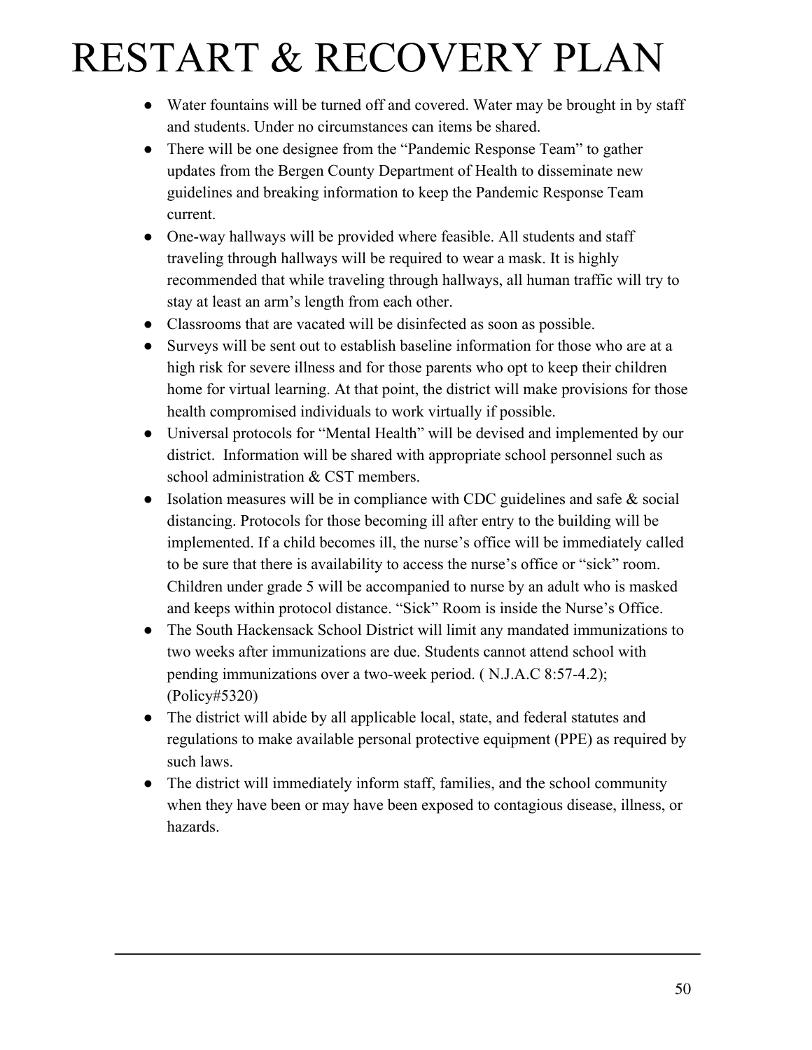# RESTART & RECOVERY PLAN

- Water fountains will be turned off and covered. Water may be brought in by staff and students. Under no circumstances can items be shared.
- There will be one designee from the "Pandemic Response Team" to gather updates from the Bergen County Department of Health to disseminate new guidelines and breaking information to keep the Pandemic Response Team current.
- One-way hallways will be provided where feasible. All students and staff traveling through hallways will be required to wear a mask. It is highly recommended that while traveling through hallways, all human traffic will try to stay at least an arm's length from each other.
- Classrooms that are vacated will be disinfected as soon as possible.
- Surveys will be sent out to establish baseline information for those who are at a high risk for severe illness and for those parents who opt to keep their children home for virtual learning. At that point, the district will make provisions for those health compromised individuals to work virtually if possible.
- Universal protocols for "Mental Health" will be devised and implemented by our district. Information will be shared with appropriate school personnel such as school administration & CST members.
- Isolation measures will be in compliance with CDC guidelines and safe & social distancing. Protocols for those becoming ill after entry to the building will be implemented. If a child becomes ill, the nurse's office will be immediately called to be sure that there is availability to access the nurse's office or "sick" room. Children under grade 5 will be accompanied to nurse by an adult who is masked and keeps within protocol distance. "Sick" Room is inside the Nurse's Office.
- The South Hackensack School District will limit any mandated immunizations to two weeks after immunizations are due. Students cannot attend school with pending immunizations over a two-week period. ( N.J.A.C 8:57-4.2); (Policy#5320)
- The district will abide by all applicable local, state, and federal statutes and regulations to make available personal protective equipment (PPE) as required by such laws.
- The district will immediately inform staff, families, and the school community when they have been or may have been exposed to contagious disease, illness, or hazards.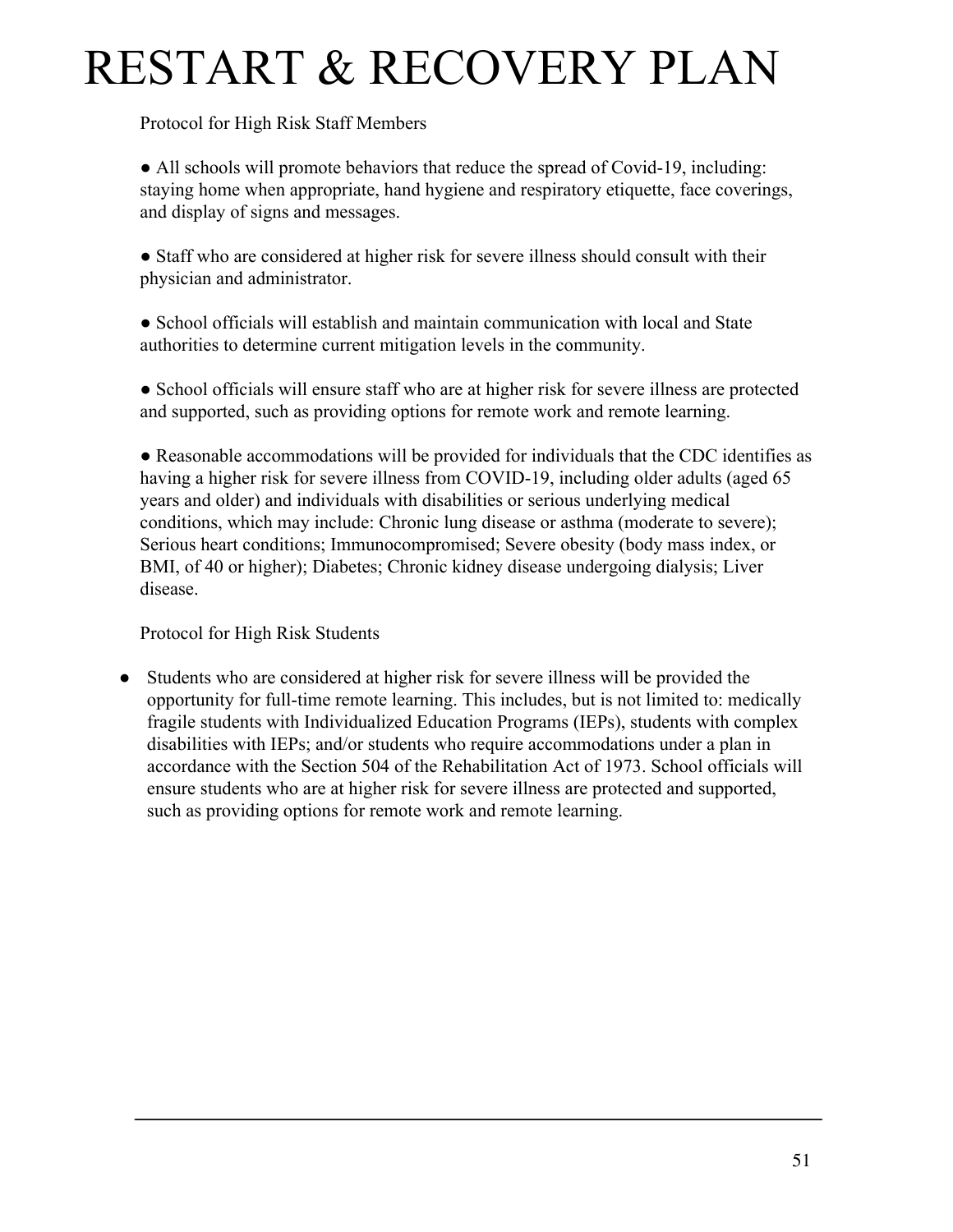# RESTART & RECOVERY PLAN

Protocol for High Risk Staff Members

- All schools will promote behaviors that reduce the spread of Covid-19, including: staying home when appropriate, hand hygiene and respiratory etiquette, face coverings, and display of signs and messages.

- Staff who are considered at higher risk for severe illness should consult with their physician and administrator.

- School officials will establish and maintain communication with local and State authorities to determine current mitigation levels in the community.

- School officials will ensure staff who are at higher risk for severe illness are protected and supported, such as providing options for remote work and remote learning.

- Reasonable accommodations will be provided for individuals that the CDC identifies as having a higher risk for severe illness from COVID-19, including older adults (aged 65 years and older) and individuals with disabilities or serious underlying medical conditions, which may include: Chronic lung disease or asthma (moderate to severe); Serious heart conditions; Immunocompromised; Severe obesity (body mass index, or BMI, of 40 or higher); Diabetes; Chronic kidney disease undergoing dialysis; Liver disease.

Protocol for High Risk Students

- Students who are considered at higher risk for severe illness will be provided the opportunity for full-time remote learning. This includes, but is not limited to: medically fragile students with Individualized Education Programs (IEPs), students with complex disabilities with IEPs; and/or students who require accommodations under a plan in accordance with the Section 504 of the Rehabilitation Act of 1973. School officials will ensure students who are at higher risk for severe illness are protected and supported, such as providing options for remote work and remote learning.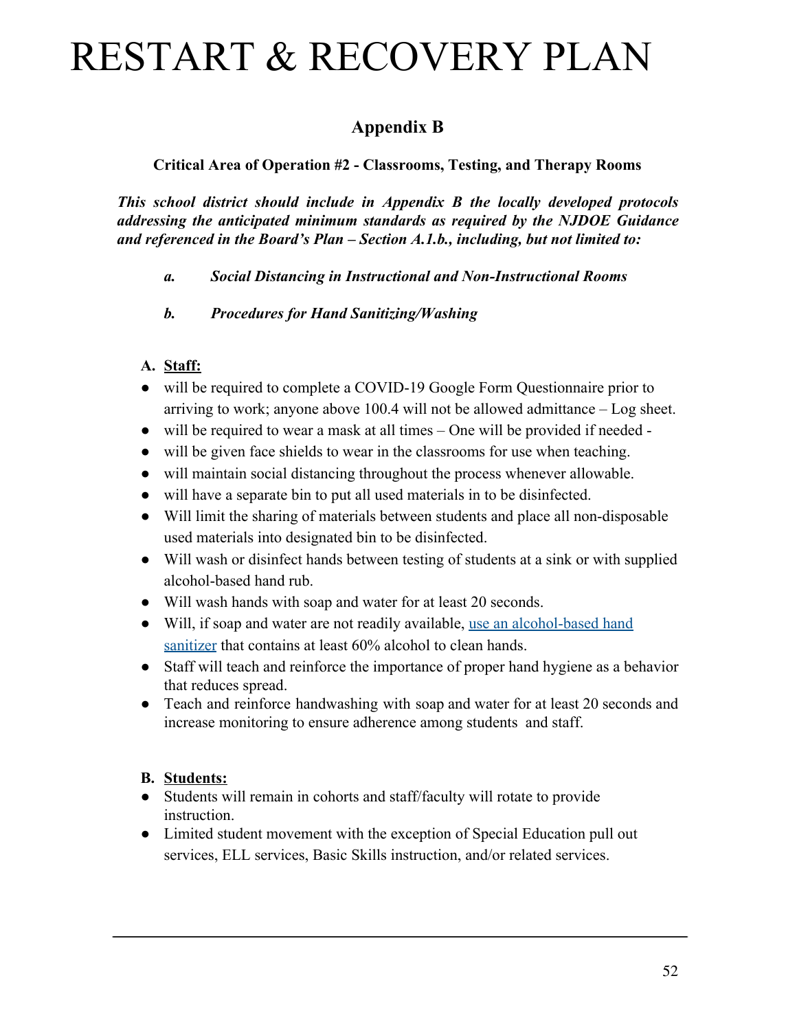# RESTART & RECOVERY PLAN

## Appendix B

### Critical Area of Operation #2 - Classrooms, Testing, and Therapy Rooms

***This school district should include in Appendix B the locally developed protocols addressing the anticipated minimum standards as required by the NJDOE Guidance and referenced in the Board's Plan – Section A.1.b., including, but not limited to:***

- ***a. Social Distancing in Instructional and Non-Instructional Rooms***
- ***b. Procedures for Hand Sanitizing/Washing***

**A. Staff:**

- will be required to complete a COVID-19 Google Form Questionnaire prior to arriving to work; anyone above 100.4 will not be allowed admittance – Log sheet.
- will be required to wear a mask at all times – One will be provided if needed -
- will be given face shields to wear in the classrooms for use when teaching.
- will maintain social distancing throughout the process whenever allowable.
- will have a separate bin to put all used materials in to be disinfected.
- Will limit the sharing of materials between students and place all non-disposable used materials into designated bin to be disinfected.
- Will wash or disinfect hands between testing of students at a sink or with supplied alcohol-based hand rub.
- Will wash hands with soap and water for at least 20 seconds.
- Will, if soap and water are not readily available, use an alcohol-based hand sanitizer that contains at least 60% alcohol to clean hands.
- Staff will teach and reinforce the importance of proper hand hygiene as a behavior that reduces spread.
- Teach and reinforce handwashing with soap and water for at least 20 seconds and increase monitoring to ensure adherence among students and staff.

**B. Students:**

- Students will remain in cohorts and staff/faculty will rotate to provide instruction.
- Limited student movement with the exception of Special Education pull out services, ELL services, Basic Skills instruction, and/or related services.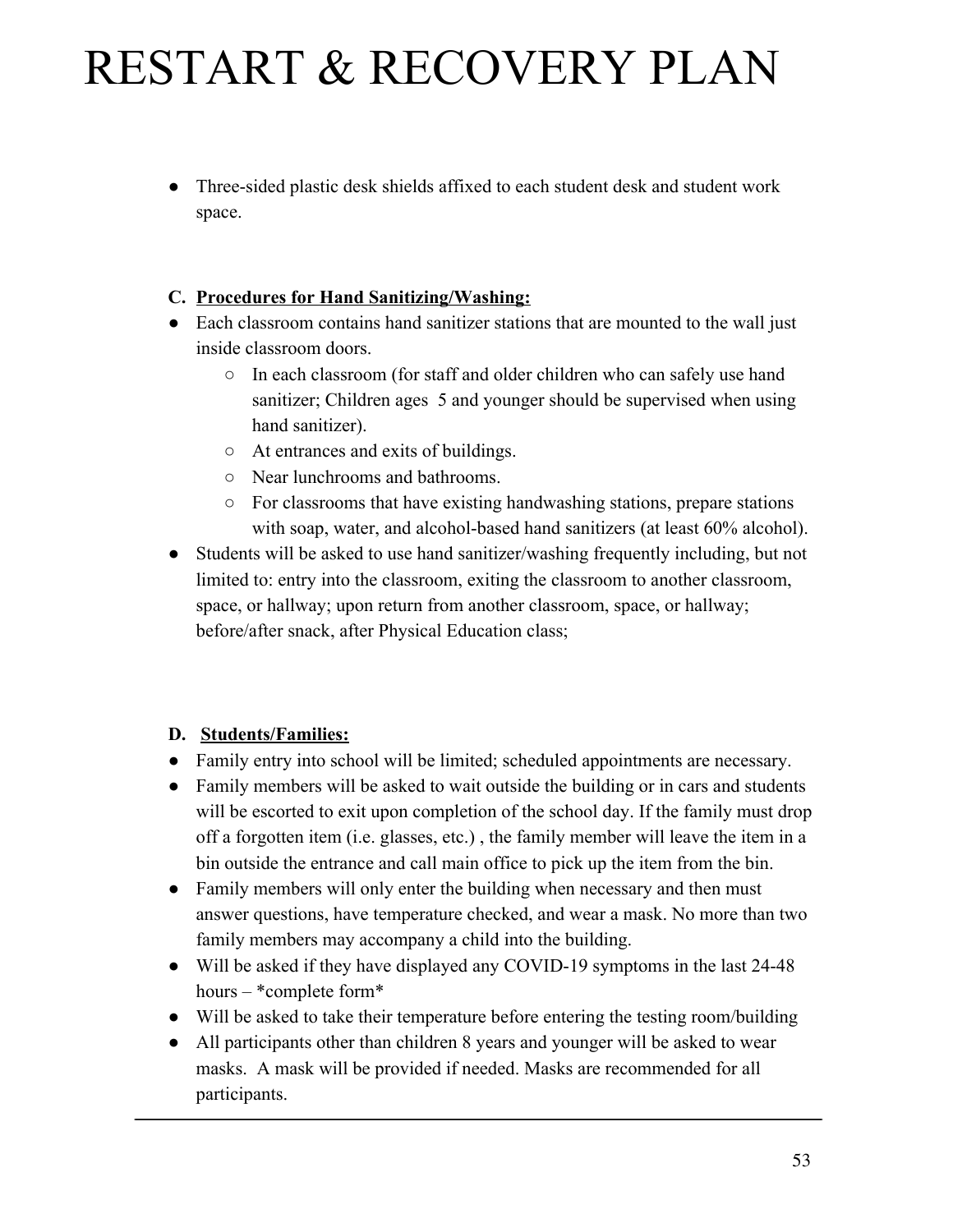# RESTART & RECOVERY PLAN

- Three-sided plastic desk shields affixed to each student desk and student work space.

**C. <u>Procedures for Hand Sanitizing/Washing:</u>**

- Each classroom contains hand sanitizer stations that are mounted to the wall just inside classroom doors.
    - In each classroom (for staff and older children who can safely use hand sanitizer; Children ages 5 and younger should be supervised when using hand sanitizer).
    - At entrances and exits of buildings.
    - Near lunchrooms and bathrooms.
    - For classrooms that have existing handwashing stations, prepare stations with soap, water, and alcohol-based hand sanitizers (at least 60% alcohol).
- Students will be asked to use hand sanitizer/washing frequently including, but not limited to: entry into the classroom, exiting the classroom to another classroom, space, or hallway; upon return from another classroom, space, or hallway; before/after snack, after Physical Education class;

**D. <u>Students/Families:</u>**

- Family entry into school will be limited; scheduled appointments are necessary.
- Family members will be asked to wait outside the building or in cars and students will be escorted to exit upon completion of the school day. If the family must drop off a forgotten item (i.e. glasses, etc.) , the family member will leave the item in a bin outside the entrance and call main office to pick up the item from the bin.
- Family members will only enter the building when necessary and then must answer questions, have temperature checked, and wear a mask. No more than two family members may accompany a child into the building.
- Will be asked if they have displayed any COVID-19 symptoms in the last 24-48 hours – *complete form*
- Will be asked to take their temperature before entering the testing room/building
- All participants other than children 8 years and younger will be asked to wear masks. A mask will be provided if needed. Masks are recommended for all participants.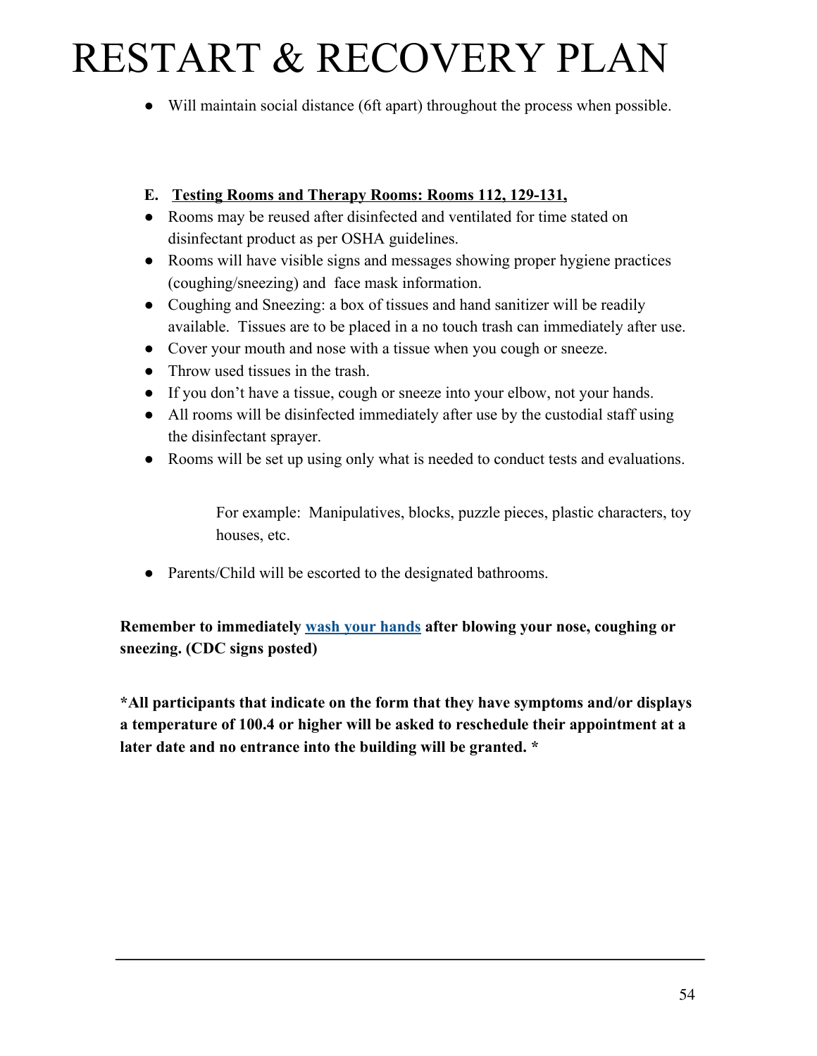- Will maintain social distance (6ft apart) throughout the process when possible.

**E. Testing Rooms and Therapy Rooms: Rooms 112, 129-131,**

- Rooms may be reused after disinfected and ventilated for time stated on disinfectant product as per OSHA guidelines.
- Rooms will have visible signs and messages showing proper hygiene practices (coughing/sneezing) and face mask information.
- Coughing and Sneezing: a box of tissues and hand sanitizer will be readily available. Tissues are to be placed in a no touch trash can immediately after use.
- Cover your mouth and nose with a tissue when you cough or sneeze.
- Throw used tissues in the trash.
- If you don't have a tissue, cough or sneeze into your elbow, not your hands.
- All rooms will be disinfected immediately after use by the custodial staff using the disinfectant sprayer.
- Rooms will be set up using only what is needed to conduct tests and evaluations.

  For example: Manipulatives, blocks, puzzle pieces, plastic characters, toy houses, etc.

- Parents/Child will be escorted to the designated bathrooms.

**Remember to immediately wash your hands after blowing your nose, coughing or sneezing. (CDC signs posted)**

**\*All participants that indicate on the form that they have symptoms and/or displays a temperature of 100.4 or higher will be asked to reschedule their appointment at a later date and no entrance into the building will be granted. \***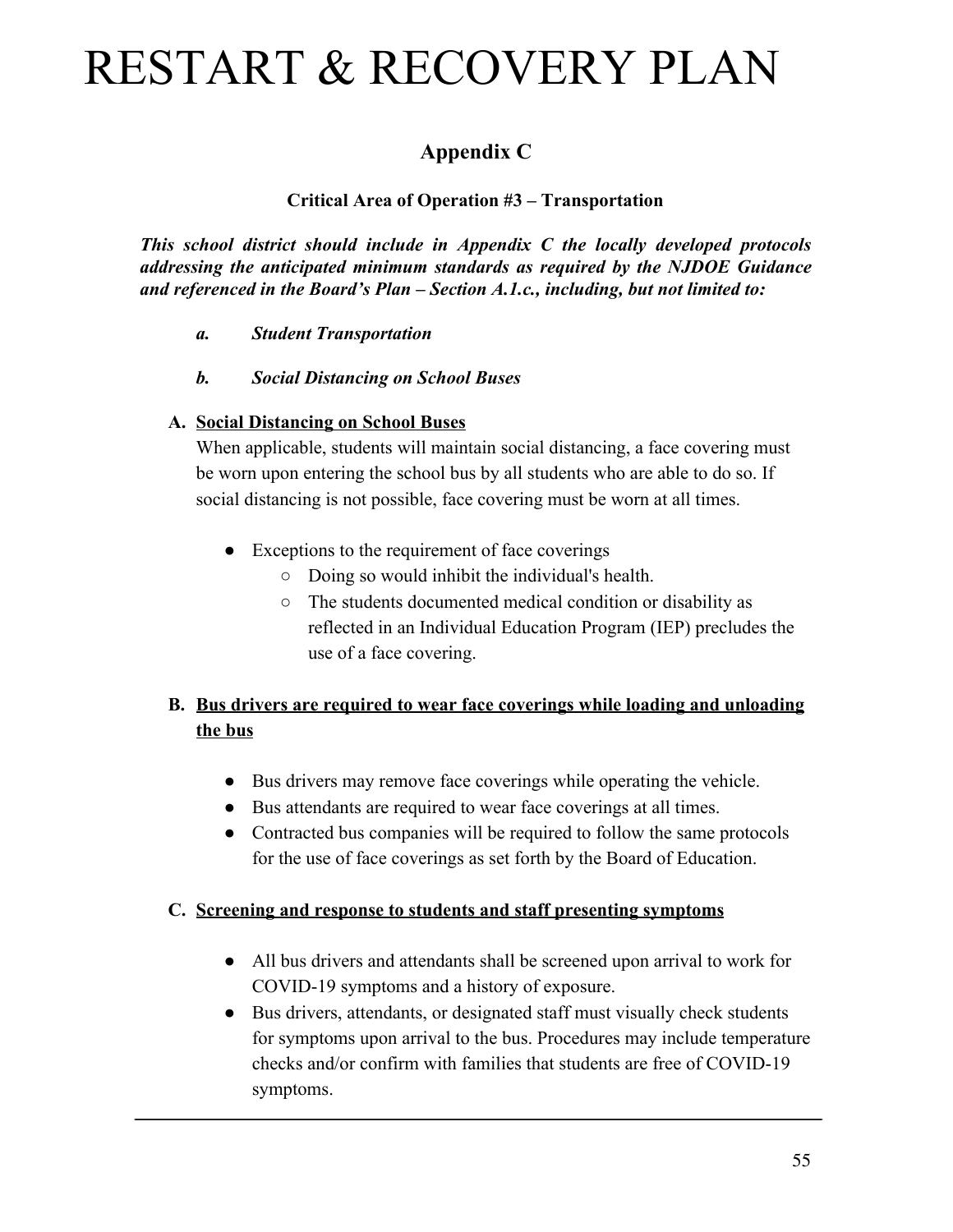# RESTART & RECOVERY PLAN

## Appendix C

### Critical Area of Operation #3 – Transportation

***This school district should include in Appendix C the locally developed protocols addressing the anticipated minimum standards as required by the NJDOE Guidance and referenced in the Board's Plan – Section A.1.c., including, but not limited to:***

- ***a. Student Transportation***
- ***b. Social Distancing on School Buses***

**A. Social Distancing on School Buses**

When applicable, students will maintain social distancing, a face covering must be worn upon entering the school bus by all students who are able to do so. If social distancing is not possible, face covering must be worn at all times.

- Exceptions to the requirement of face coverings
  - Doing so would inhibit the individual's health.
  - The students documented medical condition or disability as reflected in an Individual Education Program (IEP) precludes the use of a face covering.

**B. Bus drivers are required to wear face coverings while loading and unloading the bus**

- Bus drivers may remove face coverings while operating the vehicle.
- Bus attendants are required to wear face coverings at all times.
- Contracted bus companies will be required to follow the same protocols for the use of face coverings as set forth by the Board of Education.

**C. Screening and response to students and staff presenting symptoms**

- All bus drivers and attendants shall be screened upon arrival to work for COVID-19 symptoms and a history of exposure.
- Bus drivers, attendants, or designated staff must visually check students for symptoms upon arrival to the bus. Procedures may include temperature checks and/or confirm with families that students are free of COVID-19 symptoms.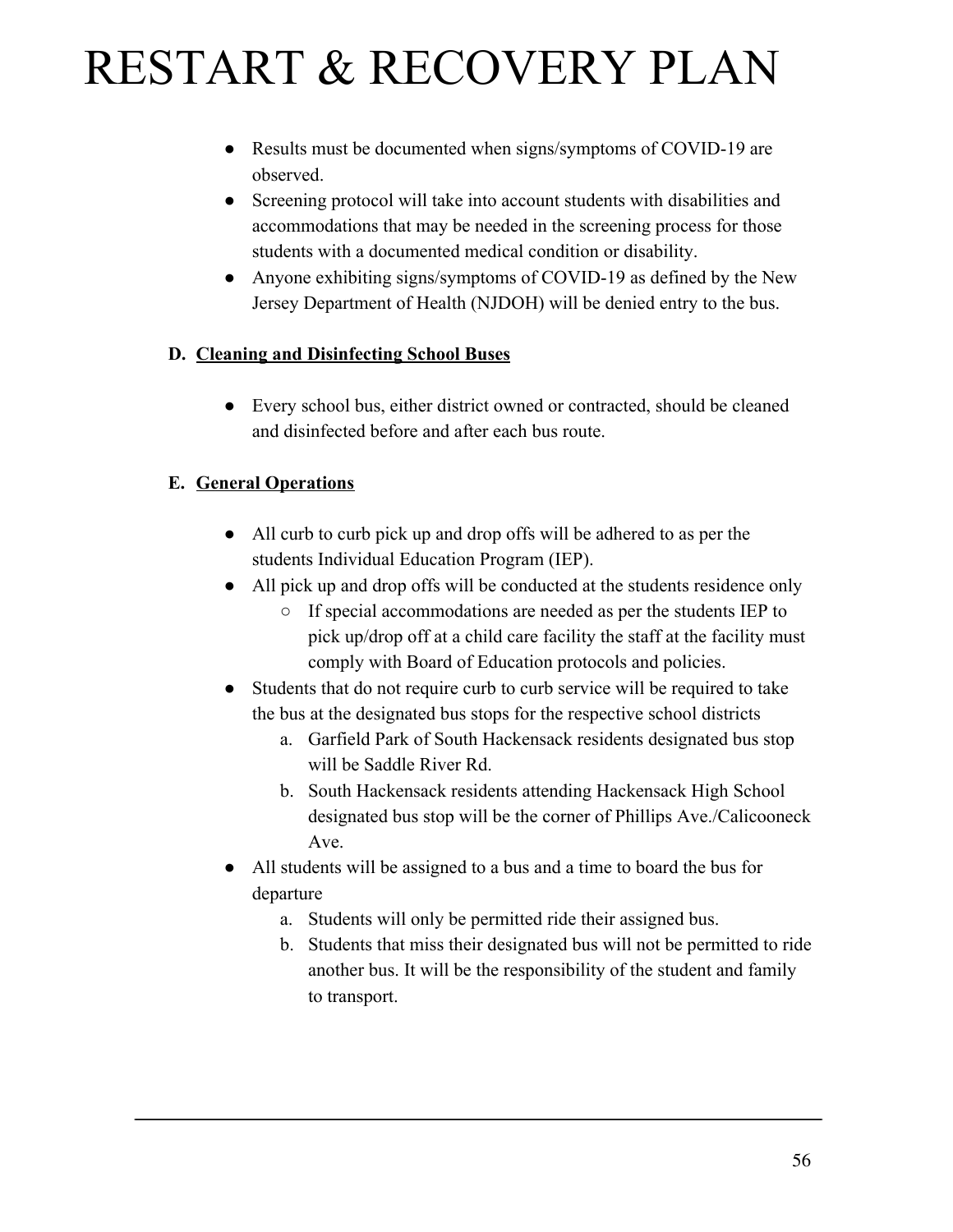- Results must be documented when signs/symptoms of COVID-19 are observed.
- Screening protocol will take into account students with disabilities and accommodations that may be needed in the screening process for those students with a documented medical condition or disability.
- Anyone exhibiting signs/symptoms of COVID-19 as defined by the New Jersey Department of Health (NJDOH) will be denied entry to the bus.

**D. <u>Cleaning and Disinfecting School Buses</u>**

- Every school bus, either district owned or contracted, should be cleaned and disinfected before and after each bus route.

**E. <u>General Operations</u>**

- All curb to curb pick up and drop offs will be adhered to as per the students Individual Education Program (IEP).
- All pick up and drop offs will be conducted at the students residence only
  - If special accommodations are needed as per the students IEP to pick up/drop off at a child care facility the staff at the facility must comply with Board of Education protocols and policies.
- Students that do not require curb to curb service will be required to take the bus at the designated bus stops for the respective school districts
  a. Garfield Park of South Hackensack residents designated bus stop will be Saddle River Rd.
  b. South Hackensack residents attending Hackensack High School designated bus stop will be the corner of Phillips Ave./Calicooneck Ave.
- All students will be assigned to a bus and a time to board the bus for departure
  a. Students will only be permitted ride their assigned bus.
  b. Students that miss their designated bus will not be permitted to ride another bus. It will be the responsibility of the student and family to transport.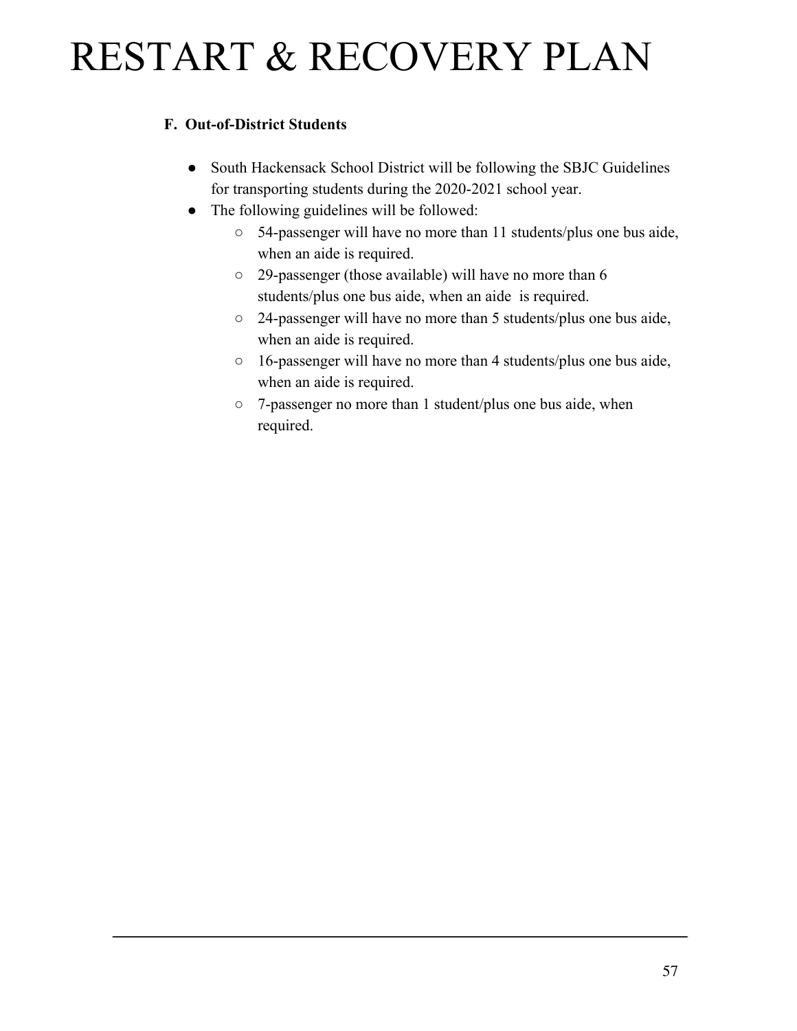# RESTART & RECOVERY PLAN

**F. Out-of-District Students**

- South Hackensack School District will be following the SBJC Guidelines for transporting students during the 2020-2021 school year.
- The following guidelines will be followed:
  - 54-passenger will have no more than 11 students/plus one bus aide, when an aide is required.
  - 29-passenger (those available) will have no more than 6 students/plus one bus aide, when an aide is required.
  - 24-passenger will have no more than 5 students/plus one bus aide, when an aide is required.
  - 16-passenger will have no more than 4 students/plus one bus aide, when an aide is required.
  - 7-passenger no more than 1 student/plus one bus aide, when required.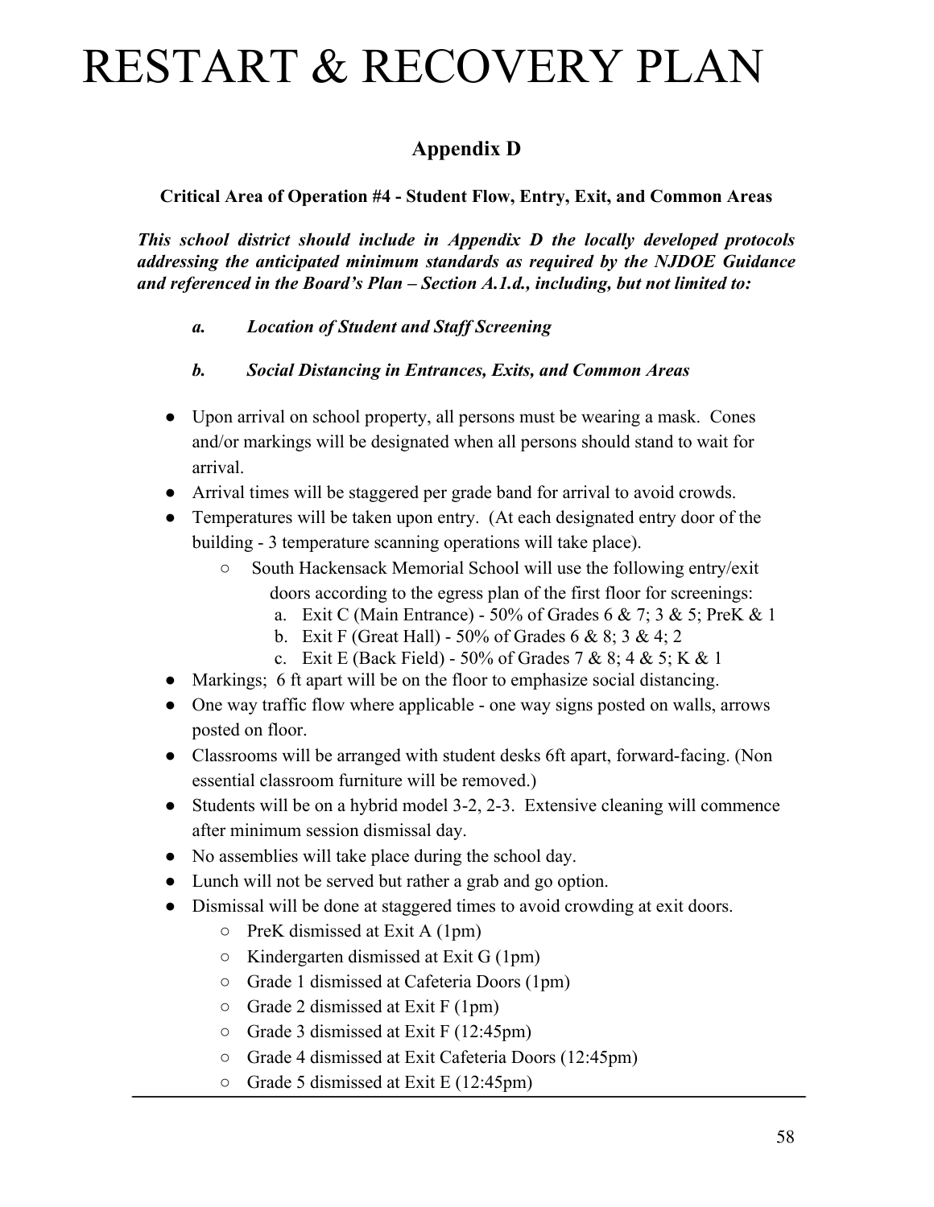# RESTART & RECOVERY PLAN

## Appendix D

**Critical Area of Operation #4 - Student Flow, Entry, Exit, and Common Areas**

***This school district should include in Appendix D the locally developed protocols addressing the anticipated minimum standards as required by the NJDOE Guidance and referenced in the Board's Plan – Section A.1.d., including, but not limited to:***

- ***a. Location of Student and Staff Screening***
- ***b. Social Distancing in Entrances, Exits, and Common Areas***

- Upon arrival on school property, all persons must be wearing a mask. Cones and/or markings will be designated when all persons should stand to wait for arrival.
- Arrival times will be staggered per grade band for arrival to avoid crowds.
- Temperatures will be taken upon entry. (At each designated entry door of the building - 3 temperature scanning operations will take place).
  - South Hackensack Memorial School will use the following entry/exit doors according to the egress plan of the first floor for screenings:
    - a. Exit C (Main Entrance) - 50% of Grades 6 & 7; 3 & 5; PreK & 1
    - b. Exit F (Great Hall) - 50% of Grades 6 & 8; 3 & 4; 2
    - c. Exit E (Back Field) - 50% of Grades 7 & 8; 4 & 5; K & 1
- Markings; 6 ft apart will be on the floor to emphasize social distancing.
- One way traffic flow where applicable - one way signs posted on walls, arrows posted on floor.
- Classrooms will be arranged with student desks 6ft apart, forward-facing. (Non essential classroom furniture will be removed.)
- Students will be on a hybrid model 3-2, 2-3. Extensive cleaning will commence after minimum session dismissal day.
- No assemblies will take place during the school day.
- Lunch will not be served but rather a grab and go option.
- Dismissal will be done at staggered times to avoid crowding at exit doors.
  - PreK dismissed at Exit A (1pm)
  - Kindergarten dismissed at Exit G (1pm)
  - Grade 1 dismissed at Cafeteria Doors (1pm)
  - Grade 2 dismissed at Exit F (1pm)
  - Grade 3 dismissed at Exit F (12:45pm)
  - Grade 4 dismissed at Exit Cafeteria Doors (12:45pm)
  - Grade 5 dismissed at Exit E (12:45pm)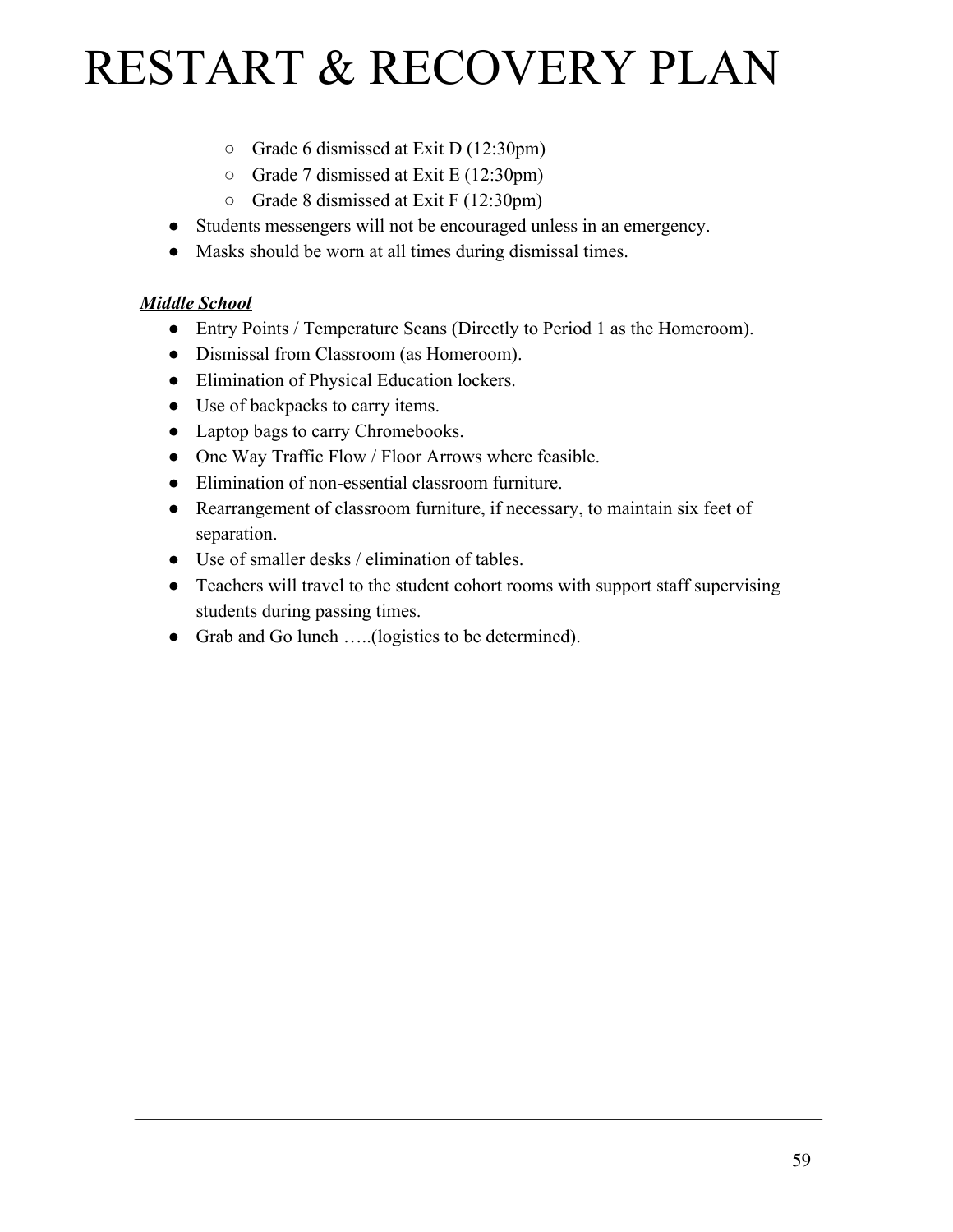- Grade 6 dismissed at Exit D (12:30pm)
  - Grade 7 dismissed at Exit E (12:30pm)
  - Grade 8 dismissed at Exit F (12:30pm)
- Students messengers will not be encouraged unless in an emergency.
- Masks should be worn at all times during dismissal times.

***Middle School***

- Entry Points / Temperature Scans (Directly to Period 1 as the Homeroom).
- Dismissal from Classroom (as Homeroom).
- Elimination of Physical Education lockers.
- Use of backpacks to carry items.
- Laptop bags to carry Chromebooks.
- One Way Traffic Flow / Floor Arrows where feasible.
- Elimination of non-essential classroom furniture.
- Rearrangement of classroom furniture, if necessary, to maintain six feet of separation.
- Use of smaller desks / elimination of tables.
- Teachers will travel to the student cohort rooms with support staff supervising students during passing times.
- Grab and Go lunch …..(logistics to be determined).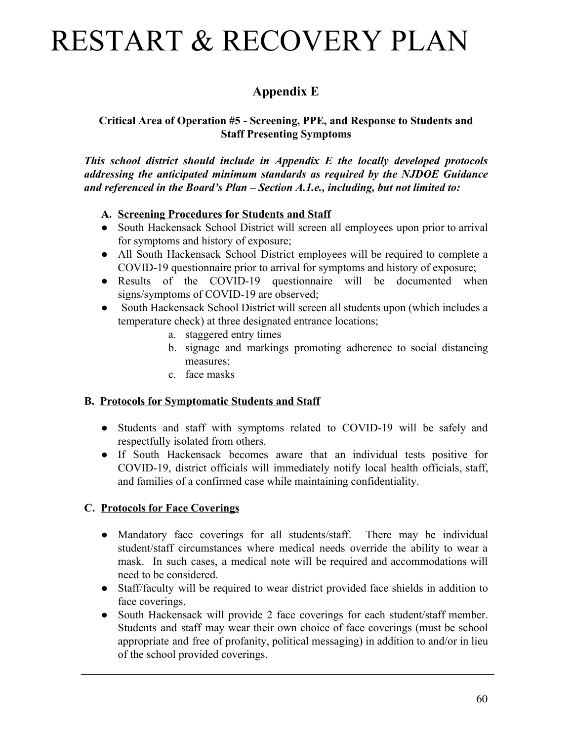# RESTART & RECOVERY PLAN

## Appendix E

### Critical Area of Operation #5 - Screening, PPE, and Response to Students and Staff Presenting Symptoms

***This school district should include in Appendix E the locally developed protocols addressing the anticipated minimum standards as required by the NJDOE Guidance and referenced in the Board's Plan – Section A.1.e., including, but not limited to:***

**A. <u>Screening Procedures for Students and Staff</u>**

- South Hackensack School District will screen all employees upon prior to arrival for symptoms and history of exposure;
- All South Hackensack School District employees will be required to complete a COVID-19 questionnaire prior to arrival for symptoms and history of exposure;
- Results of the COVID-19 questionnaire will be documented when signs/symptoms of COVID-19 are observed;
- South Hackensack School District will screen all students upon (which includes a temperature check) at three designated entrance locations;
    a. staggered entry times
    b. signage and markings promoting adherence to social distancing measures;
    c. face masks

**B. <u>Protocols for Symptomatic Students and Staff</u>**

- Students and staff with symptoms related to COVID-19 will be safely and respectfully isolated from others.
- If South Hackensack becomes aware that an individual tests positive for COVID-19, district officials will immediately notify local health officials, staff, and families of a confirmed case while maintaining confidentiality.

**C. <u>Protocols for Face Coverings</u>**

- Mandatory face coverings for all students/staff. There may be individual student/staff circumstances where medical needs override the ability to wear a mask. In such cases, a medical note will be required and accommodations will need to be considered.
- Staff/faculty will be required to wear district provided face shields in addition to face coverings.
- South Hackensack will provide 2 face coverings for each student/staff member. Students and staff may wear their own choice of face coverings (must be school appropriate and free of profanity, political messaging) in addition to and/or in lieu of the school provided coverings.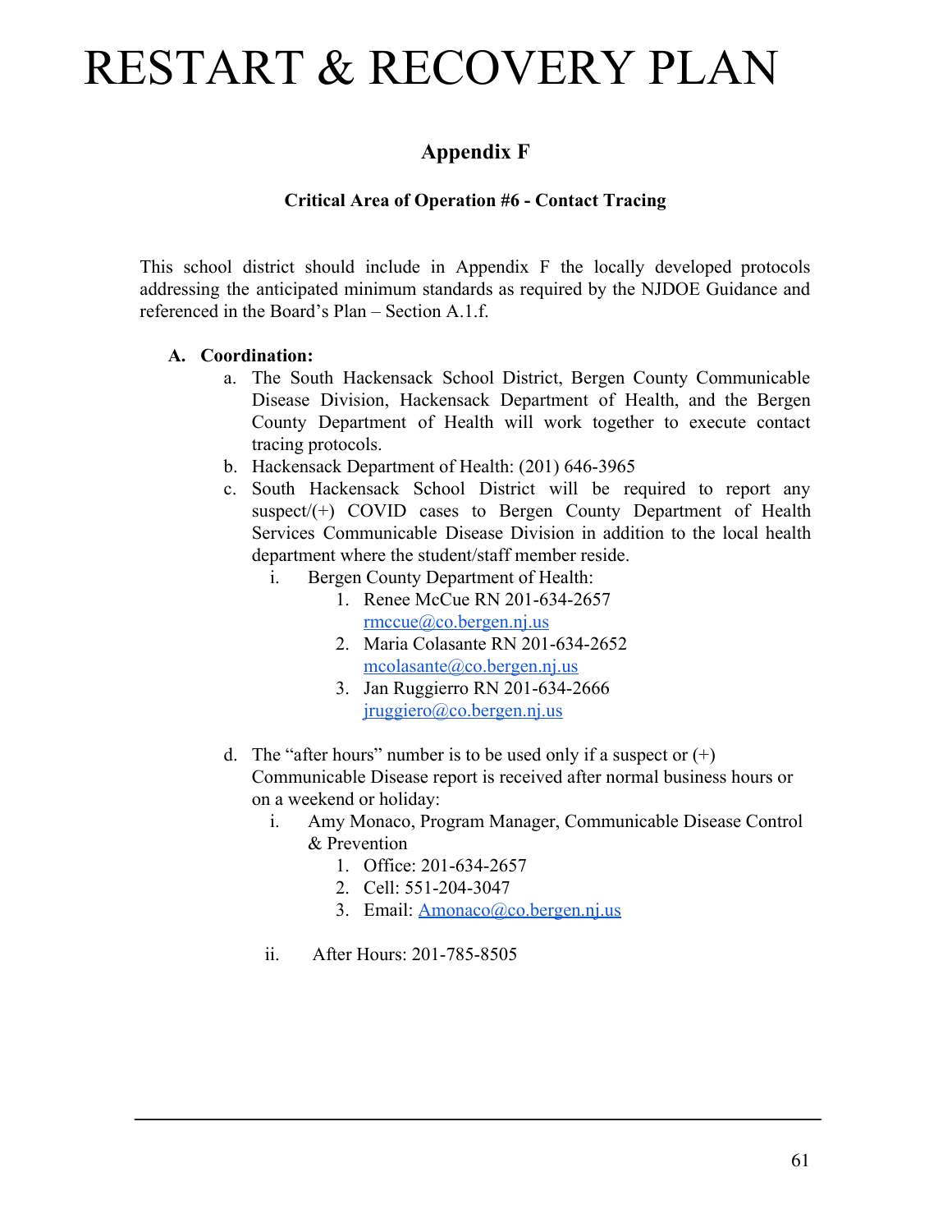# RESTART & RECOVERY PLAN

## Appendix F

### Critical Area of Operation #6 - Contact Tracing

This school district should include in Appendix F the locally developed protocols addressing the anticipated minimum standards as required by the NJDOE Guidance and referenced in the Board's Plan – Section A.1.f.

**A. Coordination:**

a. The South Hackensack School District, Bergen County Communicable Disease Division, Hackensack Department of Health, and the Bergen County Department of Health will work together to execute contact tracing protocols.

b. Hackensack Department of Health: (201) 646-3965

c. South Hackensack School District will be required to report any suspect/(+) COVID cases to Bergen County Department of Health Services Communicable Disease Division in addition to the local health department where the student/staff member reside.

   i. Bergen County Department of Health:
      1. Renee McCue RN 201-634-2657 rmccue@co.bergen.nj.us
      2. Maria Colasante RN 201-634-2652 mcolasante@co.bergen.nj.us
      3. Jan Ruggierro RN 201-634-2666 jruggiero@co.bergen.nj.us

d. The "after hours" number is to be used only if a suspect or (+) Communicable Disease report is received after normal business hours or on a weekend or holiday:

   i. Amy Monaco, Program Manager, Communicable Disease Control & Prevention
      1. Office: 201-634-2657
      2. Cell: 551-204-3047
      3. Email: Amonaco@co.bergen.nj.us

   ii. After Hours: 201-785-8505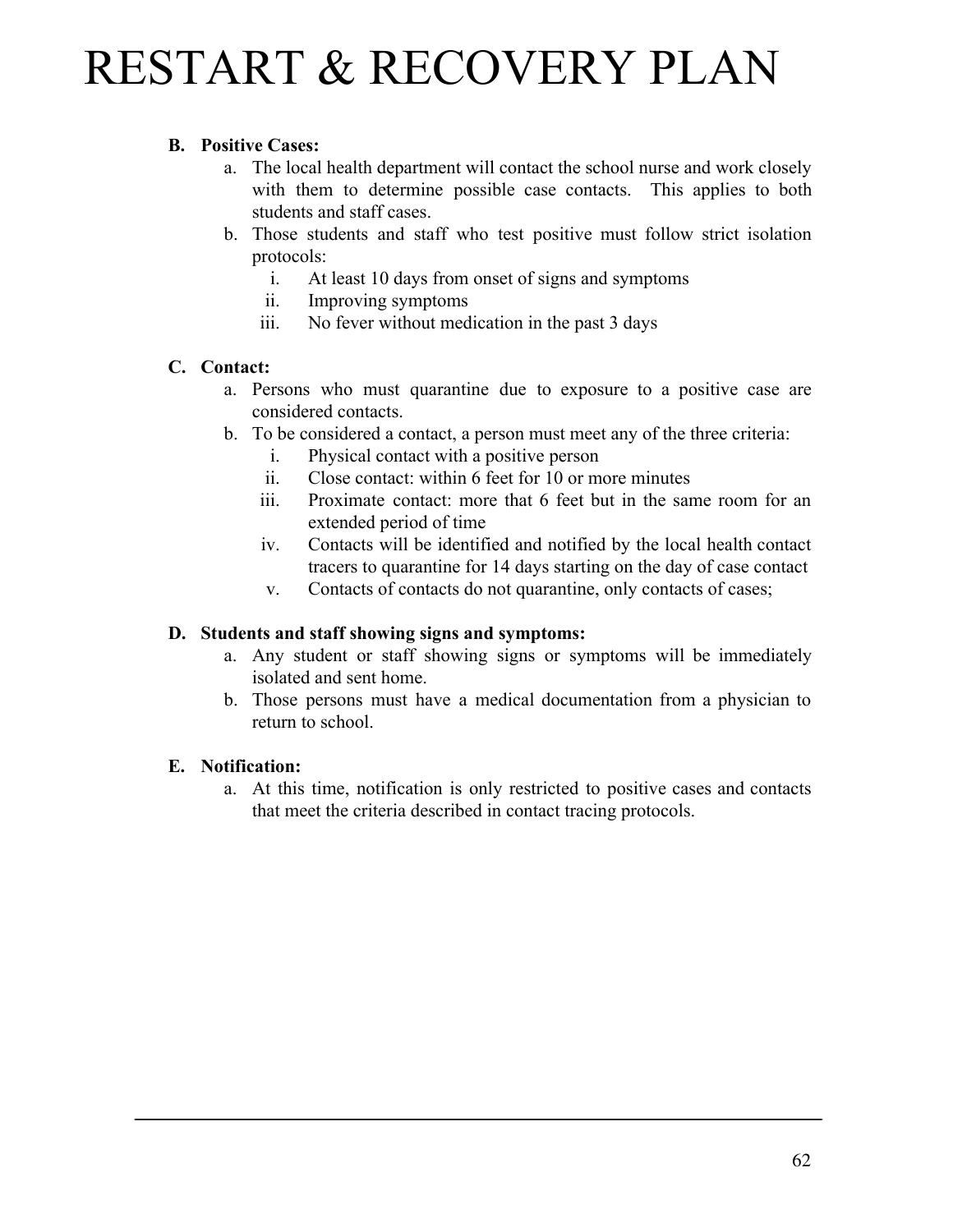# RESTART & RECOVERY PLAN

**B. Positive Cases:**

a. The local health department will contact the school nurse and work closely with them to determine possible case contacts. This applies to both students and staff cases.

b. Those students and staff who test positive must follow strict isolation protocols:

   i. At least 10 days from onset of signs and symptoms

   ii. Improving symptoms

   iii. No fever without medication in the past 3 days

**C. Contact:**

a. Persons who must quarantine due to exposure to a positive case are considered contacts.

b. To be considered a contact, a person must meet any of the three criteria:

   i. Physical contact with a positive person

   ii. Close contact: within 6 feet for 10 or more minutes

   iii. Proximate contact: more that 6 feet but in the same room for an extended period of time

   iv. Contacts will be identified and notified by the local health contact tracers to quarantine for 14 days starting on the day of case contact

   v. Contacts of contacts do not quarantine, only contacts of cases;

**D. Students and staff showing signs and symptoms:**

a. Any student or staff showing signs or symptoms will be immediately isolated and sent home.

b. Those persons must have a medical documentation from a physician to return to school.

**E. Notification:**

a. At this time, notification is only restricted to positive cases and contacts that meet the criteria described in contact tracing protocols.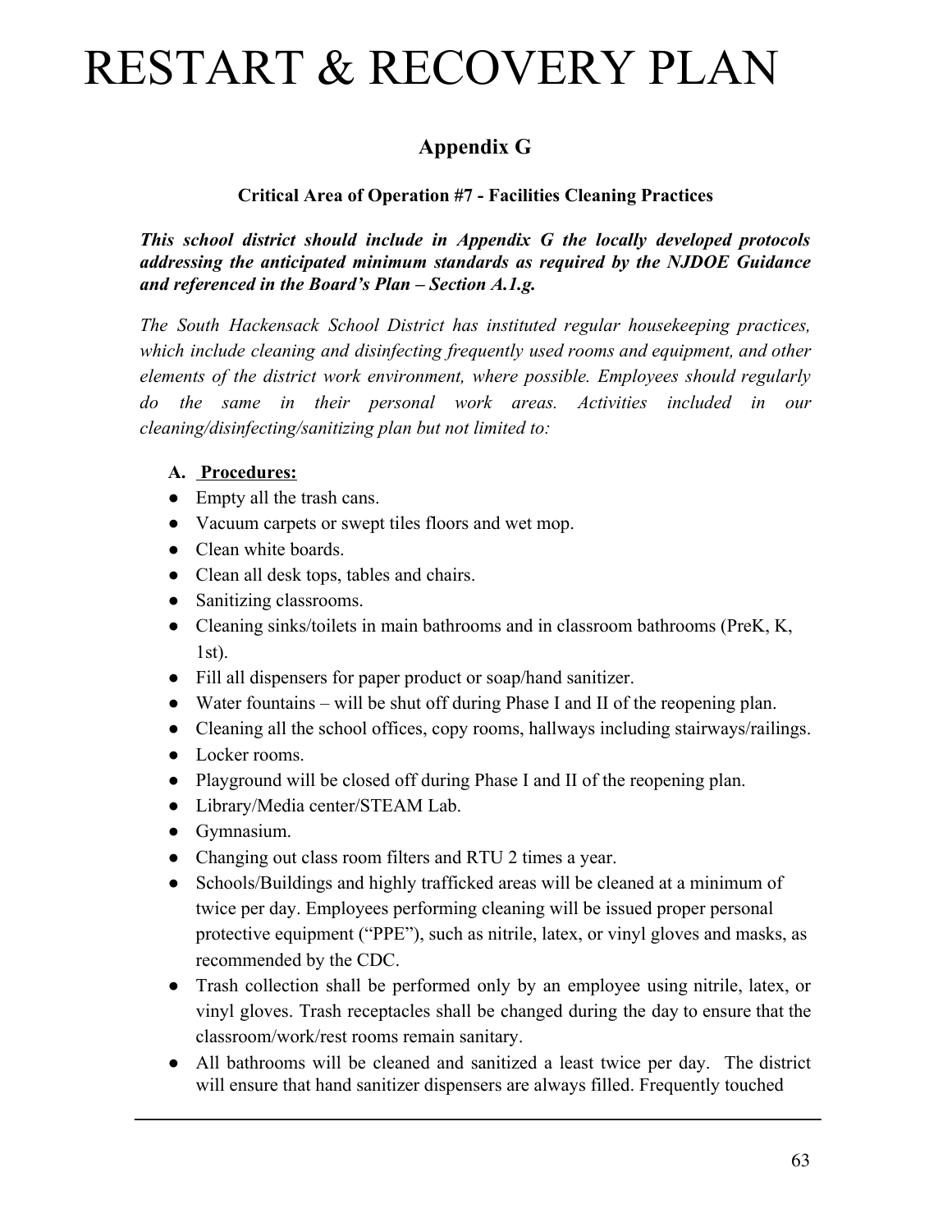# RESTART & RECOVERY PLAN

## Appendix G

### Critical Area of Operation #7 - Facilities Cleaning Practices

***This school district should include in Appendix G the locally developed protocols addressing the anticipated minimum standards as required by the NJDOE Guidance and referenced in the Board's Plan – Section A.1.g.***

*The South Hackensack School District has instituted regular housekeeping practices, which include cleaning and disinfecting frequently used rooms and equipment, and other elements of the district work environment, where possible. Employees should regularly do the same in their personal work areas. Activities included in our cleaning/disinfecting/sanitizing plan but not limited to:*

**A. Procedures:**

- Empty all the trash cans.
- Vacuum carpets or swept tiles floors and wet mop.
- Clean white boards.
- Clean all desk tops, tables and chairs.
- Sanitizing classrooms.
- Cleaning sinks/toilets in main bathrooms and in classroom bathrooms (PreK, K, 1st).
- Fill all dispensers for paper product or soap/hand sanitizer.
- Water fountains – will be shut off during Phase I and II of the reopening plan.
- Cleaning all the school offices, copy rooms, hallways including stairways/railings.
- Locker rooms.
- Playground will be closed off during Phase I and II of the reopening plan.
- Library/Media center/STEAM Lab.
- Gymnasium.
- Changing out class room filters and RTU 2 times a year.
- Schools/Buildings and highly trafficked areas will be cleaned at a minimum of twice per day. Employees performing cleaning will be issued proper personal protective equipment ("PPE"), such as nitrile, latex, or vinyl gloves and masks, as recommended by the CDC.
- Trash collection shall be performed only by an employee using nitrile, latex, or vinyl gloves. Trash receptacles shall be changed during the day to ensure that the classroom/work/rest rooms remain sanitary.
- All bathrooms will be cleaned and sanitized a least twice per day. The district will ensure that hand sanitizer dispensers are always filled. Frequently touched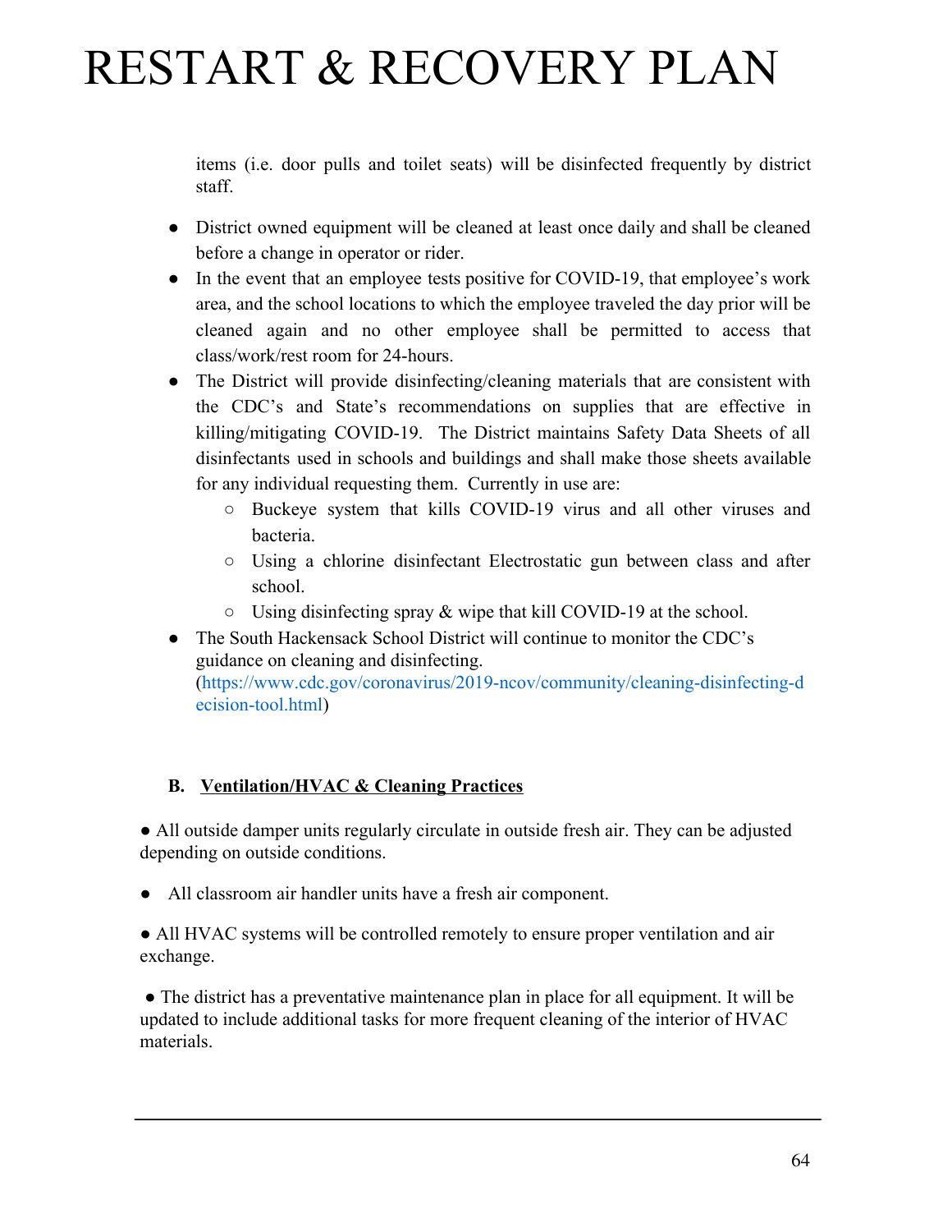items (i.e. door pulls and toilet seats) will be disinfected frequently by district staff.

- District owned equipment will be cleaned at least once daily and shall be cleaned before a change in operator or rider.
- In the event that an employee tests positive for COVID-19, that employee's work area, and the school locations to which the employee traveled the day prior will be cleaned again and no other employee shall be permitted to access that class/work/rest room for 24-hours.
- The District will provide disinfecting/cleaning materials that are consistent with the CDC's and State's recommendations on supplies that are effective in killing/mitigating COVID-19. The District maintains Safety Data Sheets of all disinfectants used in schools and buildings and shall make those sheets available for any individual requesting them. Currently in use are:
  - Buckeye system that kills COVID-19 virus and all other viruses and bacteria.
  - Using a chlorine disinfectant Electrostatic gun between class and after school.
  - Using disinfecting spray & wipe that kill COVID-19 at the school.
- The South Hackensack School District will continue to monitor the CDC's guidance on cleaning and disinfecting. (https://www.cdc.gov/coronavirus/2019-ncov/community/cleaning-disinfecting-decision-tool.html)

### B. Ventilation/HVAC & Cleaning Practices

- All outside damper units regularly circulate in outside fresh air. They can be adjusted depending on outside conditions.

- All classroom air handler units have a fresh air component.

- All HVAC systems will be controlled remotely to ensure proper ventilation and air exchange.

- The district has a preventative maintenance plan in place for all equipment. It will be updated to include additional tasks for more frequent cleaning of the interior of HVAC materials.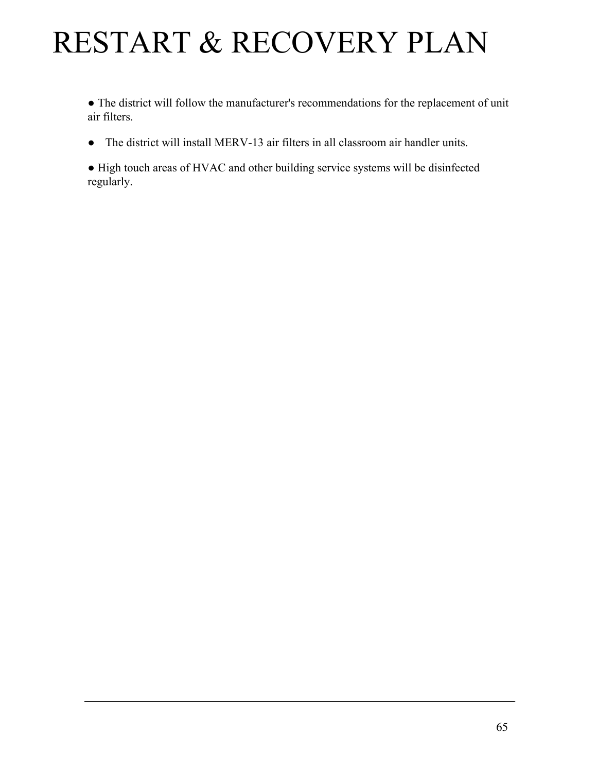# RESTART & RECOVERY PLAN

- The district will follow the manufacturer's recommendations for the replacement of unit air filters.
- The district will install MERV-13 air filters in all classroom air handler units.
- High touch areas of HVAC and other building service systems will be disinfected regularly.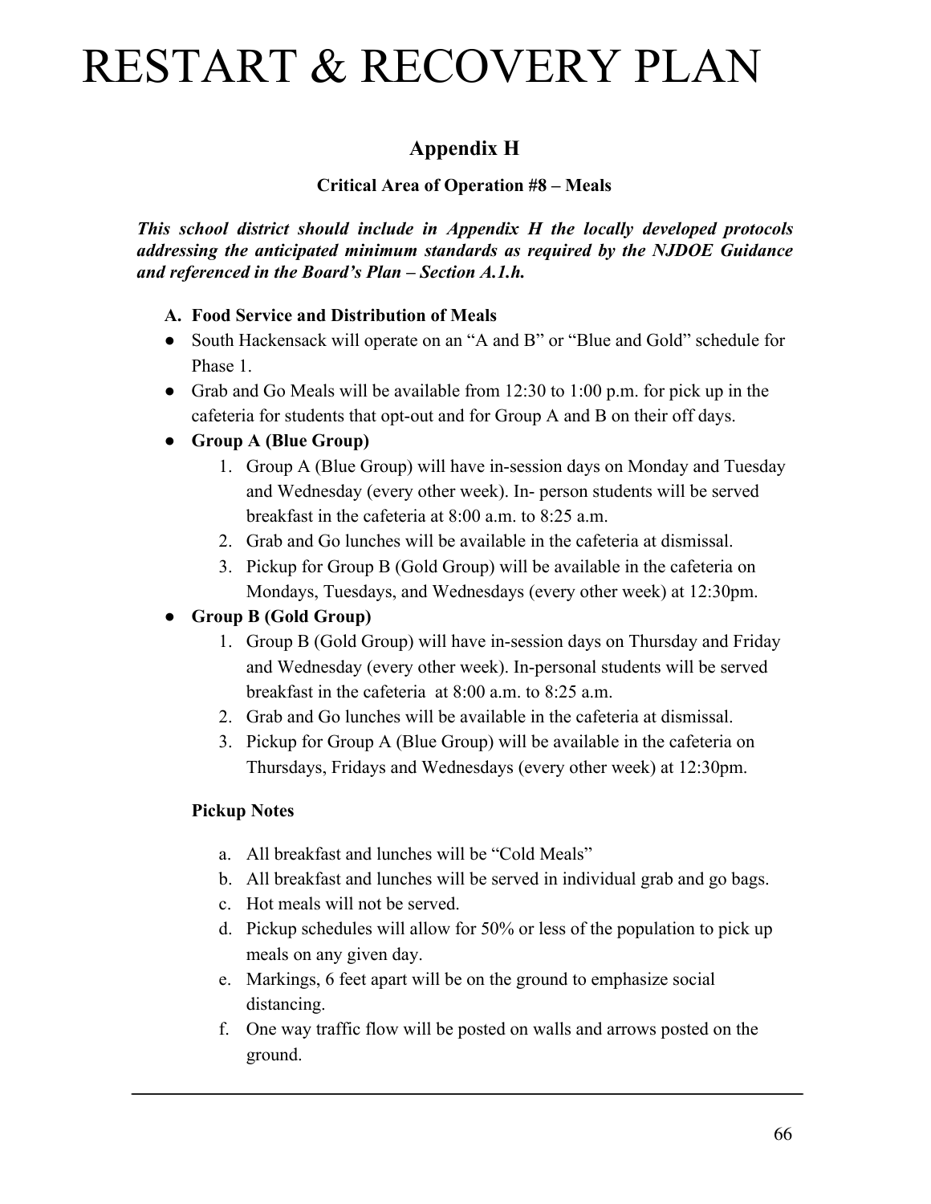# RESTART & RECOVERY PLAN

## Appendix H

### Critical Area of Operation #8 – Meals

***This school district should include in Appendix H the locally developed protocols addressing the anticipated minimum standards as required by the NJDOE Guidance and referenced in the Board's Plan – Section A.1.h.***

**A. Food Service and Distribution of Meals**

- South Hackensack will operate on an "A and B" or "Blue and Gold" schedule for Phase 1.
- Grab and Go Meals will be available from 12:30 to 1:00 p.m. for pick up in the cafeteria for students that opt-out and for Group A and B on their off days.
- **Group A (Blue Group)**
    1. Group A (Blue Group) will have in-session days on Monday and Tuesday and Wednesday (every other week). In- person students will be served breakfast in the cafeteria at 8:00 a.m. to 8:25 a.m.
    2. Grab and Go lunches will be available in the cafeteria at dismissal.
    3. Pickup for Group B (Gold Group) will be available in the cafeteria on Mondays, Tuesdays, and Wednesdays (every other week) at 12:30pm.
- **Group B (Gold Group)**
    1. Group B (Gold Group) will have in-session days on Thursday and Friday and Wednesday (every other week). In-personal students will be served breakfast in the cafeteria at 8:00 a.m. to 8:25 a.m.
    2. Grab and Go lunches will be available in the cafeteria at dismissal.
    3. Pickup for Group A (Blue Group) will be available in the cafeteria on Thursdays, Fridays and Wednesdays (every other week) at 12:30pm.

**Pickup Notes**

a. All breakfast and lunches will be "Cold Meals"
b. All breakfast and lunches will be served in individual grab and go bags.
c. Hot meals will not be served.
d. Pickup schedules will allow for 50% or less of the population to pick up meals on any given day.
e. Markings, 6 feet apart will be on the ground to emphasize social distancing.
f. One way traffic flow will be posted on walls and arrows posted on the ground.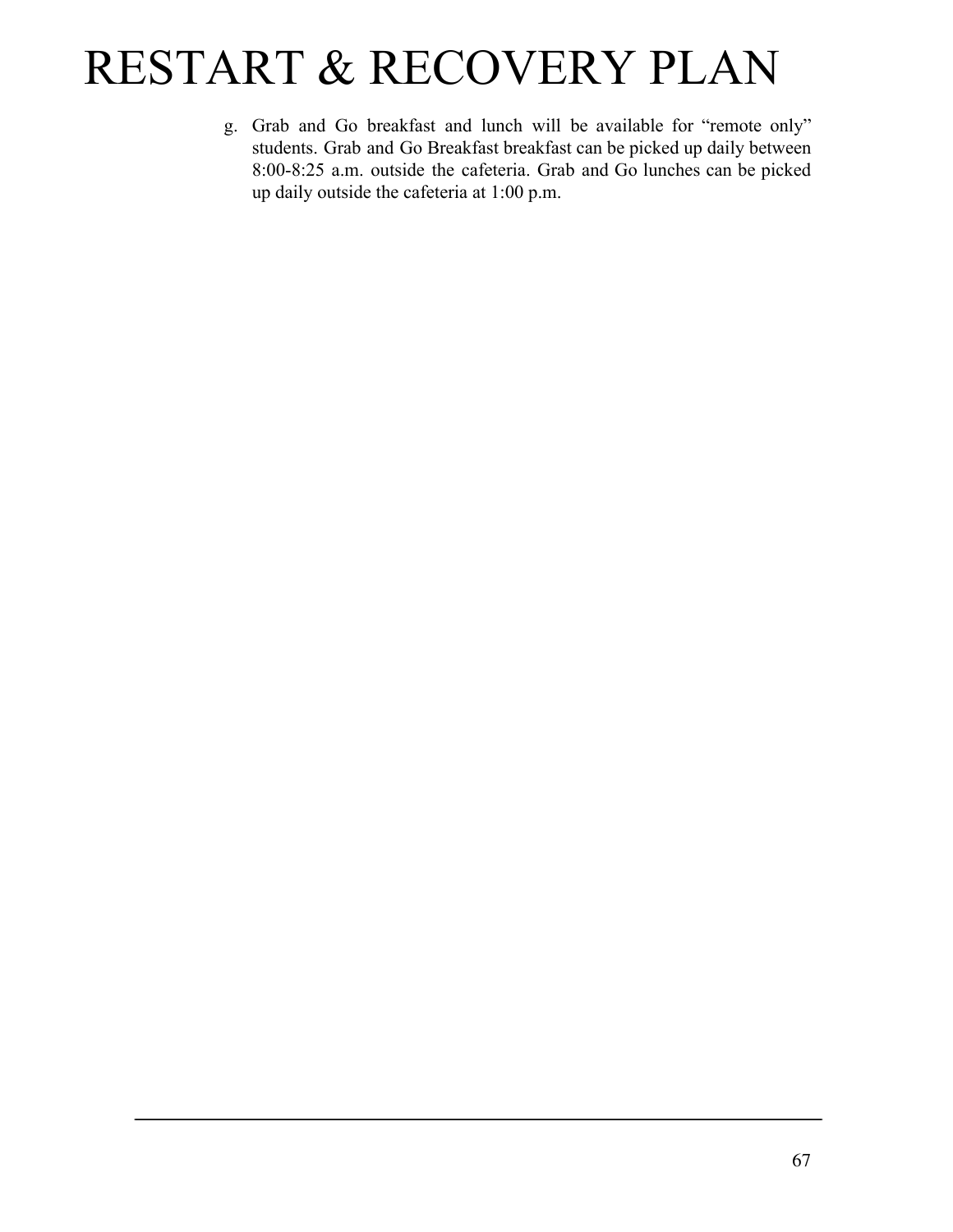g. Grab and Go breakfast and lunch will be available for “remote only” students. Grab and Go Breakfast breakfast can be picked up daily between 8:00-8:25 a.m. outside the cafeteria. Grab and Go lunches can be picked up daily outside the cafeteria at 1:00 p.m.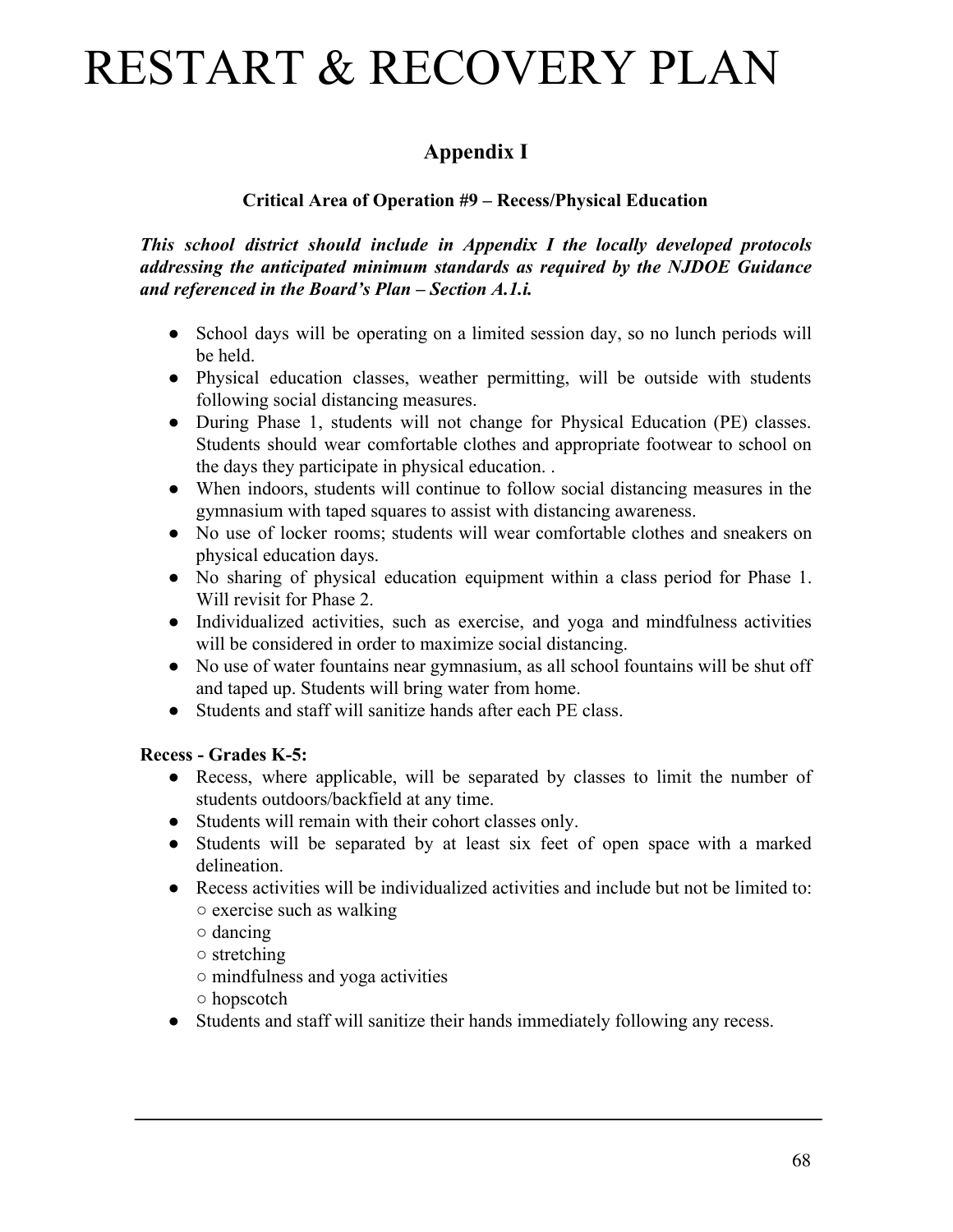# RESTART & RECOVERY PLAN

## Appendix I

### Critical Area of Operation #9 – Recess/Physical Education

***This school district should include in Appendix I the locally developed protocols addressing the anticipated minimum standards as required by the NJDOE Guidance and referenced in the Board's Plan – Section A.1.i.***

- School days will be operating on a limited session day, so no lunch periods will be held.
- Physical education classes, weather permitting, will be outside with students following social distancing measures.
- During Phase 1, students will not change for Physical Education (PE) classes. Students should wear comfortable clothes and appropriate footwear to school on the days they participate in physical education. .
- When indoors, students will continue to follow social distancing measures in the gymnasium with taped squares to assist with distancing awareness.
- No use of locker rooms; students will wear comfortable clothes and sneakers on physical education days.
- No sharing of physical education equipment within a class period for Phase 1. Will revisit for Phase 2.
- Individualized activities, such as exercise, and yoga and mindfulness activities will be considered in order to maximize social distancing.
- No use of water fountains near gymnasium, as all school fountains will be shut off and taped up. Students will bring water from home.
- Students and staff will sanitize hands after each PE class.

**Recess - Grades K-5:**

- Recess, where applicable, will be separated by classes to limit the number of students outdoors/backfield at any time.
- Students will remain with their cohort classes only.
- Students will be separated by at least six feet of open space with a marked delineation.
- Recess activities will be individualized activities and include but not be limited to:
  - exercise such as walking
  - dancing
  - stretching
  - mindfulness and yoga activities
  - hopscotch
- Students and staff will sanitize their hands immediately following any recess.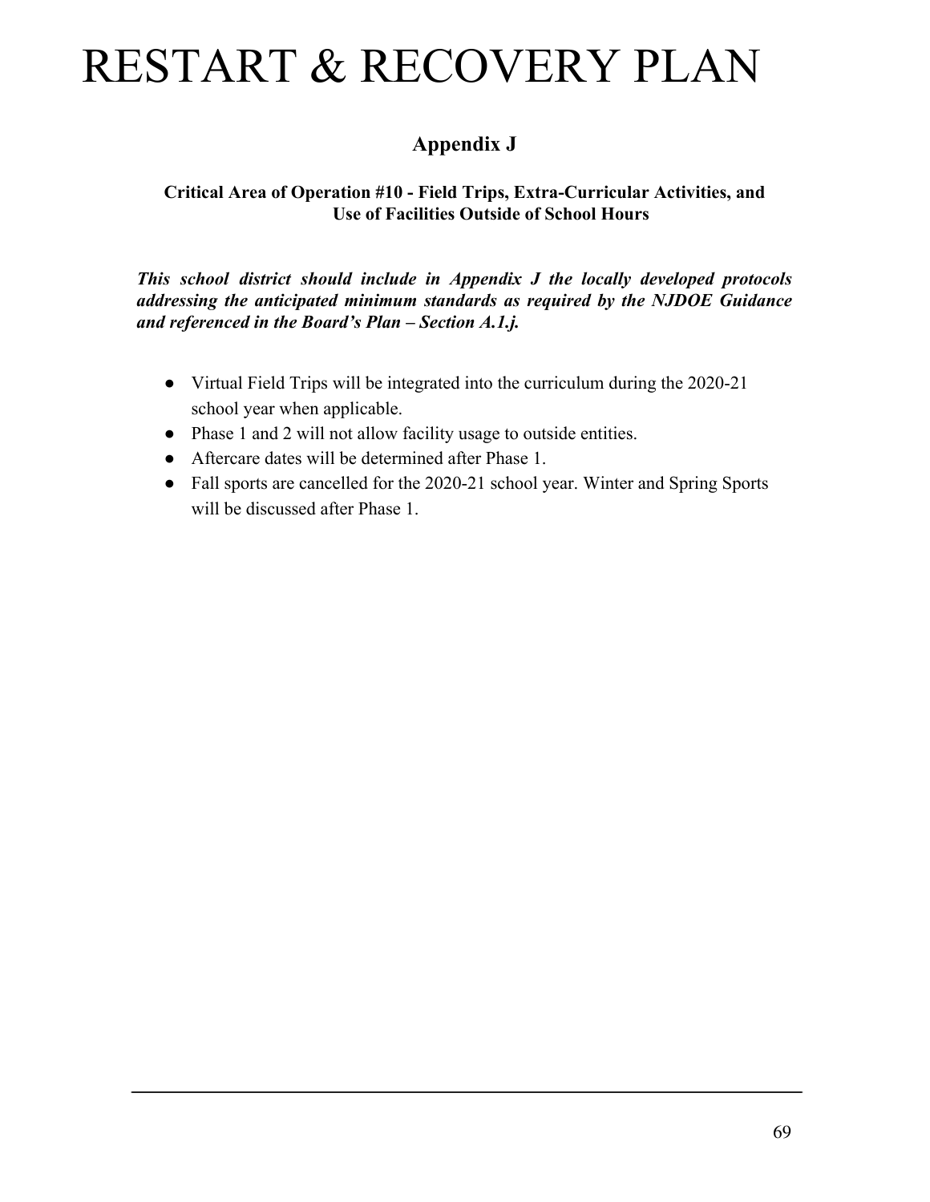# RESTART & RECOVERY PLAN

## Appendix J

### Critical Area of Operation #10 - Field Trips, Extra-Curricular Activities, and Use of Facilities Outside of School Hours

***This school district should include in Appendix J the locally developed protocols addressing the anticipated minimum standards as required by the NJDOE Guidance and referenced in the Board's Plan – Section A.1.j.***

- Virtual Field Trips will be integrated into the curriculum during the 2020-21 school year when applicable.
- Phase 1 and 2 will not allow facility usage to outside entities.
- Aftercare dates will be determined after Phase 1.
- Fall sports are cancelled for the 2020-21 school year. Winter and Spring Sports will be discussed after Phase 1.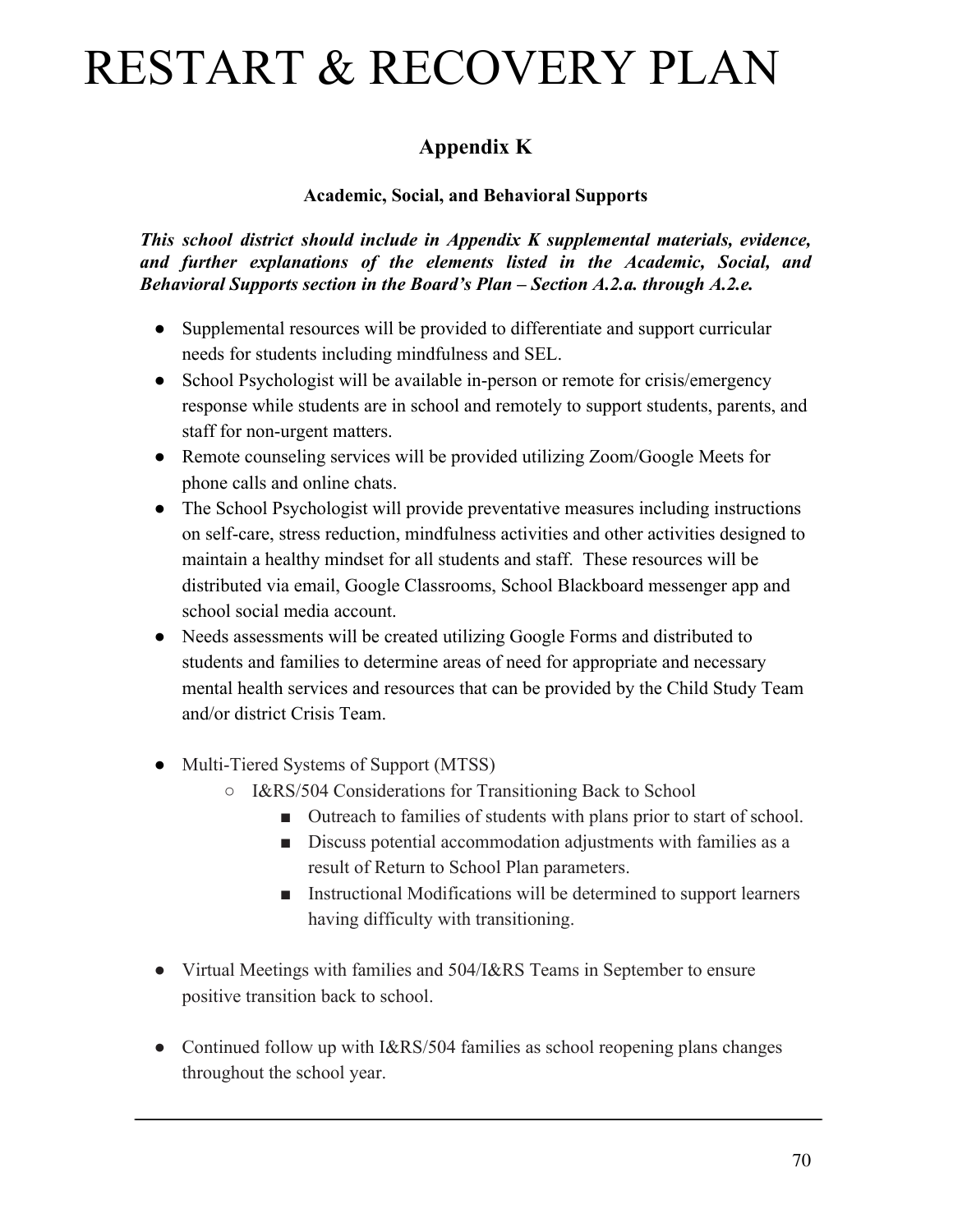# RESTART & RECOVERY PLAN

## Appendix K

### Academic, Social, and Behavioral Supports

***This school district should include in Appendix K supplemental materials, evidence, and further explanations of the elements listed in the Academic, Social, and Behavioral Supports section in the Board's Plan – Section A.2.a. through A.2.e.***

- Supplemental resources will be provided to differentiate and support curricular needs for students including mindfulness and SEL.
- School Psychologist will be available in-person or remote for crisis/emergency response while students are in school and remotely to support students, parents, and staff for non-urgent matters.
- Remote counseling services will be provided utilizing Zoom/Google Meets for phone calls and online chats.
- The School Psychologist will provide preventative measures including instructions on self-care, stress reduction, mindfulness activities and other activities designed to maintain a healthy mindset for all students and staff. These resources will be distributed via email, Google Classrooms, School Blackboard messenger app and school social media account.
- Needs assessments will be created utilizing Google Forms and distributed to students and families to determine areas of need for appropriate and necessary mental health services and resources that can be provided by the Child Study Team and/or district Crisis Team.

- Multi-Tiered Systems of Support (MTSS)
  - I&RS/504 Considerations for Transitioning Back to School
    - Outreach to families of students with plans prior to start of school.
    - Discuss potential accommodation adjustments with families as a result of Return to School Plan parameters.
    - Instructional Modifications will be determined to support learners having difficulty with transitioning.

- Virtual Meetings with families and 504/I&RS Teams in September to ensure positive transition back to school.

- Continued follow up with I&RS/504 families as school reopening plans changes throughout the school year.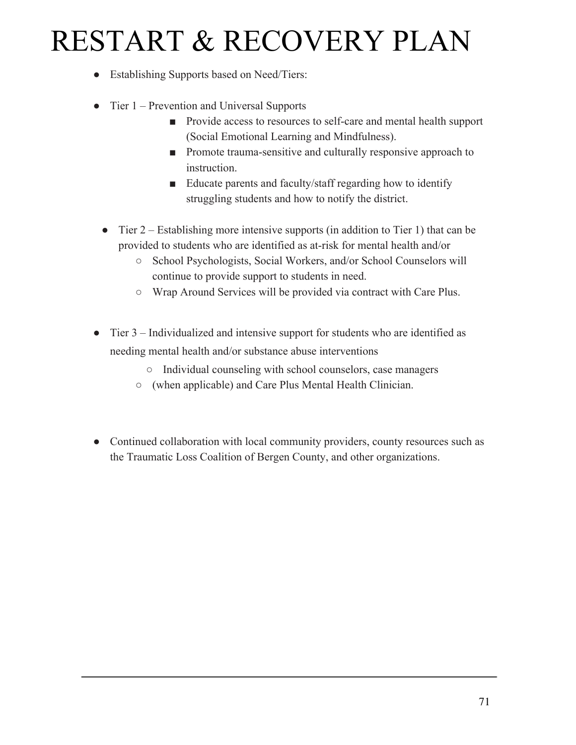# RESTART & RECOVERY PLAN

- Establishing Supports based on Need/Tiers:

- Tier 1 – Prevention and Universal Supports
  - Provide access to resources to self-care and mental health support (Social Emotional Learning and Mindfulness).
  - Promote trauma-sensitive and culturally responsive approach to instruction.
  - Educate parents and faculty/staff regarding how to identify struggling students and how to notify the district.

- Tier 2 – Establishing more intensive supports (in addition to Tier 1) that can be provided to students who are identified as at-risk for mental health and/or
  - School Psychologists, Social Workers, and/or School Counselors will continue to provide support to students in need.
  - Wrap Around Services will be provided via contract with Care Plus.

- Tier 3 – Individualized and intensive support for students who are identified as needing mental health and/or substance abuse interventions
  - Individual counseling with school counselors, case managers
  - (when applicable) and Care Plus Mental Health Clinician.

- Continued collaboration with local community providers, county resources such as the Traumatic Loss Coalition of Bergen County, and other organizations.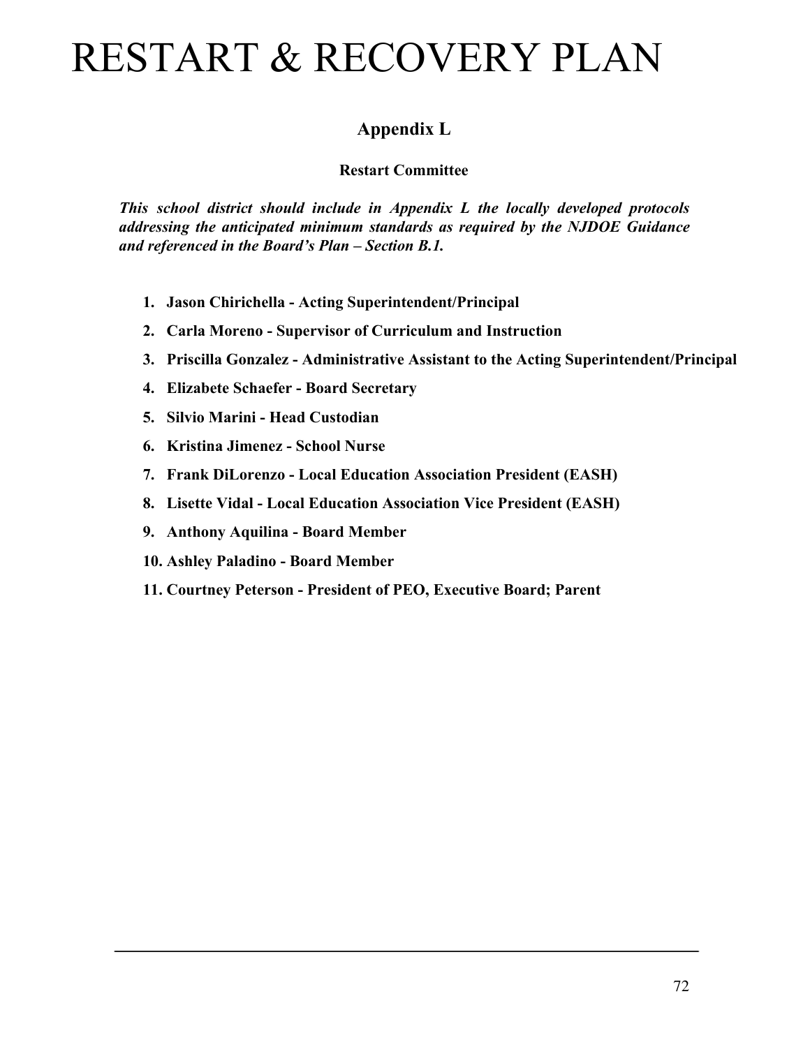# RESTART & RECOVERY PLAN

## Appendix L

### Restart Committee

***This school district should include in Appendix L the locally developed protocols addressing the anticipated minimum standards as required by the NJDOE Guidance and referenced in the Board's Plan – Section B.1.***

1. **Jason Chirichella - Acting Superintendent/Principal**
2. **Carla Moreno - Supervisor of Curriculum and Instruction**
3. **Priscilla Gonzalez - Administrative Assistant to the Acting Superintendent/Principal**
4. **Elizabete Schaefer - Board Secretary**
5. **Silvio Marini - Head Custodian**
6. **Kristina Jimenez - School Nurse**
7. **Frank DiLorenzo - Local Education Association President (EASH)**
8. **Lisette Vidal - Local Education Association Vice President (EASH)**
9. **Anthony Aquilina - Board Member**
10. **Ashley Paladino - Board Member**
11. **Courtney Peterson - President of PEO, Executive Board; Parent**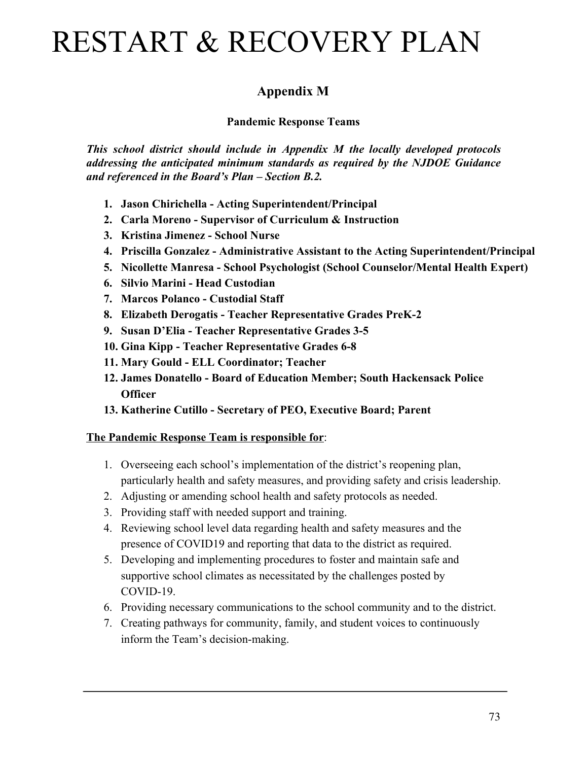# RESTART & RECOVERY PLAN

## Appendix M

### Pandemic Response Teams

***This school district should include in Appendix M the locally developed protocols addressing the anticipated minimum standards as required by the NJDOE Guidance and referenced in the Board's Plan – Section B.2.***

1. **Jason Chirichella - Acting Superintendent/Principal**
2. **Carla Moreno - Supervisor of Curriculum & Instruction**
3. **Kristina Jimenez - School Nurse**
4. **Priscilla Gonzalez - Administrative Assistant to the Acting Superintendent/Principal**
5. **Nicollette Manresa - School Psychologist (School Counselor/Mental Health Expert)**
6. **Silvio Marini - Head Custodian**
7. **Marcos Polanco - Custodial Staff**
8. **Elizabeth Derogatis - Teacher Representative Grades PreK-2**
9. **Susan D'Elia - Teacher Representative Grades 3-5**
10. **Gina Kipp - Teacher Representative Grades 6-8**
11. **Mary Gould - ELL Coordinator; Teacher**
12. **James Donatello - Board of Education Member; South Hackensack Police Officer**
13. **Katherine Cutillo - Secretary of PEO, Executive Board; Parent**

**The Pandemic Response Team is responsible for**:

1. Overseeing each school's implementation of the district's reopening plan, particularly health and safety measures, and providing safety and crisis leadership.
2. Adjusting or amending school health and safety protocols as needed.
3. Providing staff with needed support and training.
4. Reviewing school level data regarding health and safety measures and the presence of COVID19 and reporting that data to the district as required.
5. Developing and implementing procedures to foster and maintain safe and supportive school climates as necessitated by the challenges posted by COVID-19.
6. Providing necessary communications to the school community and to the district.
7. Creating pathways for community, family, and student voices to continuously inform the Team's decision-making.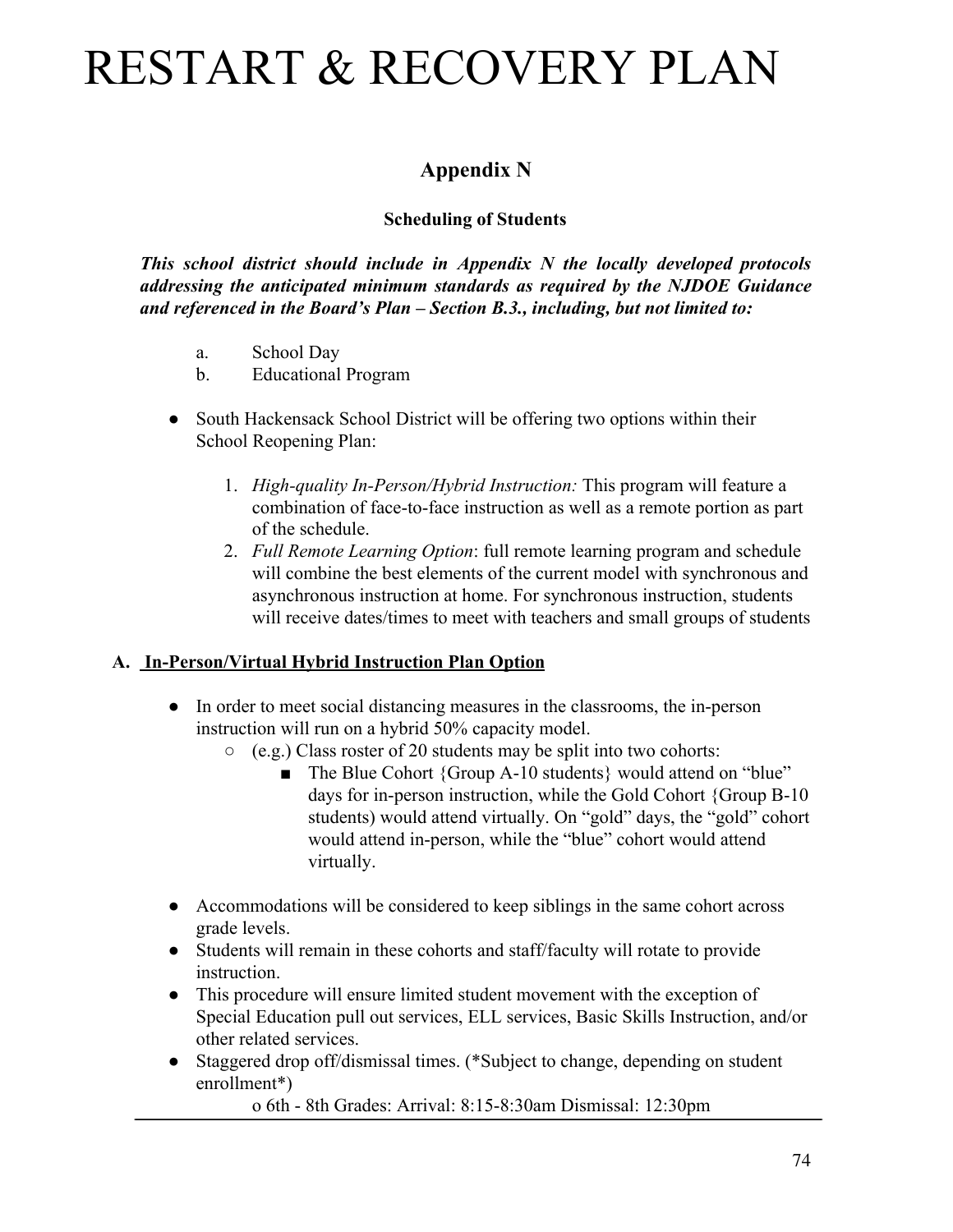# RESTART & RECOVERY PLAN

## Appendix N

### Scheduling of Students

***This school district should include in Appendix N the locally developed protocols addressing the anticipated minimum standards as required by the NJDOE Guidance and referenced in the Board's Plan – Section B.3., including, but not limited to:***

a. School Day
b. Educational Program

- South Hackensack School District will be offering two options within their School Reopening Plan:
    1. *High-quality In-Person/Hybrid Instruction:* This program will feature a combination of face-to-face instruction as well as a remote portion as part of the schedule.
    2. *Full Remote Learning Option*: full remote learning program and schedule will combine the best elements of the current model with synchronous and asynchronous instruction at home. For synchronous instruction, students will receive dates/times to meet with teachers and small groups of students

### A. <u>In-Person/Virtual Hybrid Instruction Plan Option</u>

- In order to meet social distancing measures in the classrooms, the in-person instruction will run on a hybrid 50% capacity model.
    - (e.g.) Class roster of 20 students may be split into two cohorts:
        - The Blue Cohort {Group A-10 students} would attend on "blue" days for in-person instruction, while the Gold Cohort {Group B-10 students) would attend virtually. On "gold" days, the "gold" cohort would attend in-person, while the "blue" cohort would attend virtually.

- Accommodations will be considered to keep siblings in the same cohort across grade levels.
- Students will remain in these cohorts and staff/faculty will rotate to provide instruction.
- This procedure will ensure limited student movement with the exception of Special Education pull out services, ELL services, Basic Skills Instruction, and/or other related services.
- Staggered drop off/dismissal times. (*Subject to change, depending on student enrollment*)
    - o 6th - 8th Grades: Arrival: 8:15-8:30am Dismissal: 12:30pm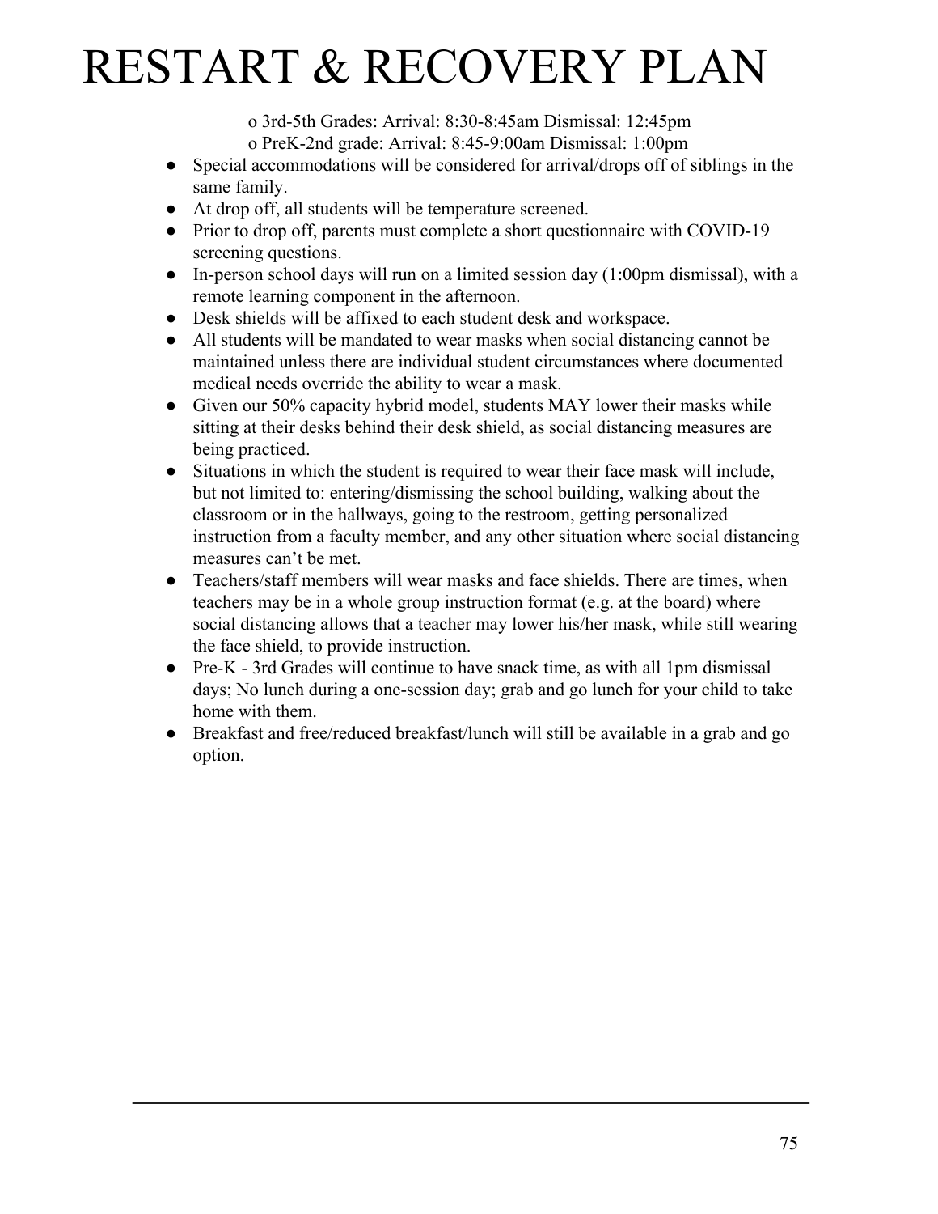# RESTART & RECOVERY PLAN

  - 3rd-5th Grades: Arrival: 8:30-8:45am Dismissal: 12:45pm
  - PreK-2nd grade: Arrival: 8:45-9:00am Dismissal: 1:00pm

- Special accommodations will be considered for arrival/drops off of siblings in the same family.
- At drop off, all students will be temperature screened.
- Prior to drop off, parents must complete a short questionnaire with COVID-19 screening questions.
- In-person school days will run on a limited session day (1:00pm dismissal), with a remote learning component in the afternoon.
- Desk shields will be affixed to each student desk and workspace.
- All students will be mandated to wear masks when social distancing cannot be maintained unless there are individual student circumstances where documented medical needs override the ability to wear a mask.
- Given our 50% capacity hybrid model, students MAY lower their masks while sitting at their desks behind their desk shield, as social distancing measures are being practiced.
- Situations in which the student is required to wear their face mask will include, but not limited to: entering/dismissing the school building, walking about the classroom or in the hallways, going to the restroom, getting personalized instruction from a faculty member, and any other situation where social distancing measures can't be met.
- Teachers/staff members will wear masks and face shields. There are times, when teachers may be in a whole group instruction format (e.g. at the board) where social distancing allows that a teacher may lower his/her mask, while still wearing the face shield, to provide instruction.
- Pre-K - 3rd Grades will continue to have snack time, as with all 1pm dismissal days; No lunch during a one-session day; grab and go lunch for your child to take home with them.
- Breakfast and free/reduced breakfast/lunch will still be available in a grab and go option.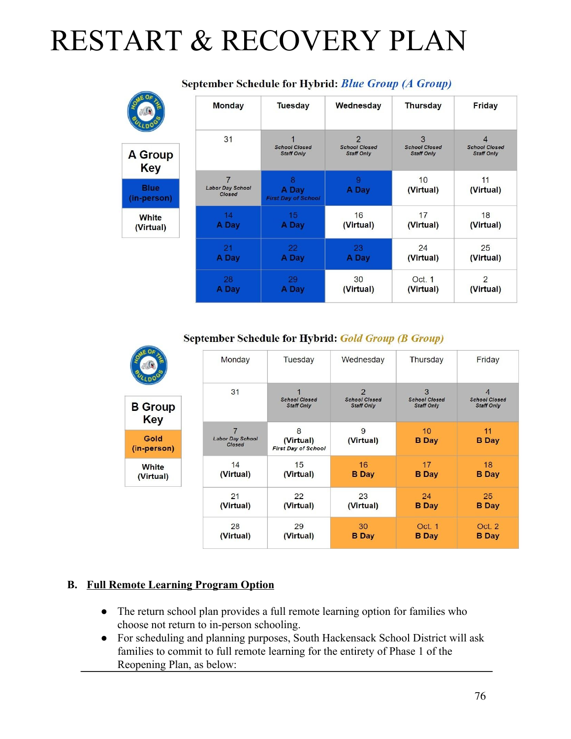# RESTART & RECOVERY PLAN

**September Schedule for Hybrid:** ***Blue Group (A Group)***

| A Group Key |
|---|
| Blue (in-person) |
| White (Virtual) |

| Monday | Tuesday | Wednesday | Thursday | Friday |
|---|---|---|---|---|
| 31 | 1 School Closed Staff Only | 2 School Closed Staff Only | 3 School Closed Staff Only | 4 School Closed Staff Only |
| 7 Labor Day School Closed | 8 A Day First Day of School | 9 A Day | 10 (Virtual) | 11 (Virtual) |
| 14 A Day | 15 A Day | 16 (Virtual) | 17 (Virtual) | 18 (Virtual) |
| 21 A Day | 22 A Day | 23 A Day | 24 (Virtual) | 25 (Virtual) |
| 28 A Day | 29 A Day | 30 (Virtual) | Oct. 1 (Virtual) | 2 (Virtual) |

**September Schedule for Hybrid:** ***Gold Group (B Group)***

| B Group Key |
|---|
| Gold (in-person) |
| White (Virtual) |

| Monday | Tuesday | Wednesday | Thursday | Friday |
|---|---|---|---|---|
| 31 | 1 School Closed Staff Only | 2 School Closed Staff Only | 3 School Closed Staff Only | 4 School Closed Staff Only |
| 7 Labor Day School Closed | 8 (Virtual) First Day of School | 9 (Virtual) | 10 B Day | 11 B Day |
| 14 (Virtual) | 15 (Virtual) | 16 B Day | 17 B Day | 18 B Day |
| 21 (Virtual) | 22 (Virtual) | 23 (Virtual) | 24 B Day | 25 B Day |
| 28 (Virtual) | 29 (Virtual) | 30 B Day | Oct. 1 B Day | Oct. 2 B Day |

**B. <u>Full Remote Learning Program Option</u>**

- The return school plan provides a full remote learning option for families who choose not return to in-person schooling.
- For scheduling and planning purposes, South Hackensack School District will ask families to commit to full remote learning for the entirety of Phase 1 of the Reopening Plan, as below: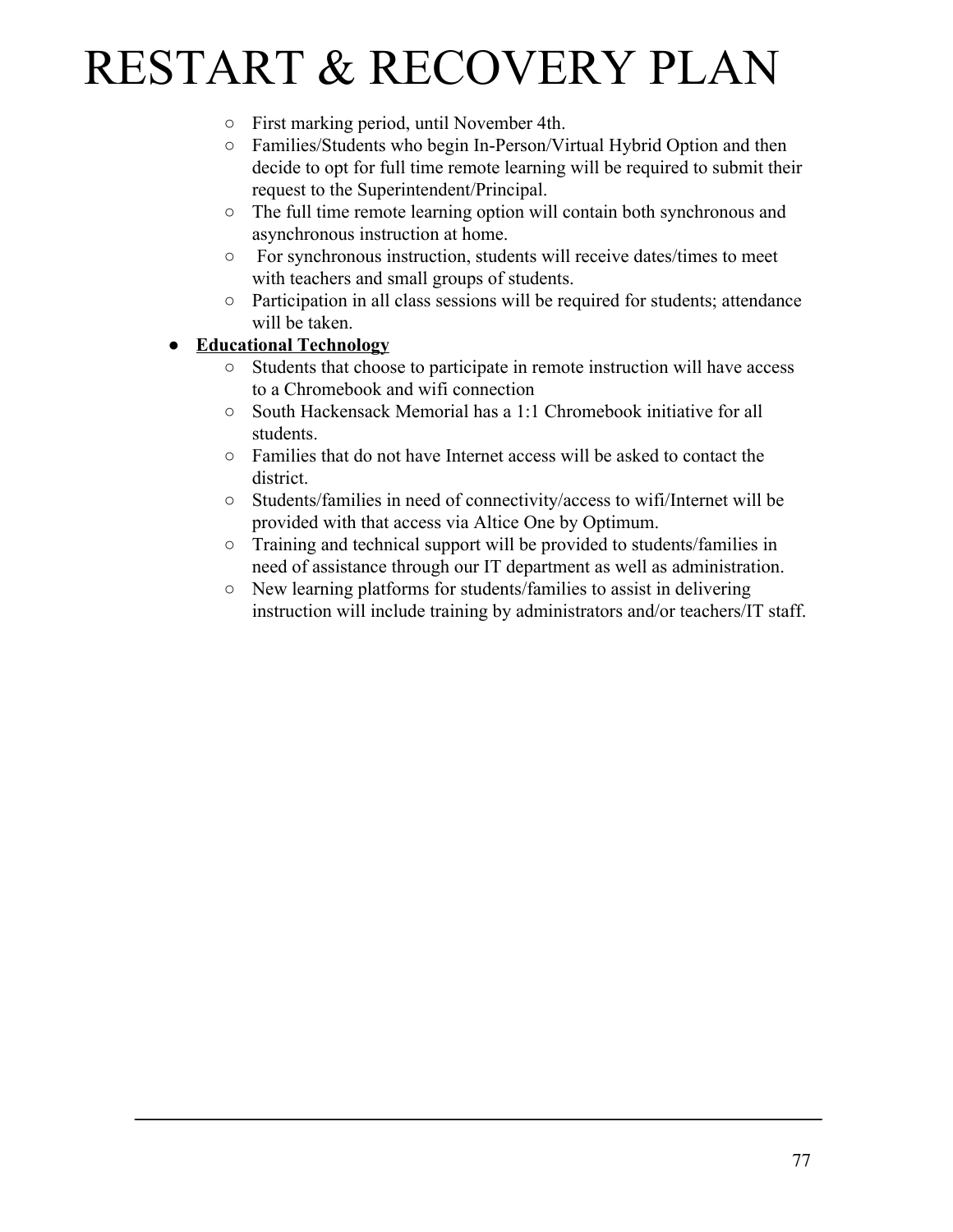- First marking period, until November 4th.
- Families/Students who begin In-Person/Virtual Hybrid Option and then decide to opt for full time remote learning will be required to submit their request to the Superintendent/Principal.
- The full time remote learning option will contain both synchronous and asynchronous instruction at home.
- For synchronous instruction, students will receive dates/times to meet with teachers and small groups of students.
- Participation in all class sessions will be required for students; attendance will be taken.

- **Educational Technology**
  - Students that choose to participate in remote instruction will have access to a Chromebook and wifi connection
  - South Hackensack Memorial has a 1:1 Chromebook initiative for all students.
  - Families that do not have Internet access will be asked to contact the district.
  - Students/families in need of connectivity/access to wifi/Internet will be provided with that access via Altice One by Optimum.
  - Training and technical support will be provided to students/families in need of assistance through our IT department as well as administration.
  - New learning platforms for students/families to assist in delivering instruction will include training by administrators and/or teachers/IT staff.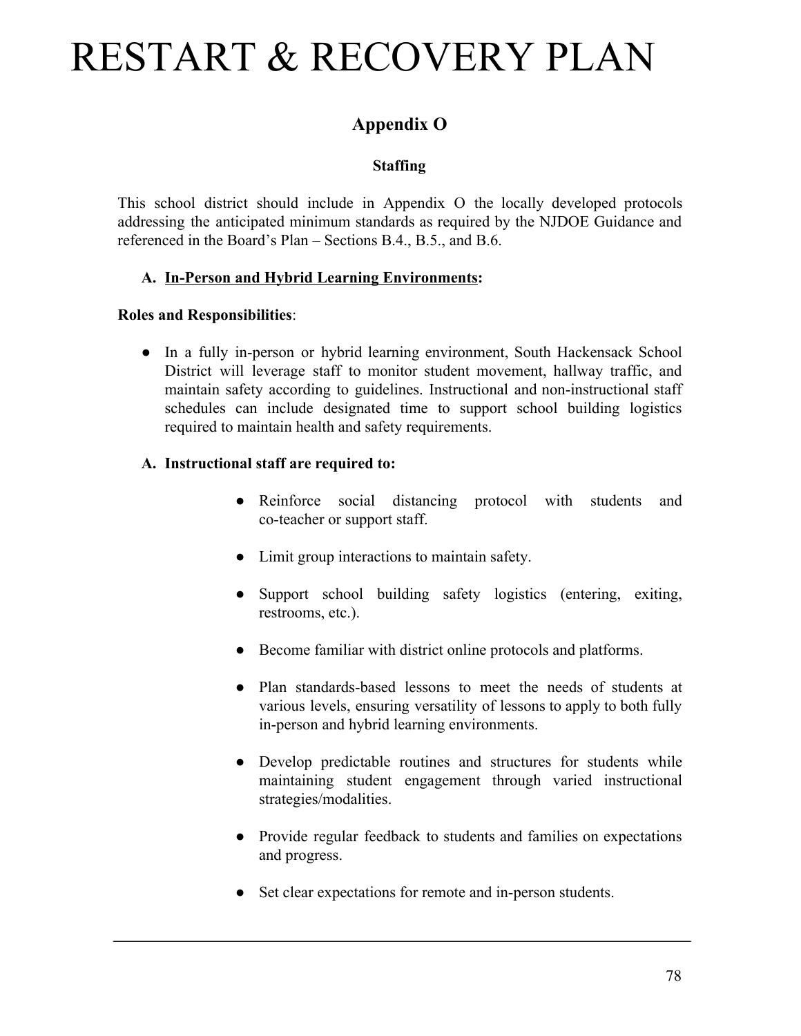# RESTART & RECOVERY PLAN

## Appendix O

### Staffing

This school district should include in Appendix O the locally developed protocols addressing the anticipated minimum standards as required by the NJDOE Guidance and referenced in the Board's Plan – Sections B.4., B.5., and B.6.

**A. <u>In-Person and Hybrid Learning Environments</u>:**

**Roles and Responsibilities**:

- In a fully in-person or hybrid learning environment, South Hackensack School District will leverage staff to monitor student movement, hallway traffic, and maintain safety according to guidelines. Instructional and non-instructional staff schedules can include designated time to support school building logistics required to maintain health and safety requirements.

**A. Instructional staff are required to:**

- Reinforce social distancing protocol with students and co-teacher or support staff.
- Limit group interactions to maintain safety.
- Support school building safety logistics (entering, exiting, restrooms, etc.).
- Become familiar with district online protocols and platforms.
- Plan standards-based lessons to meet the needs of students at various levels, ensuring versatility of lessons to apply to both fully in-person and hybrid learning environments.
- Develop predictable routines and structures for students while maintaining student engagement through varied instructional strategies/modalities.
- Provide regular feedback to students and families on expectations and progress.
- Set clear expectations for remote and in-person students.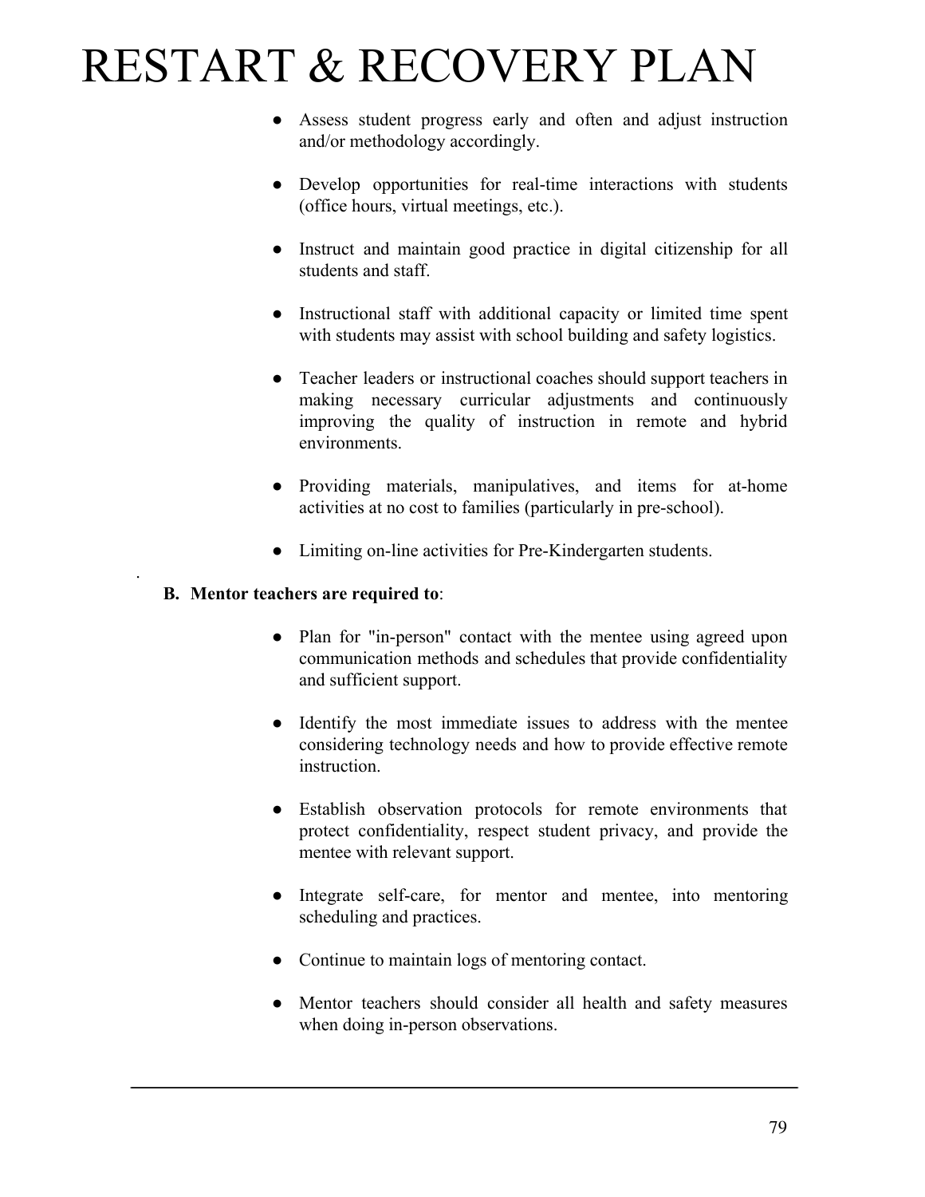- Assess student progress early and often and adjust instruction and/or methodology accordingly.

- Develop opportunities for real-time interactions with students (office hours, virtual meetings, etc.).

- Instruct and maintain good practice in digital citizenship for all students and staff.

- Instructional staff with additional capacity or limited time spent with students may assist with school building and safety logistics.

- Teacher leaders or instructional coaches should support teachers in making necessary curricular adjustments and continuously improving the quality of instruction in remote and hybrid environments.

- Providing materials, manipulatives, and items for at-home activities at no cost to families (particularly in pre-school).

- Limiting on-line activities for Pre-Kindergarten students.

**B. Mentor teachers are required to**:

- Plan for "in-person" contact with the mentee using agreed upon communication methods and schedules that provide confidentiality and sufficient support.

- Identify the most immediate issues to address with the mentee considering technology needs and how to provide effective remote instruction.

- Establish observation protocols for remote environments that protect confidentiality, respect student privacy, and provide the mentee with relevant support.

- Integrate self-care, for mentor and mentee, into mentoring scheduling and practices.

- Continue to maintain logs of mentoring contact.

- Mentor teachers should consider all health and safety measures when doing in-person observations.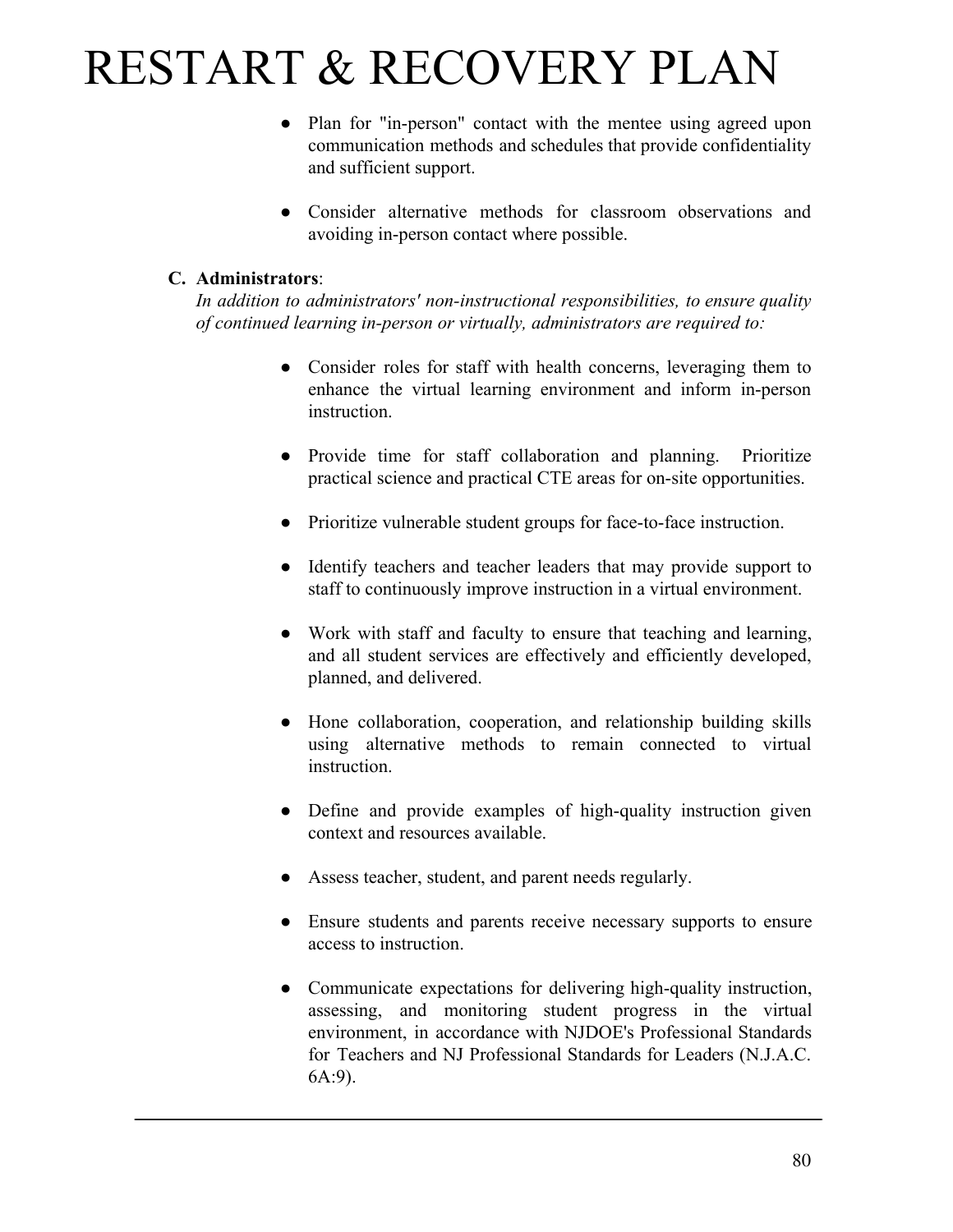- Plan for "in-person" contact with the mentee using agreed upon communication methods and schedules that provide confidentiality and sufficient support.

- Consider alternative methods for classroom observations and avoiding in-person contact where possible.

**C. Administrators**:

*In addition to administrators' non-instructional responsibilities, to ensure quality of continued learning in-person or virtually, administrators are required to:*

- Consider roles for staff with health concerns, leveraging them to enhance the virtual learning environment and inform in-person instruction.

- Provide time for staff collaboration and planning. Prioritize practical science and practical CTE areas for on-site opportunities.

- Prioritize vulnerable student groups for face-to-face instruction.

- Identify teachers and teacher leaders that may provide support to staff to continuously improve instruction in a virtual environment.

- Work with staff and faculty to ensure that teaching and learning, and all student services are effectively and efficiently developed, planned, and delivered.

- Hone collaboration, cooperation, and relationship building skills using alternative methods to remain connected to virtual instruction.

- Define and provide examples of high-quality instruction given context and resources available.

- Assess teacher, student, and parent needs regularly.

- Ensure students and parents receive necessary supports to ensure access to instruction.

- Communicate expectations for delivering high-quality instruction, assessing, and monitoring student progress in the virtual environment, in accordance with NJDOE's Professional Standards for Teachers and NJ Professional Standards for Leaders (N.J.A.C. 6A:9).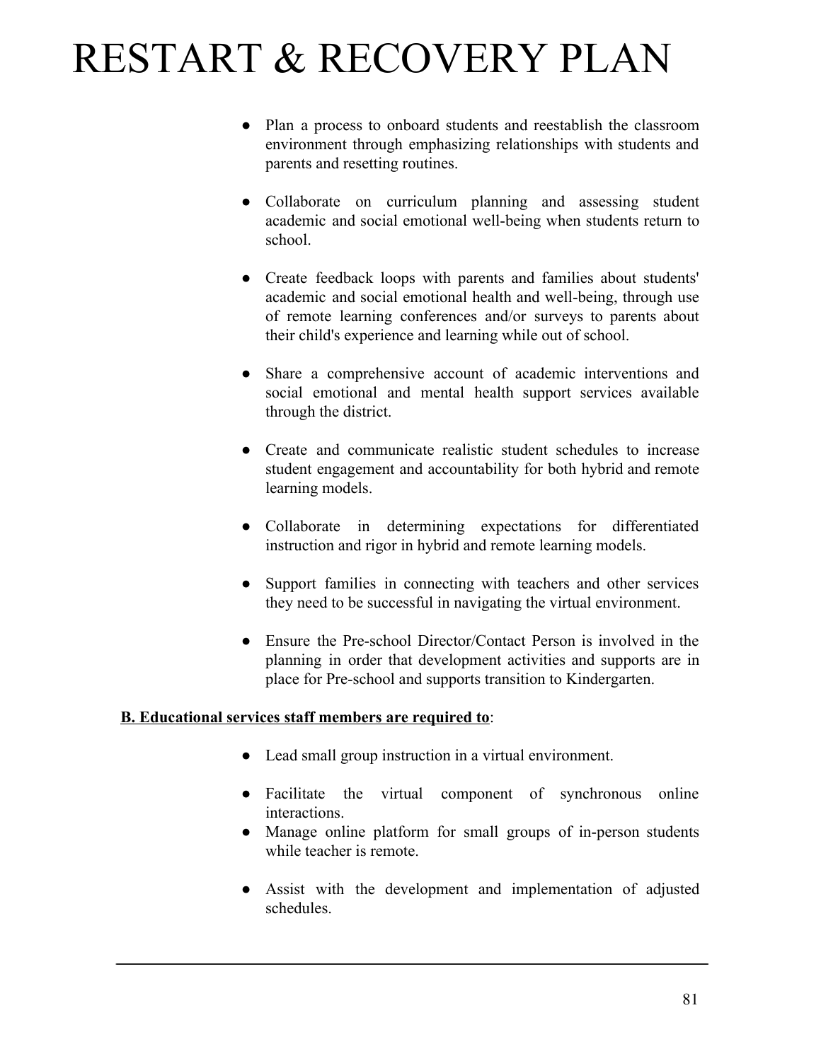- Plan a process to onboard students and reestablish the classroom environment through emphasizing relationships with students and parents and resetting routines.

- Collaborate on curriculum planning and assessing student academic and social emotional well-being when students return to school.

- Create feedback loops with parents and families about students' academic and social emotional health and well-being, through use of remote learning conferences and/or surveys to parents about their child's experience and learning while out of school.

- Share a comprehensive account of academic interventions and social emotional and mental health support services available through the district.

- Create and communicate realistic student schedules to increase student engagement and accountability for both hybrid and remote learning models.

- Collaborate in determining expectations for differentiated instruction and rigor in hybrid and remote learning models.

- Support families in connecting with teachers and other services they need to be successful in navigating the virtual environment.

- Ensure the Pre-school Director/Contact Person is involved in the planning in order that development activities and supports are in place for Pre-school and supports transition to Kindergarten.

**B. Educational services staff members are required to**:

- Lead small group instruction in a virtual environment.

- Facilitate the virtual component of synchronous online interactions.
- Manage online platform for small groups of in-person students while teacher is remote.

- Assist with the development and implementation of adjusted schedules.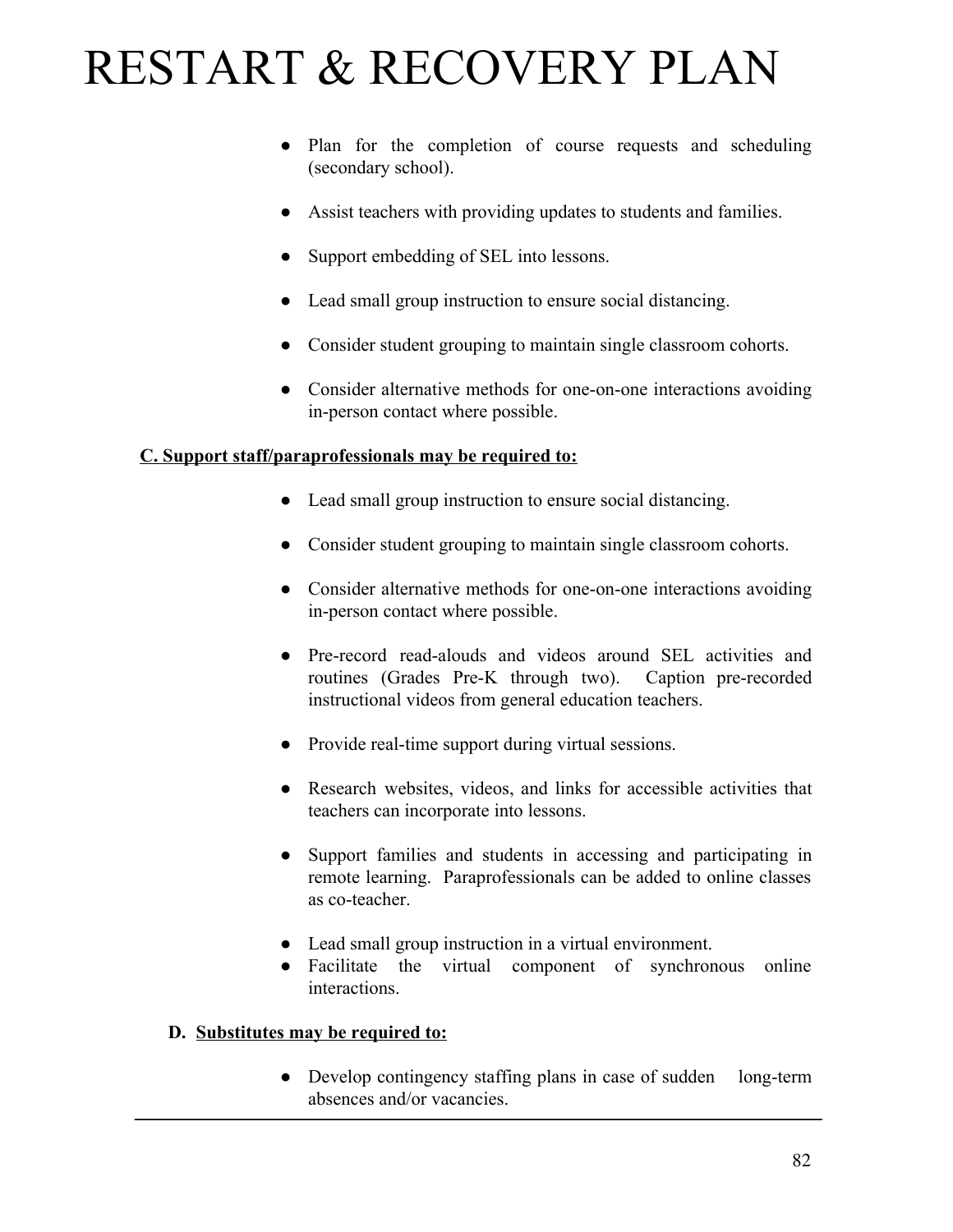- Plan for the completion of course requests and scheduling (secondary school).
- Assist teachers with providing updates to students and families.
- Support embedding of SEL into lessons.
- Lead small group instruction to ensure social distancing.
- Consider student grouping to maintain single classroom cohorts.
- Consider alternative methods for one-on-one interactions avoiding in-person contact where possible.

**C. Support staff/paraprofessionals may be required to:**

- Lead small group instruction to ensure social distancing.
- Consider student grouping to maintain single classroom cohorts.
- Consider alternative methods for one-on-one interactions avoiding in-person contact where possible.
- Pre-record read-alouds and videos around SEL activities and routines (Grades Pre-K through two). Caption pre-recorded instructional videos from general education teachers.
- Provide real-time support during virtual sessions.
- Research websites, videos, and links for accessible activities that teachers can incorporate into lessons.
- Support families and students in accessing and participating in remote learning. Paraprofessionals can be added to online classes as co-teacher.
- Lead small group instruction in a virtual environment.
- Facilitate the virtual component of synchronous online interactions.

**D. Substitutes may be required to:**

- Develop contingency staffing plans in case of sudden long-term absences and/or vacancies.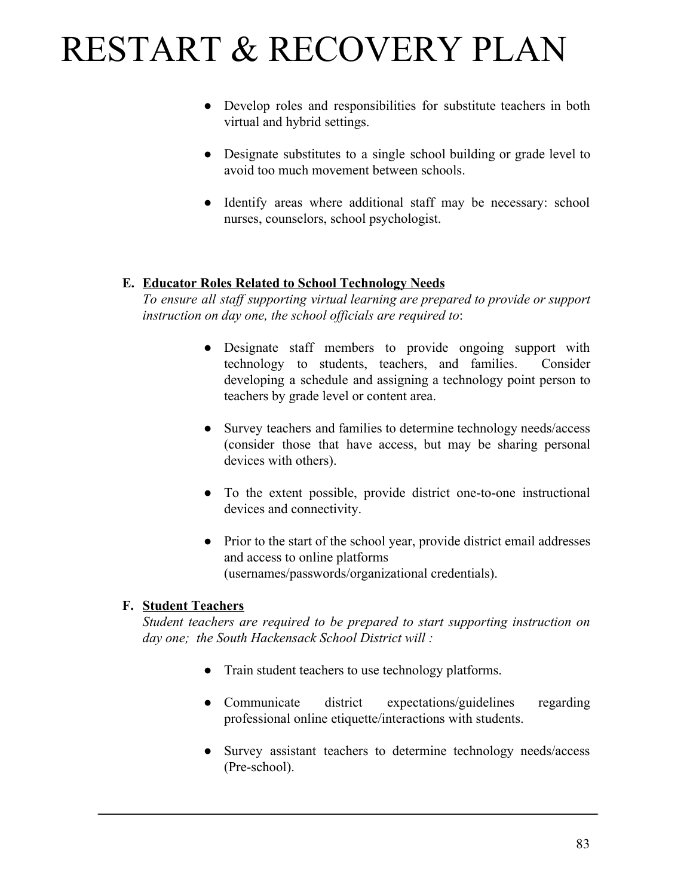- Develop roles and responsibilities for substitute teachers in both virtual and hybrid settings.

- Designate substitutes to a single school building or grade level to avoid too much movement between schools.

- Identify areas where additional staff may be necessary: school nurses, counselors, school psychologist.

**E. <u>Educator Roles Related to School Technology Needs</u>**

*To ensure all staff supporting virtual learning are prepared to provide or support instruction on day one, the school officials are required to*:

- Designate staff members to provide ongoing support with technology to students, teachers, and families. Consider developing a schedule and assigning a technology point person to teachers by grade level or content area.

- Survey teachers and families to determine technology needs/access (consider those that have access, but may be sharing personal devices with others).

- To the extent possible, provide district one-to-one instructional devices and connectivity.

- Prior to the start of the school year, provide district email addresses and access to online platforms (usernames/passwords/organizational credentials).

**F. <u>Student Teachers</u>**

*Student teachers are required to be prepared to start supporting instruction on day one; the South Hackensack School District will :*

- Train student teachers to use technology platforms.

- Communicate district expectations/guidelines regarding professional online etiquette/interactions with students.

- Survey assistant teachers to determine technology needs/access (Pre-school).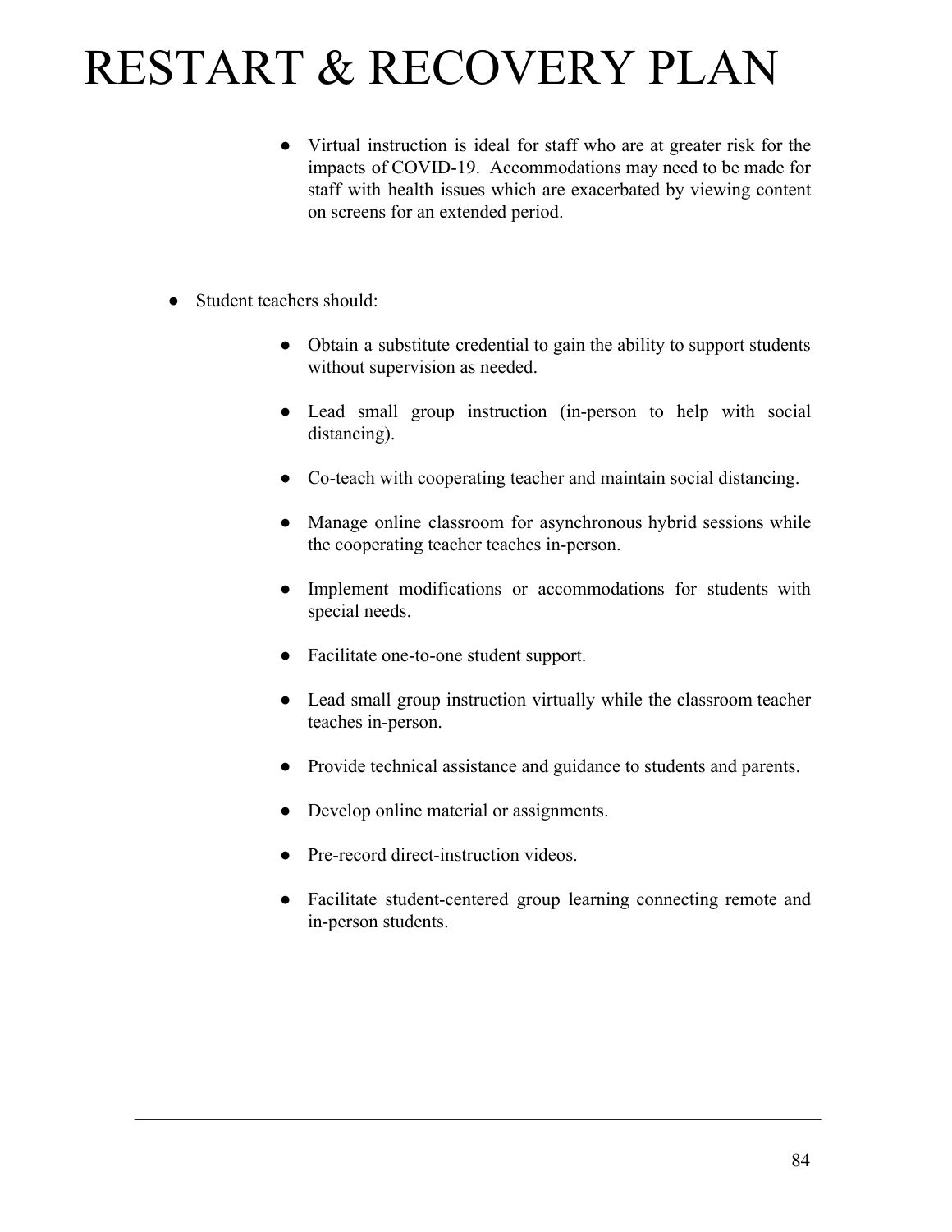- Virtual instruction is ideal for staff who are at greater risk for the impacts of COVID-19. Accommodations may need to be made for staff with health issues which are exacerbated by viewing content on screens for an extended period.

- Student teachers should:
    - Obtain a substitute credential to gain the ability to support students without supervision as needed.
    - Lead small group instruction (in-person to help with social distancing).
    - Co-teach with cooperating teacher and maintain social distancing.
    - Manage online classroom for asynchronous hybrid sessions while the cooperating teacher teaches in-person.
    - Implement modifications or accommodations for students with special needs.
    - Facilitate one-to-one student support.
    - Lead small group instruction virtually while the classroom teacher teaches in-person.
    - Provide technical assistance and guidance to students and parents.
    - Develop online material or assignments.
    - Pre-record direct-instruction videos.
    - Facilitate student-centered group learning connecting remote and in-person students.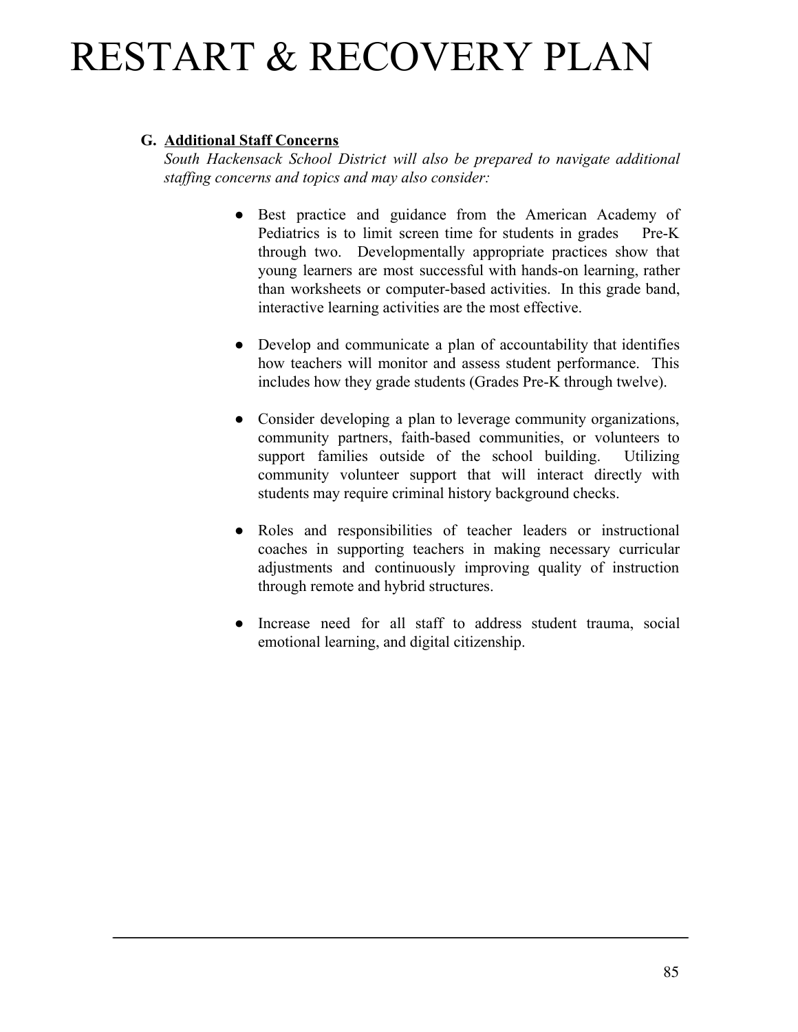# RESTART & RECOVERY PLAN

**G. Additional Staff Concerns**

*South Hackensack School District will also be prepared to navigate additional staffing concerns and topics and may also consider:*

- Best practice and guidance from the American Academy of Pediatrics is to limit screen time for students in grades Pre-K through two. Developmentally appropriate practices show that young learners are most successful with hands-on learning, rather than worksheets or computer-based activities. In this grade band, interactive learning activities are the most effective.

- Develop and communicate a plan of accountability that identifies how teachers will monitor and assess student performance. This includes how they grade students (Grades Pre-K through twelve).

- Consider developing a plan to leverage community organizations, community partners, faith-based communities, or volunteers to support families outside of the school building. Utilizing community volunteer support that will interact directly with students may require criminal history background checks.

- Roles and responsibilities of teacher leaders or instructional coaches in supporting teachers in making necessary curricular adjustments and continuously improving quality of instruction through remote and hybrid structures.

- Increase need for all staff to address student trauma, social emotional learning, and digital citizenship.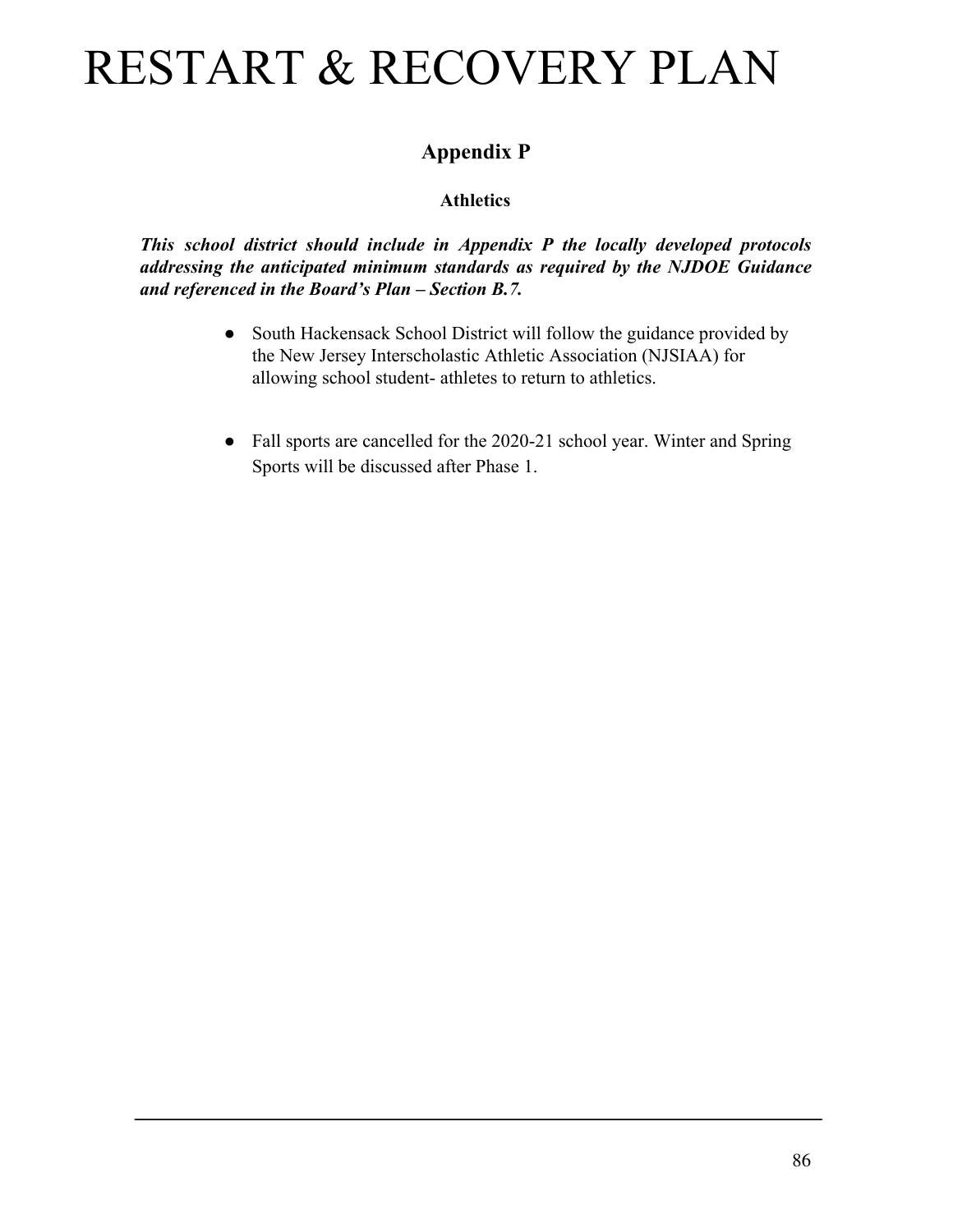# RESTART & RECOVERY PLAN

## Appendix P

### Athletics

***This school district should include in Appendix P the locally developed protocols addressing the anticipated minimum standards as required by the NJDOE Guidance and referenced in the Board's Plan – Section B.7.***

- South Hackensack School District will follow the guidance provided by the New Jersey Interscholastic Athletic Association (NJSIAA) for allowing school student- athletes to return to athletics.

- Fall sports are cancelled for the 2020-21 school year. Winter and Spring Sports will be discussed after Phase 1.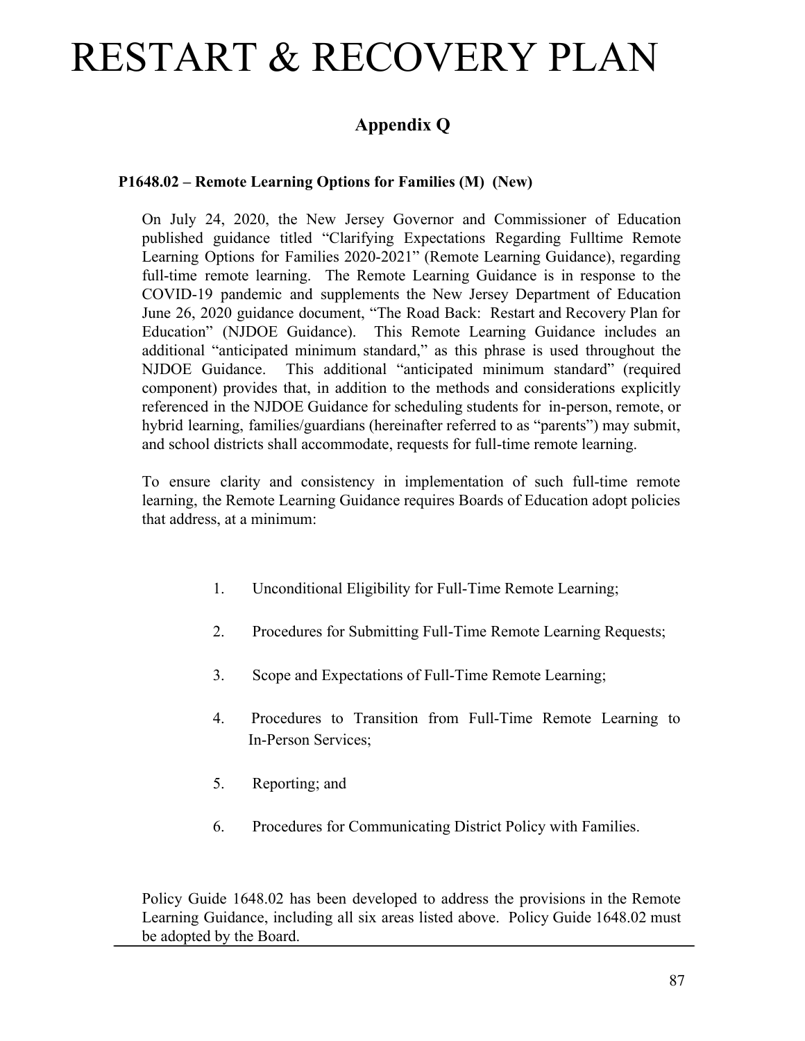# RESTART & RECOVERY PLAN

## Appendix Q

**P1648.02 – Remote Learning Options for Families (M) (New)**

On July 24, 2020, the New Jersey Governor and Commissioner of Education published guidance titled "Clarifying Expectations Regarding Fulltime Remote Learning Options for Families 2020-2021" (Remote Learning Guidance), regarding full-time remote learning. The Remote Learning Guidance is in response to the COVID-19 pandemic and supplements the New Jersey Department of Education June 26, 2020 guidance document, "The Road Back: Restart and Recovery Plan for Education" (NJDOE Guidance). This Remote Learning Guidance includes an additional "anticipated minimum standard," as this phrase is used throughout the NJDOE Guidance. This additional "anticipated minimum standard" (required component) provides that, in addition to the methods and considerations explicitly referenced in the NJDOE Guidance for scheduling students for in-person, remote, or hybrid learning, families/guardians (hereinafter referred to as "parents") may submit, and school districts shall accommodate, requests for full-time remote learning.

To ensure clarity and consistency in implementation of such full-time remote learning, the Remote Learning Guidance requires Boards of Education adopt policies that address, at a minimum:

1. Unconditional Eligibility for Full-Time Remote Learning;
2. Procedures for Submitting Full-Time Remote Learning Requests;
3. Scope and Expectations of Full-Time Remote Learning;
4. Procedures to Transition from Full-Time Remote Learning to In-Person Services;
5. Reporting; and
6. Procedures for Communicating District Policy with Families.

Policy Guide 1648.02 has been developed to address the provisions in the Remote Learning Guidance, including all six areas listed above. Policy Guide 1648.02 must be adopted by the Board.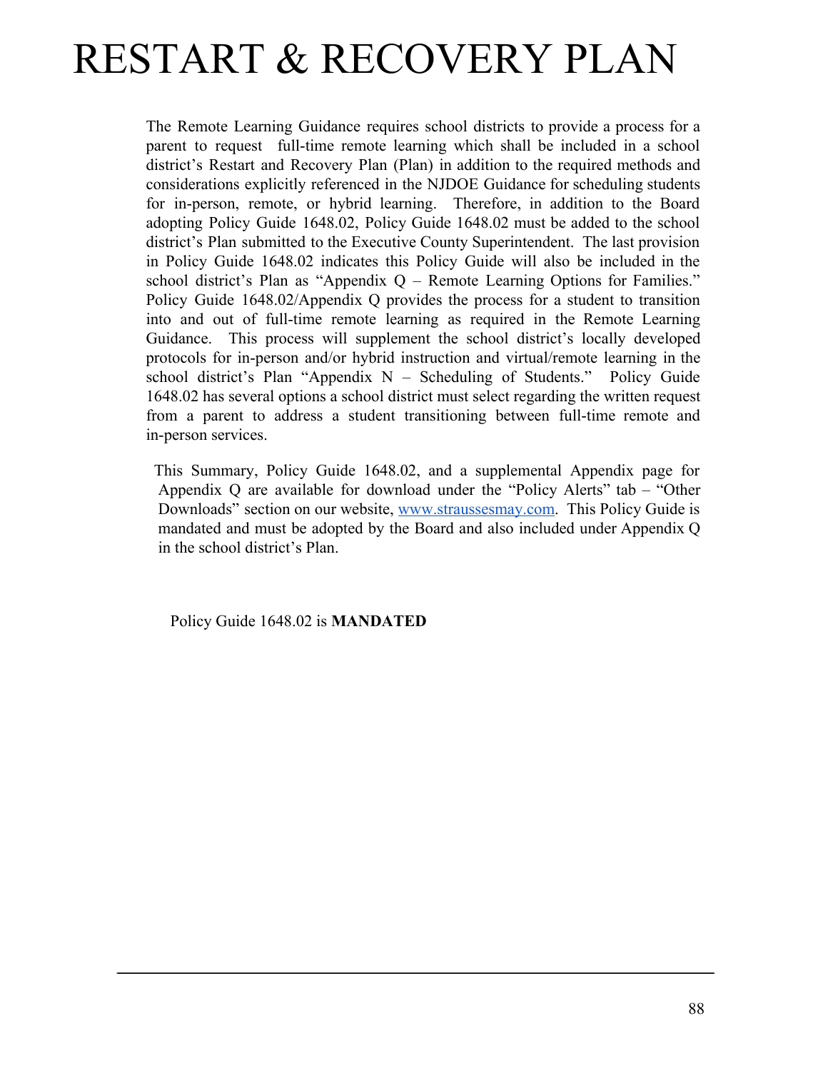# RESTART & RECOVERY PLAN

The Remote Learning Guidance requires school districts to provide a process for a parent to request full-time remote learning which shall be included in a school district's Restart and Recovery Plan (Plan) in addition to the required methods and considerations explicitly referenced in the NJDOE Guidance for scheduling students for in-person, remote, or hybrid learning. Therefore, in addition to the Board adopting Policy Guide 1648.02, Policy Guide 1648.02 must be added to the school district's Plan submitted to the Executive County Superintendent. The last provision in Policy Guide 1648.02 indicates this Policy Guide will also be included in the school district's Plan as "Appendix Q – Remote Learning Options for Families." Policy Guide 1648.02/Appendix Q provides the process for a student to transition into and out of full-time remote learning as required in the Remote Learning Guidance. This process will supplement the school district's locally developed protocols for in-person and/or hybrid instruction and virtual/remote learning in the school district's Plan "Appendix N – Scheduling of Students." Policy Guide 1648.02 has several options a school district must select regarding the written request from a parent to address a student transitioning between full-time remote and in-person services.

This Summary, Policy Guide 1648.02, and a supplemental Appendix page for Appendix Q are available for download under the "Policy Alerts" tab – "Other Downloads" section on our website, [www.straussesmay.com](http://www.straussesmay.com). This Policy Guide is mandated and must be adopted by the Board and also included under Appendix Q in the school district's Plan.

Policy Guide 1648.02 is **MANDATED**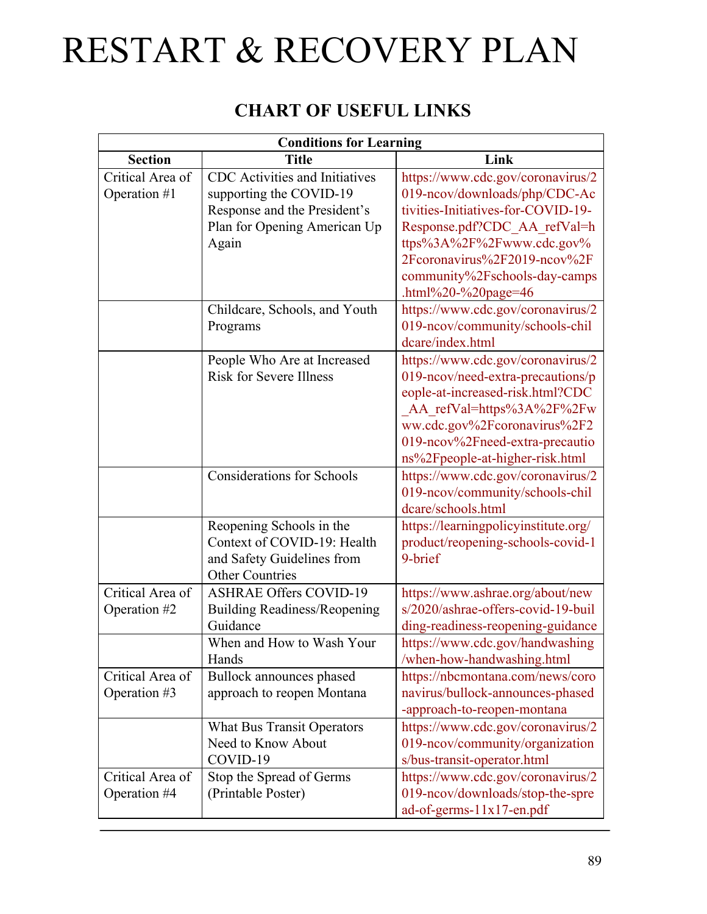# RESTART & RECOVERY PLAN

## CHART OF USEFUL LINKS

| Conditions for Learning | | |
|---|---|---|
| **Section** | **Title** | **Link** |
| Critical Area of Operation #1 | CDC Activities and Initiatives supporting the COVID-19 Response and the President's Plan for Opening American Up Again | https://www.cdc.gov/coronavirus/2019-ncov/downloads/php/CDC-Activities-Initiatives-for-COVID-19-Response.pdf?CDC_AA_refVal=https%3A%2F%2Fwww.cdc.gov%2Fcoronavirus%2F2019-ncov%2Fcommunity%2Fschools-day-camps.html%20-%20page=46 |
| | Childcare, Schools, and Youth Programs | https://www.cdc.gov/coronavirus/2019-ncov/community/schools-childcare/index.html |
| | People Who Are at Increased Risk for Severe Illness | https://www.cdc.gov/coronavirus/2019-ncov/need-extra-precautions/people-at-increased-risk.html?CDC_AA_refVal=https%3A%2F%2Fwww.cdc.gov%2Fcoronavirus%2F2019-ncov%2Fneed-extra-precautions%2Fpeople-at-higher-risk.html |
| | Considerations for Schools | https://www.cdc.gov/coronavirus/2019-ncov/community/schools-childcare/schools.html |
| | Reopening Schools in the Context of COVID-19: Health and Safety Guidelines from Other Countries | https://learningpolicyinstitute.org/product/reopening-schools-covid-19-brief |
| Critical Area of Operation #2 | ASHRAE Offers COVID-19 Building Readiness/Reopening Guidance | https://www.ashrae.org/about/news/2020/ashrae-offers-covid-19-building-readiness-reopening-guidance |
| | When and How to Wash Your Hands | https://www.cdc.gov/handwashing/when-how-handwashing.html |
| Critical Area of Operation #3 | Bullock announces phased approach to reopen Montana | https://nbcmontana.com/news/coronavirus/bullock-announces-phased-approach-to-reopen-montana |
| | What Bus Transit Operators Need to Know About COVID-19 | https://www.cdc.gov/coronavirus/2019-ncov/community/organizations/bus-transit-operator.html |
| Critical Area of Operation #4 | Stop the Spread of Germs (Printable Poster) | https://www.cdc.gov/coronavirus/2019-ncov/downloads/stop-the-spread-of-germs-11x17-en.pdf |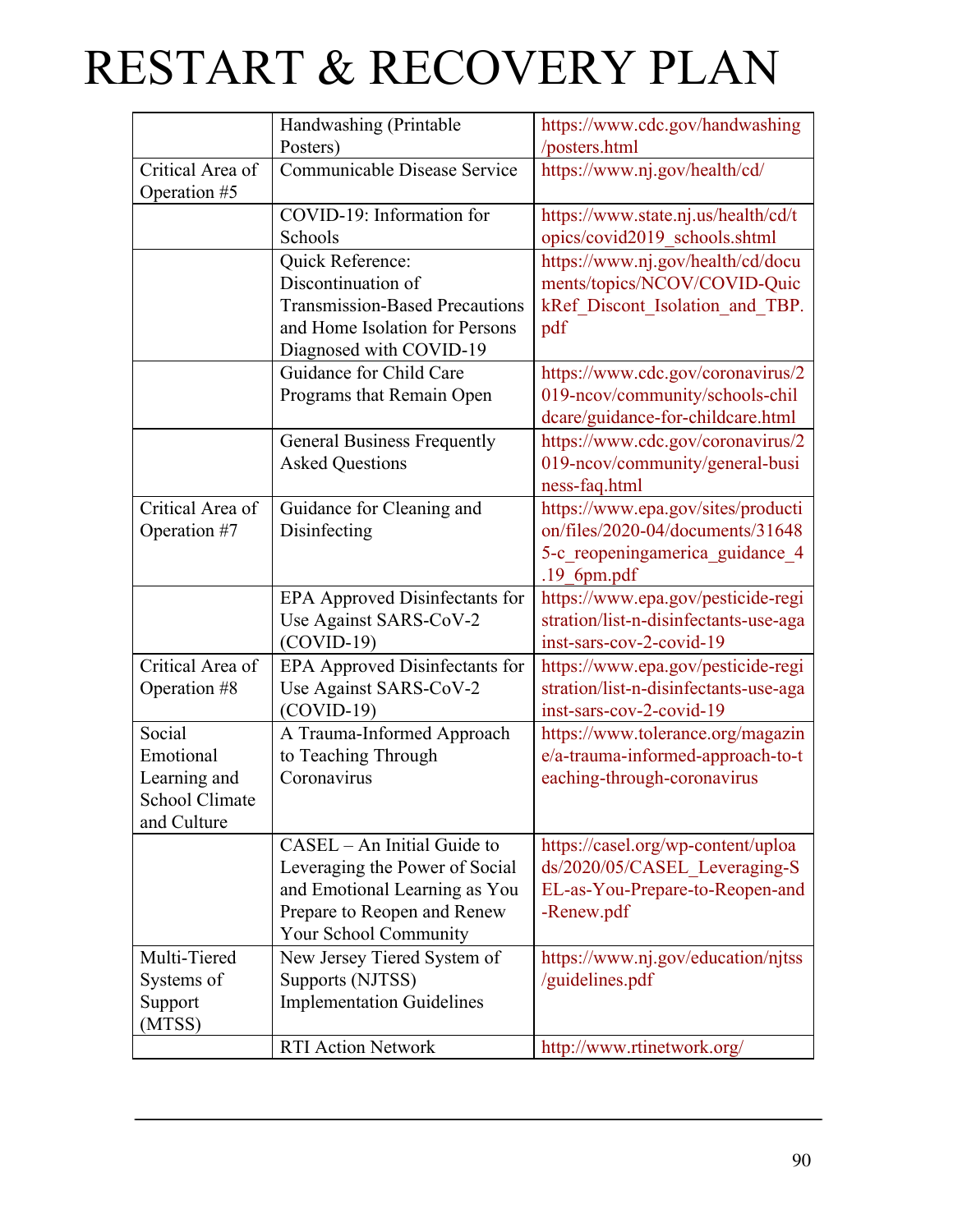# RESTART & RECOVERY PLAN

| | | |
|---|---|---|
| | Handwashing (Printable Posters) | https://www.cdc.gov/handwashing/posters.html |
| Critical Area of Operation #5 | Communicable Disease Service | https://www.nj.gov/health/cd/ |
| | COVID-19: Information for Schools | https://www.state.nj.us/health/cd/topics/covid2019_schools.shtml |
| | Quick Reference: Discontinuation of Transmission-Based Precautions and Home Isolation for Persons Diagnosed with COVID-19 | https://www.nj.gov/health/cd/documents/topics/NCOV/COVID-QuickRef_Discont_Isolation_and_TBP.pdf |
| | Guidance for Child Care Programs that Remain Open | https://www.cdc.gov/coronavirus/2019-ncov/community/schools-childcare/guidance-for-childcare.html |
| | General Business Frequently Asked Questions | https://www.cdc.gov/coronavirus/2019-ncov/community/general-business-faq.html |
| Critical Area of Operation #7 | Guidance for Cleaning and Disinfecting | https://www.epa.gov/sites/production/files/2020-04/documents/316485-c_reopeningamerica_guidance_4.19_6pm.pdf |
| | EPA Approved Disinfectants for Use Against SARS-CoV-2 (COVID-19) | https://www.epa.gov/pesticide-registration/list-n-disinfectants-use-against-sars-cov-2-covid-19 |
| Critical Area of Operation #8 | EPA Approved Disinfectants for Use Against SARS-CoV-2 (COVID-19) | https://www.epa.gov/pesticide-registration/list-n-disinfectants-use-against-sars-cov-2-covid-19 |
| Social Emotional Learning and School Climate and Culture | A Trauma-Informed Approach to Teaching Through Coronavirus | https://www.tolerance.org/magazine/a-trauma-informed-approach-to-teaching-through-coronavirus |
| | CASEL – An Initial Guide to Leveraging the Power of Social and Emotional Learning as You Prepare to Reopen and Renew Your School Community | https://casel.org/wp-content/uploads/2020/05/CASEL_Leveraging-SEL-as-You-Prepare-to-Reopen-and-Renew.pdf |
| Multi-Tiered Systems of Support (MTSS) | New Jersey Tiered System of Supports (NJTSS) Implementation Guidelines | https://www.nj.gov/education/njtss/guidelines.pdf |
| | RTI Action Network | http://www.rtinetwork.org/ |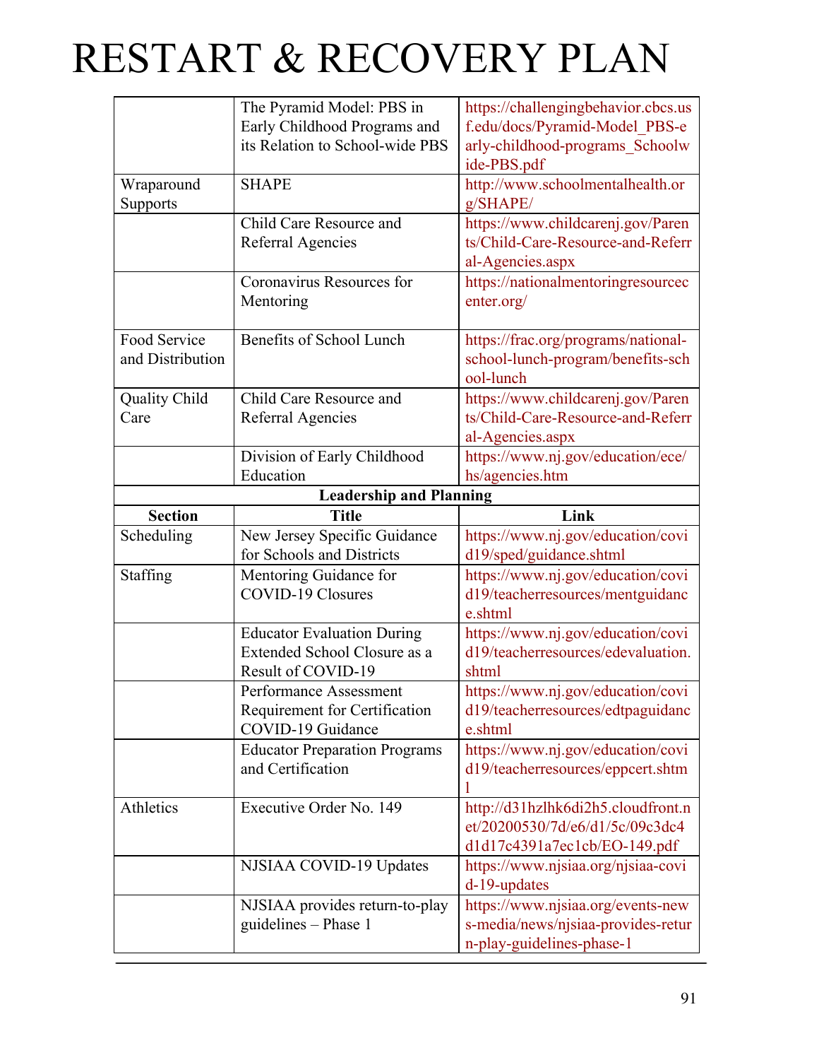# RESTART & RECOVERY PLAN

| | | |
|---|---|---|
| | The Pyramid Model: PBS in Early Childhood Programs and its Relation to School-wide PBS | https://challengingbehavior.cbcs.usf.edu/docs/Pyramid-Model_PBS-early-childhood-programs_Schoolwide-PBS.pdf |
| Wraparound Supports | SHAPE | http://www.schoolmentalhealth.org/SHAPE/ |
| | Child Care Resource and Referral Agencies | https://www.childcarenj.gov/Parents/Child-Care-Resource-and-Referral-Agencies.aspx |
| | Coronavirus Resources for Mentoring | https://nationalmentoringresourcecenter.org/ |
| Food Service and Distribution | Benefits of School Lunch | https://frac.org/programs/national-school-lunch-program/benefits-school-lunch |
| Quality Child Care | Child Care Resource and Referral Agencies | https://www.childcarenj.gov/Parents/Child-Care-Resource-and-Referral-Agencies.aspx |
| | Division of Early Childhood Education | https://www.nj.gov/education/ece/hs/agencies.htm |
| **Leadership and Planning** | | |
| **Section** | **Title** | **Link** |
| Scheduling | New Jersey Specific Guidance for Schools and Districts | https://www.nj.gov/education/covid19/sped/guidance.shtml |
| Staffing | Mentoring Guidance for COVID-19 Closures | https://www.nj.gov/education/covid19/teacherresources/mentguidance.shtml |
| | Educator Evaluation During Extended School Closure as a Result of COVID-19 | https://www.nj.gov/education/covid19/teacherresources/edevaluation.shtml |
| | Performance Assessment Requirement for Certification COVID-19 Guidance | https://www.nj.gov/education/covid19/teacherresources/edtpaguidance.shtml |
| | Educator Preparation Programs and Certification | https://www.nj.gov/education/covid19/teacherresources/eppcert.shtml |
| Athletics | Executive Order No. 149 | http://d31hzlhk6di2h5.cloudfront.net/20200530/7d/e6/d1/5c/09c3dc4d1d17c4391a7ec1cb/EO-149.pdf |
| | NJSIAA COVID-19 Updates | https://www.njsiaa.org/njsiaa-covid-19-updates |
| | NJSIAA provides return-to-play guidelines – Phase 1 | https://www.njsiaa.org/events-news-media/news/njsiaa-provides-return-play-guidelines-phase-1 |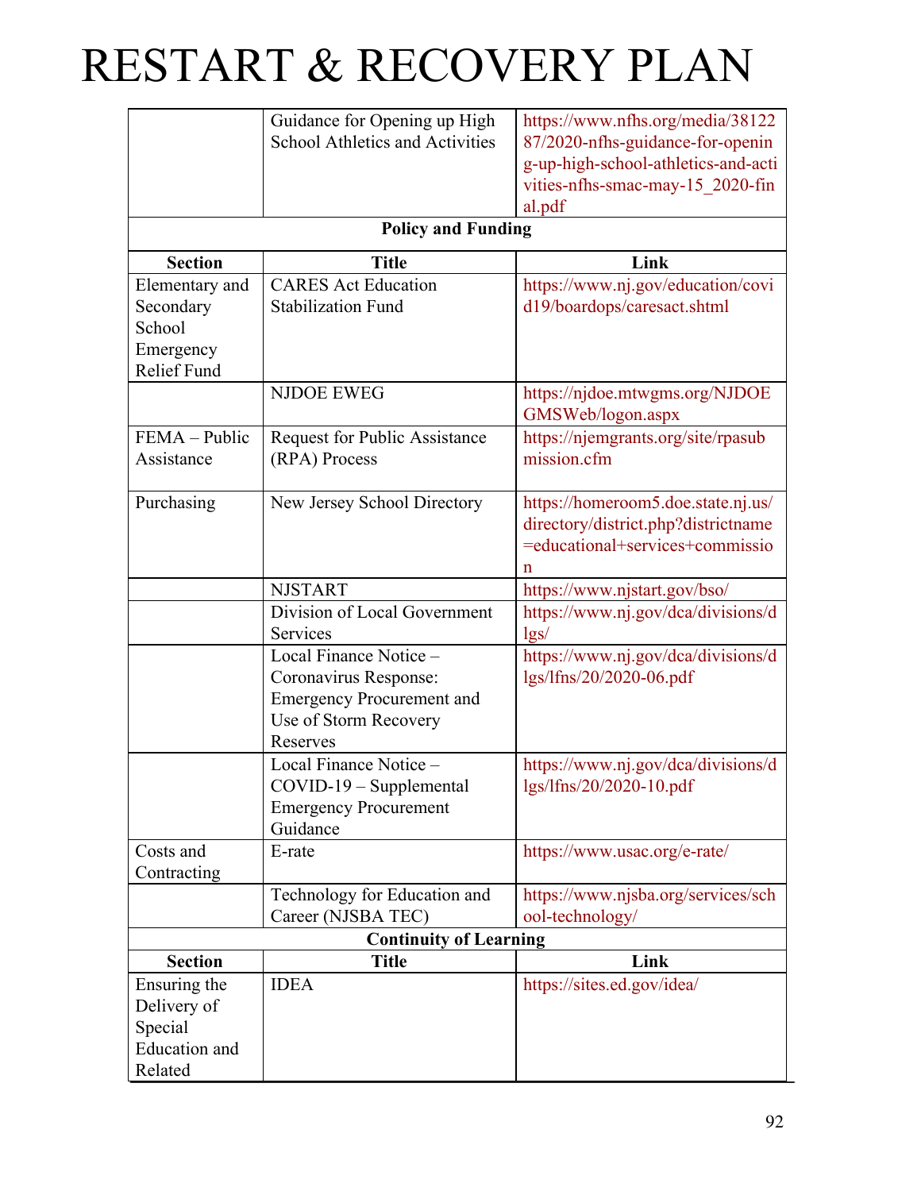# RESTART & RECOVERY PLAN

| | | |
|---|---|---|
| | Guidance for Opening up High School Athletics and Activities | https://www.nfhs.org/media/3812287/2020-nfhs-guidance-for-opening-up-high-school-athletics-and-activities-nfhs-smac-may-15_2020-final.pdf |
| **Policy and Funding** | | |
| **Section** | **Title** | **Link** |
| Elementary and Secondary School Emergency Relief Fund | CARES Act Education Stabilization Fund | https://www.nj.gov/education/covid19/boardops/caresact.shtml |
| | NJDOE EWEG | https://njdoe.mtwgms.org/NJDOEGMSWeb/logon.aspx |
| FEMA – Public Assistance | Request for Public Assistance (RPA) Process | https://njemgrants.org/site/rpasubmission.cfm |
| Purchasing | New Jersey School Directory | https://homeroom5.doe.state.nj.us/directory/district.php?districtname=educational+services+commission |
| | NJSTART | https://www.njstart.gov/bso/ |
| | Division of Local Government Services | https://www.nj.gov/dca/divisions/dlgs/ |
| | Local Finance Notice – Coronavirus Response: Emergency Procurement and Use of Storm Recovery Reserves | https://www.nj.gov/dca/divisions/dlgs/lfns/20/2020-06.pdf |
| | Local Finance Notice – COVID-19 – Supplemental Emergency Procurement Guidance | https://www.nj.gov/dca/divisions/dlgs/lfns/20/2020-10.pdf |
| Costs and Contracting | E-rate | https://www.usac.org/e-rate/ |
| | Technology for Education and Career (NJSBA TEC) | https://www.njsba.org/services/school-technology/ |
| **Continuity of Learning** | | |
| **Section** | **Title** | **Link** |
| Ensuring the Delivery of Special Education and Related | IDEA | https://sites.ed.gov/idea/ |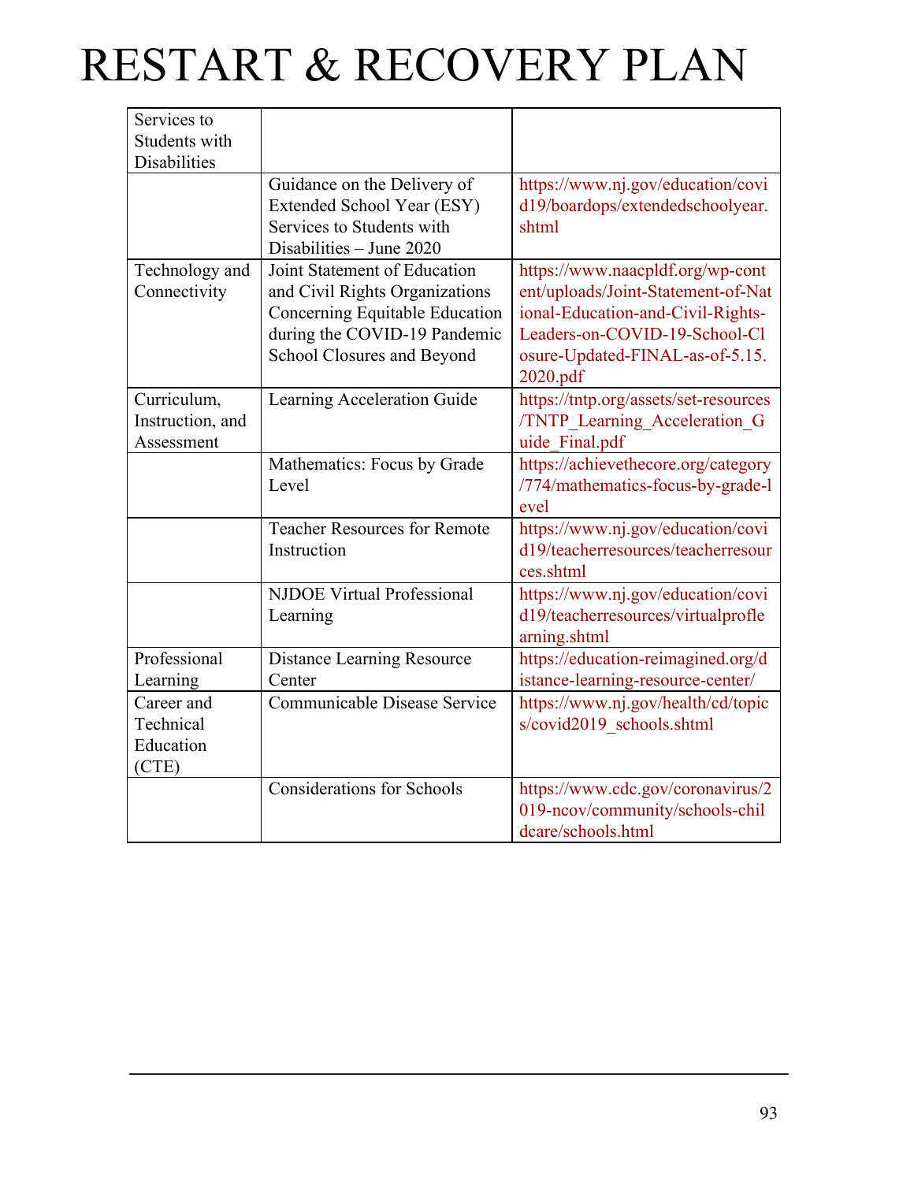# RESTART & RECOVERY PLAN

| | | |
|---|---|---|
| Services to Students with Disabilities | | |
| | Guidance on the Delivery of Extended School Year (ESY) Services to Students with Disabilities – June 2020 | https://www.nj.gov/education/covid19/boardops/extendedschoolyear.shtml |
| Technology and Connectivity | Joint Statement of Education and Civil Rights Organizations Concerning Equitable Education during the COVID-19 Pandemic School Closures and Beyond | https://www.naacpldf.org/wp-content/uploads/Joint-Statement-of-National-Education-and-Civil-Rights-Leaders-on-COVID-19-School-Closure-Updated-FINAL-as-of-5.15.2020.pdf |
| Curriculum, Instruction, and Assessment | Learning Acceleration Guide | https://tntp.org/assets/set-resources/TNTP_Learning_Acceleration_Guide_Final.pdf |
| | Mathematics: Focus by Grade Level | https://achievethecore.org/category/774/mathematics-focus-by-grade-level |
| | Teacher Resources for Remote Instruction | https://www.nj.gov/education/covid19/teacherresources/teacherresources.shtml |
| | NJDOE Virtual Professional Learning | https://www.nj.gov/education/covid19/teacherresources/virtualprofle arning.shtml |
| Professional Learning | Distance Learning Resource Center | https://education-reimagined.org/distance-learning-resource-center/ |
| Career and Technical Education (CTE) | Communicable Disease Service | https://www.nj.gov/health/cd/topics/covid2019_schools.shtml |
| | Considerations for Schools | https://www.cdc.gov/coronavirus/2019-ncov/community/schools-childcare/schools.html |